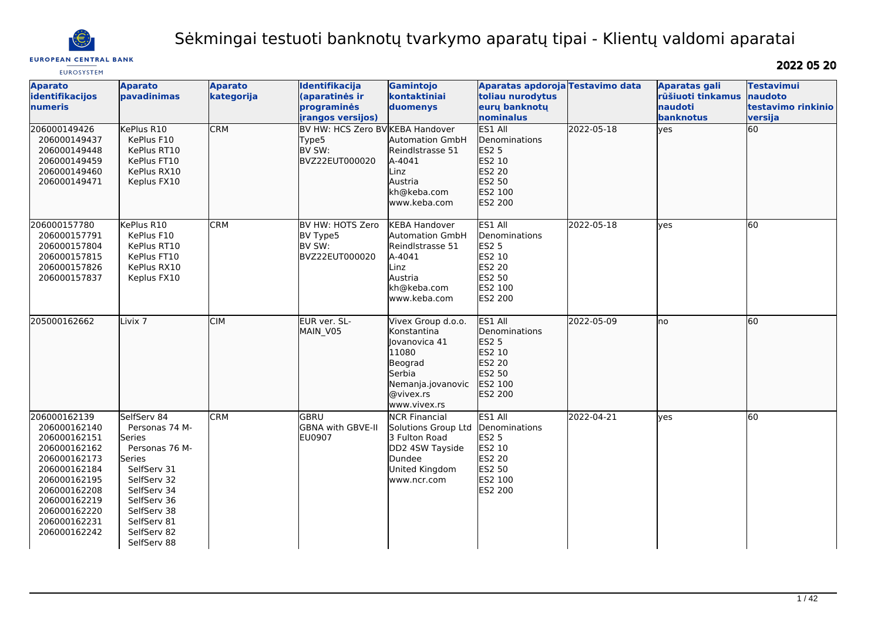# Sėkmingai testuoti banknotų tvarkymo aparatų tipai - Klientų valdomi aparatai

**2022 05 20**

| Aparato identifikacijos numeris | Aparato pavadinimas | Aparato kategorija | Identifikacija (aparatinės ir programinės įrangos versijos) | Gamintojo kontaktiniai duomenys | Aparatas apdoroja toliau nurodytus eurų banknotų nominalus | Testavimo data | Aparatas gali rūšiuoti tinkamus naudoti banknotus | Testavimui naudoto testavimo rinkinio versija |
|---|---|---|---|---|---|---|---|---|
| 206000149426<br>206000149437<br>206000149448<br>206000149459<br>206000149460<br>206000149471 | KePlus R10<br>KePlus F10<br>KePlus RT10<br>KePlus FT10<br>KePlus RX10<br>Keplus FX10 | CRM | BV HW: HCS Zero BV Type5<br>BV SW: BVZ22EUT000020 | KEBA Handover Automation GmbH<br>Reindlstrasse 51<br>A-4041<br>Linz<br>Austria<br>kh@keba.com<br>www.keba.com | ES1 All Denominations<br>ES2 5<br>ES2 10<br>ES2 20<br>ES2 50<br>ES2 100<br>ES2 200 | 2022-05-18 | yes | 60 |
| 206000157780<br>206000157791<br>206000157804<br>206000157815<br>206000157826<br>206000157837 | KePlus R10<br>KePlus F10<br>KePlus RT10<br>KePlus FT10<br>KePlus RX10<br>Keplus FX10 | CRM | BV HW: HOTS Zero BV Type5<br>BV SW: BVZ22EUT000020 | KEBA Handover Automation GmbH<br>Reindlstrasse 51<br>A-4041<br>Linz<br>Austria<br>kh@keba.com<br>www.keba.com | ES1 All Denominations<br>ES2 5<br>ES2 10<br>ES2 20<br>ES2 50<br>ES2 100<br>ES2 200 | 2022-05-18 | yes | 60 |
| 205000162662 | Livix 7 | CIM | EUR ver. SL-MAIN_V05 | Vivex Group d.o.o.<br>Konstantina Jovanovica 41<br>11080<br>Beograd<br>Serbia<br>Nemanja.jovanovic@vivex.rs<br>www.vivex.rs | ES1 All Denominations<br>ES2 5<br>ES2 10<br>ES2 20<br>ES2 50<br>ES2 100<br>ES2 200 | 2022-05-09 | no | 60 |
| 206000162139<br>206000162140<br>206000162151<br>206000162162<br>206000162173<br>206000162184<br>206000162195<br>206000162208<br>206000162219<br>206000162220<br>206000162231<br>206000162242 | SelfServ 84<br>Personas 74 M-Series<br>Personas 76 M-Series<br>SelfServ 31<br>SelfServ 32<br>SelfServ 34<br>SelfServ 36<br>SelfServ 38<br>SelfServ 81<br>SelfServ 82<br>SelfServ 88 | CRM | GBRU<br>GBNA with GBVE-II<br>EU0907 | NCR Financial Solutions Group Ltd<br>3 Fulton Road<br>DD2 4SW Tayside<br>Dundee<br>United Kingdom<br>www.ncr.com | ES1 All Denominations<br>ES2 5<br>ES2 10<br>ES2 20<br>ES2 50<br>ES2 100<br>ES2 200 | 2022-04-21 | yes | 60 |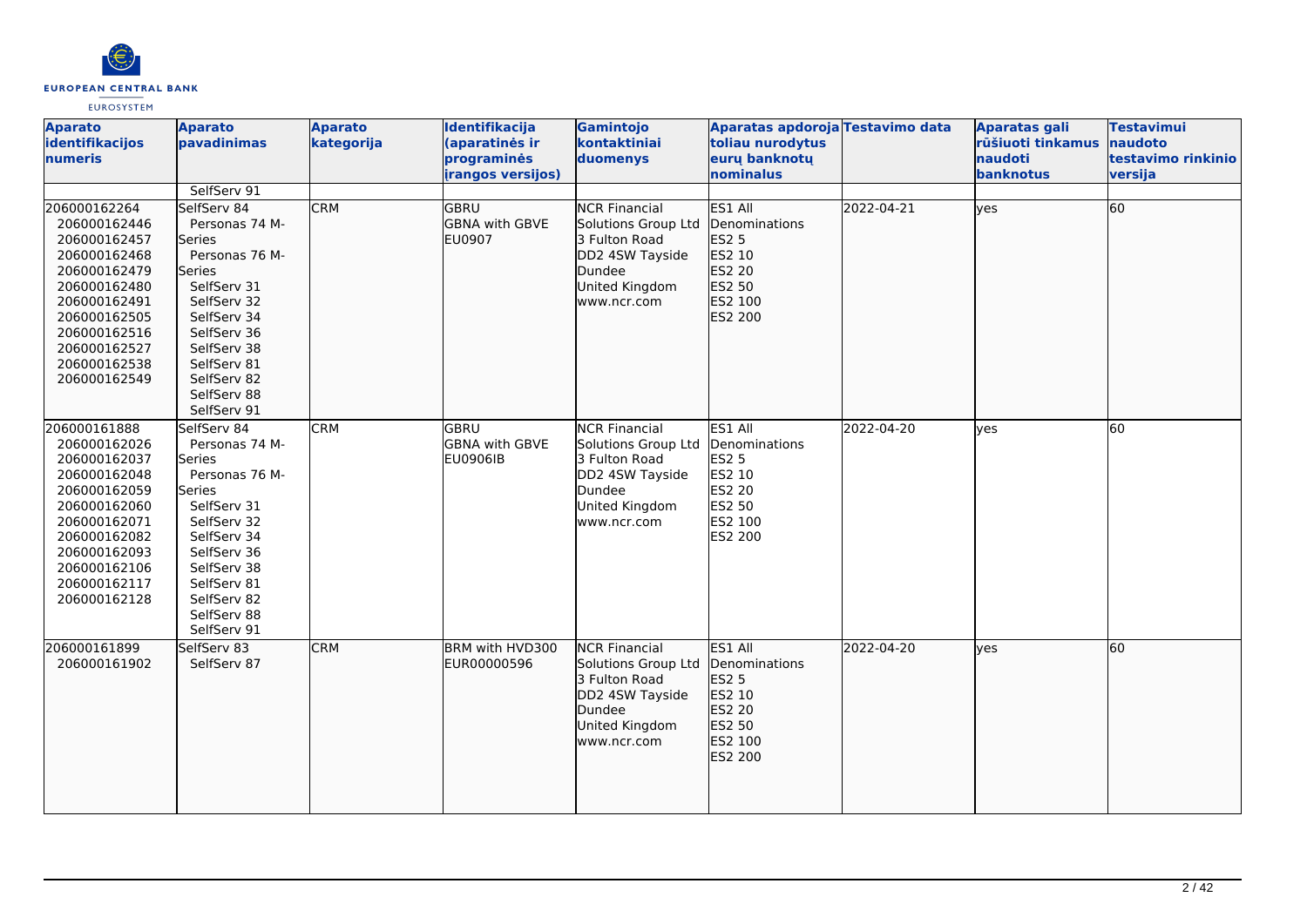| Aparato identifikacijos numeris | Aparato pavadinimas | Aparato kategorija | Identifikacija (aparatinės ir programinės įrangos versijos) | Gamintojo kontaktiniai duomenys | Aparatas apdoroja toliau nurodytus eurų banknotų nominalus | Testavimo data | Aparatas gali rūšiuoti tinkamus naudoti banknotus | Testavimui naudoto testavimo rinkinio versija |
|---|---|---|---|---|---|---|---|---|
| | SelfServ 91 | | | | | | | |
| 206000162264<br>206000162446<br>206000162457<br>206000162468<br>206000162479<br>206000162480<br>206000162491<br>206000162505<br>206000162516<br>206000162527<br>206000162538<br>206000162549 | SelfServ 84<br>Personas 74 M-Series<br>Personas 76 M-Series<br>SelfServ 31<br>SelfServ 32<br>SelfServ 34<br>SelfServ 36<br>SelfServ 38<br>SelfServ 81<br>SelfServ 82<br>SelfServ 88<br>SelfServ 91 | CRM | GBRU<br>GBNA with GBVE<br>EU0907 | NCR Financial Solutions Group Ltd<br>3 Fulton Road<br>DD2 4SW Tayside<br>Dundee<br>United Kingdom<br>www.ncr.com | ES1 All Denominations<br>ES2 5<br>ES2 10<br>ES2 20<br>ES2 50<br>ES2 100<br>ES2 200 | 2022-04-21 | yes | 60 |
| 206000161888<br>206000162026<br>206000162037<br>206000162048<br>206000162059<br>206000162060<br>206000162071<br>206000162082<br>206000162093<br>206000162106<br>206000162117<br>206000162128 | SelfServ 84<br>Personas 74 M-Series<br>Personas 76 M-Series<br>SelfServ 31<br>SelfServ 32<br>SelfServ 34<br>SelfServ 36<br>SelfServ 38<br>SelfServ 81<br>SelfServ 82<br>SelfServ 88<br>SelfServ 91 | CRM | GBRU<br>GBNA with GBVE<br>EU0906IB | NCR Financial Solutions Group Ltd<br>3 Fulton Road<br>DD2 4SW Tayside<br>Dundee<br>United Kingdom<br>www.ncr.com | ES1 All Denominations<br>ES2 5<br>ES2 10<br>ES2 20<br>ES2 50<br>ES2 100<br>ES2 200 | 2022-04-20 | yes | 60 |
| 206000161899<br>206000161902 | SelfServ 83<br>SelfServ 87 | CRM | BRM with HVD300<br>EUR00000596 | NCR Financial Solutions Group Ltd<br>3 Fulton Road<br>DD2 4SW Tayside<br>Dundee<br>United Kingdom<br>www.ncr.com | ES1 All Denominations<br>ES2 5<br>ES2 10<br>ES2 20<br>ES2 50<br>ES2 100<br>ES2 200 | 2022-04-20 | yes | 60 |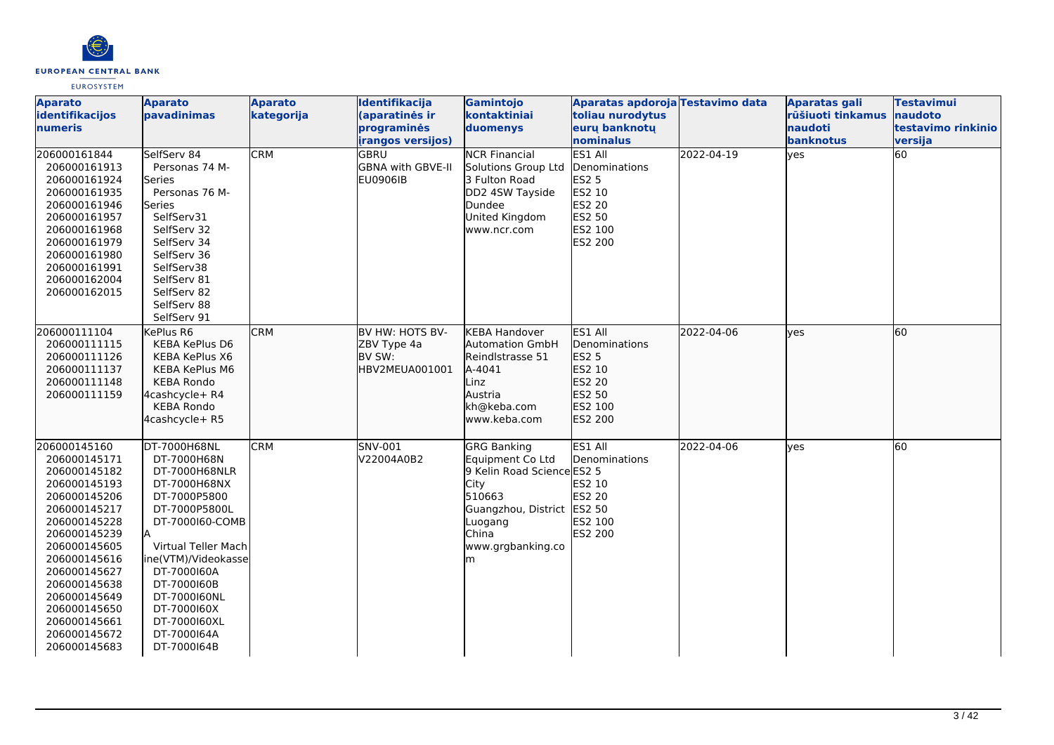| Aparato identifikacijos numeris | Aparato pavadinimas | Aparato kategorija | Identifikacija (aparatinės ir programinės įrangos versijos) | Gamintojo kontaktiniai duomenys | Aparatas apdoroja toliau nurodytus eurų banknotų nominalus | Testavimo data | Aparatas gali rūšiuoti tinkamus naudoti banknotus | Testavimui naudoto testavimo rinkinio versija |
|---|---|---|---|---|---|---|---|---|
| 206000161844<br>206000161913<br>206000161924<br>206000161935<br>206000161946<br>206000161957<br>206000161968<br>206000161979<br>206000161980<br>206000161991<br>206000162004<br>206000162015 | SelfServ 84<br>Personas 74 M-Series<br>Personas 76 M-Series<br>SelfServ31<br>SelfServ 32<br>SelfServ 34<br>SelfServ 36<br>SelfServ38<br>SelfServ 81<br>SelfServ 82<br>SelfServ 88<br>SelfServ 91 | CRM | GBRU<br>GBNA with GBVE-II<br>EU0906IB | NCR Financial Solutions Group Ltd<br>3 Fulton Road<br>DD2 4SW Tayside<br>Dundee<br>United Kingdom<br>www.ncr.com | ES1 All Denominations<br>ES2 5<br>ES2 10<br>ES2 20<br>ES2 50<br>ES2 100<br>ES2 200 | 2022-04-19 | yes | 60 |
| 206000111104<br>206000111115<br>206000111126<br>206000111137<br>206000111148<br>206000111159 | KePlus R6<br>KEBA KePlus D6<br>KEBA KePlus X6<br>KEBA KePlus M6<br>KEBA Rondo 4cashcycle+ R4<br>KEBA Rondo 4cashcycle+ R5 | CRM | BV HW: HOTS BV-ZBV Type 4a<br>BV SW: HBV2MEUA001001 | KEBA Handover Automation GmbH<br>Reindlstrasse 51<br>A-4041<br>Linz<br>Austria<br>kh@keba.com<br>www.keba.com | ES1 All Denominations<br>ES2 5<br>ES2 10<br>ES2 20<br>ES2 50<br>ES2 100<br>ES2 200 | 2022-04-06 | yes | 60 |
| 206000145160<br>206000145171<br>206000145182<br>206000145193<br>206000145206<br>206000145217<br>206000145228<br>206000145239<br>206000145605<br>206000145616<br>206000145627<br>206000145638<br>206000145649<br>206000145650<br>206000145661<br>206000145672<br>206000145683 | DT-7000H68NL<br>DT-7000H68N<br>DT-7000H68NLR<br>DT-7000H68NX<br>DT-7000P5800<br>DT-7000P5800L<br>DT-7000I60-COMBA<br>Virtual Teller Machine(VTM)/Videokasse<br>DT-7000I60A<br>DT-7000I60B<br>DT-7000I60NL<br>DT-7000I60X<br>DT-7000I60XL<br>DT-7000I64A<br>DT-7000I64B | CRM | SNV-001<br>V22004A0B2 | GRG Banking Equipment Co Ltd<br>9 Kelin Road Science City<br>510663<br>Guangzhou, District Luogang<br>China<br>www.grgbanking.com | ES1 All Denominations<br>ES2 5<br>ES2 10<br>ES2 20<br>ES2 50<br>ES2 100<br>ES2 200 | 2022-04-06 | yes | 60 |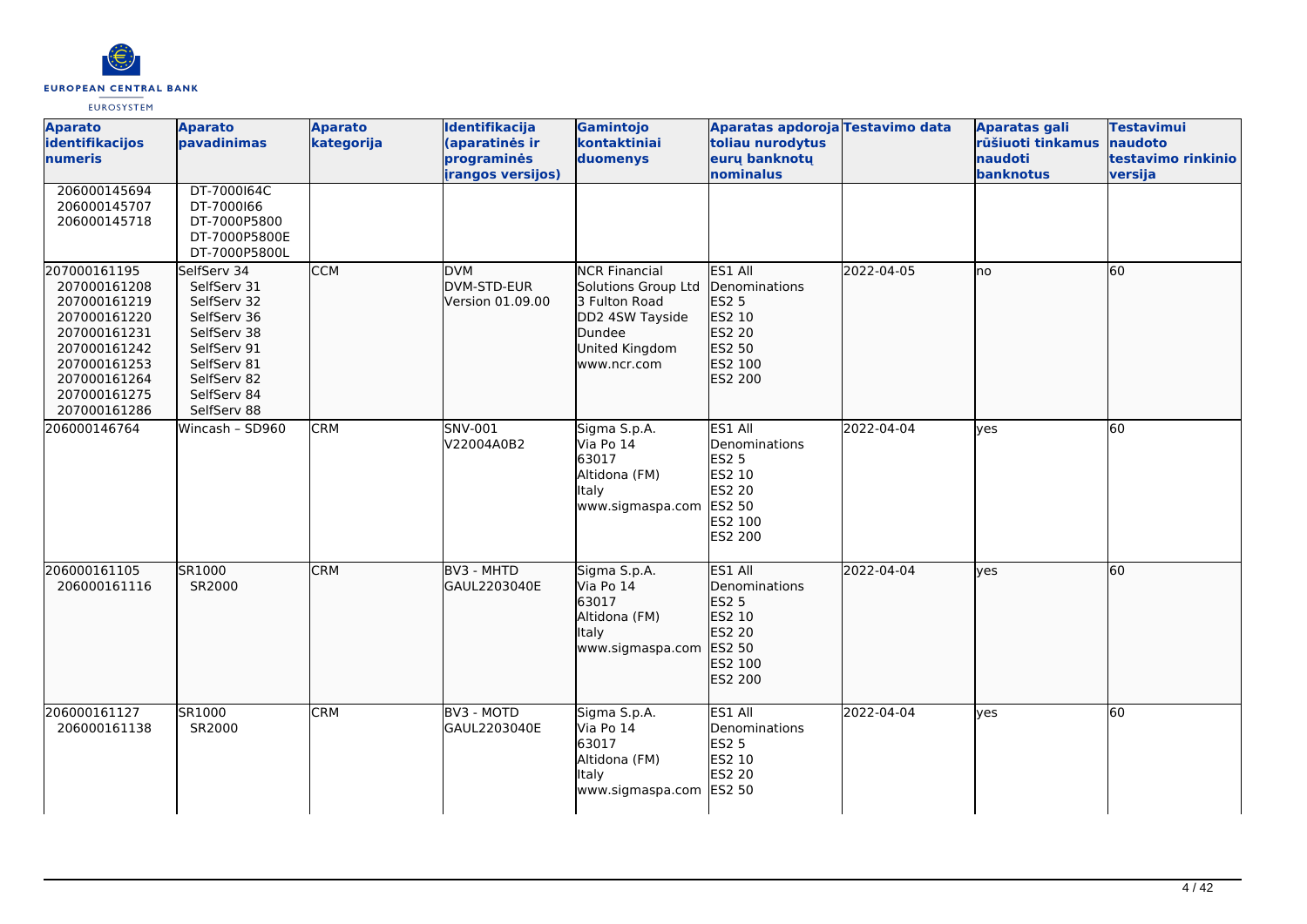| Aparato identifikacijos numeris | Aparato pavadinimas | Aparato kategorija | Identifikacija (aparatinės ir programinės įrangos versijos) | Gamintojo kontaktiniai duomenys | Aparatas apdoroja toliau nurodytus eurų banknotų nominalus | Testavimo data | Aparatas gali rūšiuoti tinkamus naudoti banknotus | Testavimui naudoto testavimo rinkinio versija |
|---|---|---|---|---|---|---|---|---|
| 206000145694<br>206000145707<br>206000145718 | DT-7000I64C<br>DT-7000I66<br>DT-7000P5800<br>DT-7000P5800E<br>DT-7000P5800L | | | | | | | |
| 207000161195<br>207000161208<br>207000161219<br>207000161220<br>207000161231<br>207000161242<br>207000161253<br>207000161264<br>207000161275<br>207000161286 | SelfServ 34<br>SelfServ 31<br>SelfServ 32<br>SelfServ 36<br>SelfServ 38<br>SelfServ 91<br>SelfServ 81<br>SelfServ 82<br>SelfServ 84<br>SelfServ 88 | CCM | DVM<br>DVM-STD-EUR<br>Version 01.09.00 | NCR Financial Solutions Group Ltd<br>3 Fulton Road<br>DD2 4SW Tayside<br>Dundee<br>United Kingdom<br>www.ncr.com | ES1 All Denominations<br>ES2 5<br>ES2 10<br>ES2 20<br>ES2 50<br>ES2 100<br>ES2 200 | 2022-04-05 | no | 60 |
| 206000146764 | Wincash – SD960 | CRM | SNV-001<br>V22004A0B2 | Sigma S.p.A.<br>Via Po 14<br>63017<br>Altidona (FM)<br>Italy<br>www.sigmaspa.com | ES1 All Denominations<br>ES2 5<br>ES2 10<br>ES2 20<br>ES2 50<br>ES2 100<br>ES2 200 | 2022-04-04 | yes | 60 |
| 206000161105<br>206000161116 | SR1000<br>SR2000 | CRM | BV3 - MHTD<br>GAUL2203040E | Sigma S.p.A.<br>Via Po 14<br>63017<br>Altidona (FM)<br>Italy<br>www.sigmaspa.com | ES1 All Denominations<br>ES2 5<br>ES2 10<br>ES2 20<br>ES2 50<br>ES2 100<br>ES2 200 | 2022-04-04 | yes | 60 |
| 206000161127<br>206000161138 | SR1000<br>SR2000 | CRM | BV3 - MOTD<br>GAUL2203040E | Sigma S.p.A.<br>Via Po 14<br>63017<br>Altidona (FM)<br>Italy<br>www.sigmaspa.com | ES1 All Denominations<br>ES2 5<br>ES2 10<br>ES2 20<br>ES2 50 | 2022-04-04 | yes | 60 |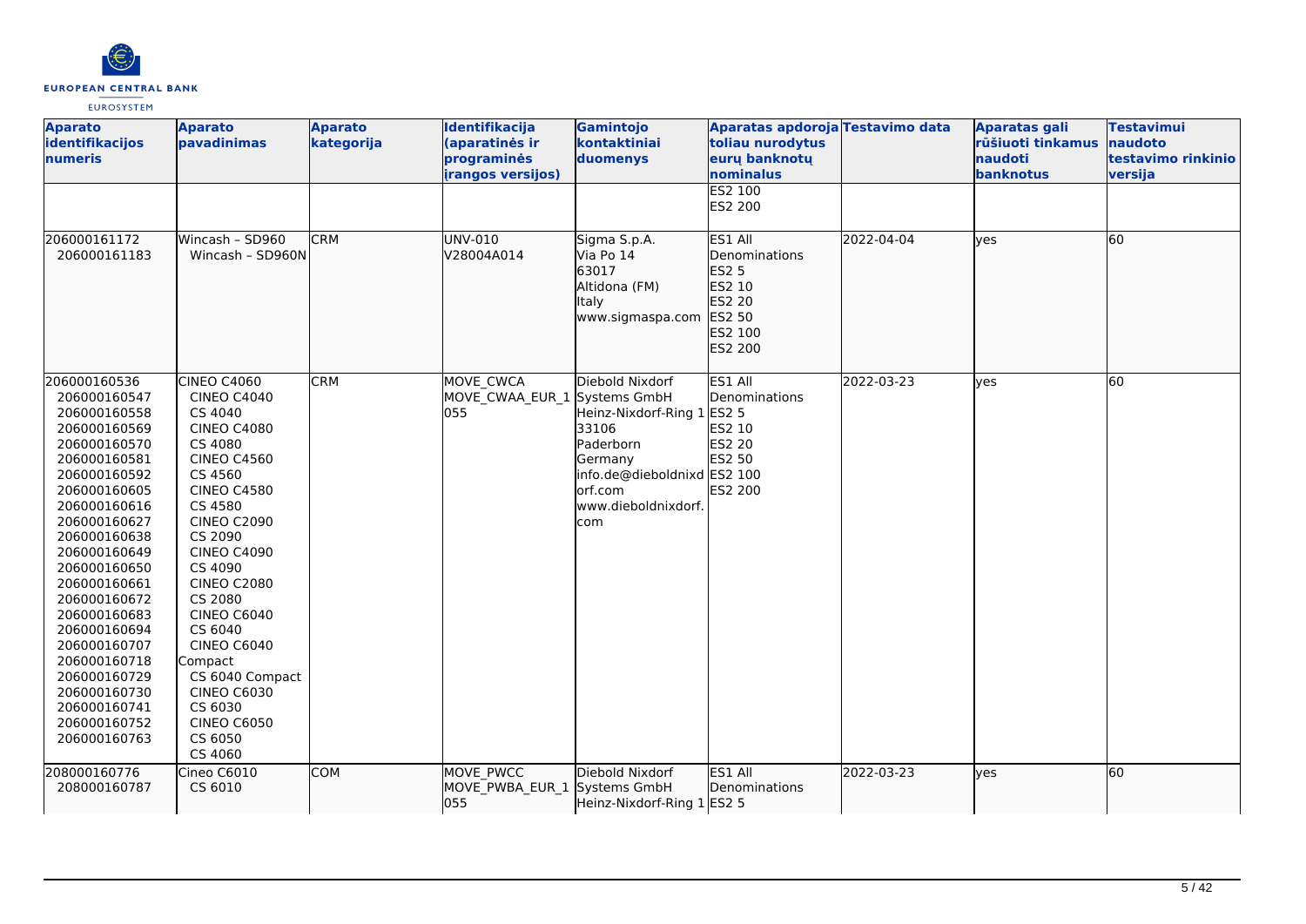| Aparato identifikacijos numeris | Aparato pavadinimas | Aparato kategorija | Identifikacija (aparatinės ir programinės įrangos versijos) | Gamintojo kontaktiniai duomenys | Aparatas apdoroja toliau nurodytus eurų banknotų nominalus | Testavimo data | Aparatas gali rūšiuoti tinkamus naudoti banknotus | Testavimui naudoto testavimo rinkinio versija |
|---|---|---|---|---|---|---|---|---|
| | | | | | ES2 100<br>ES2 200 | | | |
| 206000161172<br>206000161183 | Wincash - SD960<br>Wincash - SD960N | CRM | UNV-010<br>V28004A014 | Sigma S.p.A.<br>Via Po 14<br>63017<br>Altidona (FM)<br>Italy<br>www.sigmaspa.com | ES1 All Denominations<br>ES2 5<br>ES2 10<br>ES2 20<br>ES2 50<br>ES2 100<br>ES2 200 | 2022-04-04 | yes | 60 |
| 206000160536<br>206000160547<br>206000160558<br>206000160569<br>206000160570<br>206000160581<br>206000160592<br>206000160605<br>206000160616<br>206000160627<br>206000160638<br>206000160649<br>206000160650<br>206000160661<br>206000160672<br>206000160683<br>206000160694<br>206000160707<br>206000160718<br>206000160729<br>206000160730<br>206000160741<br>206000160752<br>206000160763 | CINEO C4060<br>CINEO C4040<br>CS 4040<br>CINEO C4080<br>CS 4080<br>CINEO C4560<br>CS 4560<br>CINEO C4580<br>CS 4580<br>CINEO C2090<br>CS 2090<br>CINEO C4090<br>CS 4090<br>CINEO C2080<br>CS 2080<br>CINEO C6040<br>CS 6040<br>CINEO C6040 Compact<br>CS 6040 Compact<br>CINEO C6030<br>CS 6030<br>CINEO C6050<br>CS 6050<br>CS 4060 | CRM | MOVE_CWCA<br>MOVE_CWAA_EUR_1055 | Diebold Nixdorf Systems GmbH<br>Heinz-Nixdorf-Ring 1<br>33106<br>Paderborn<br>Germany<br>info.de@dieboldnixdorf.com<br>www.dieboldnixdorf.com | ES1 All Denominations<br>ES2 5<br>ES2 10<br>ES2 20<br>ES2 50<br>ES2 100<br>ES2 200 | 2022-03-23 | yes | 60 |
| 208000160776<br>208000160787 | Cineo C6010<br>CS 6010 | COM | MOVE_PWCC<br>MOVE_PWBA_EUR_1055 | Diebold Nixdorf Systems GmbH<br>Heinz-Nixdorf-Ring 1 | ES1 All Denominations<br>ES2 5 | 2022-03-23 | yes | 60 |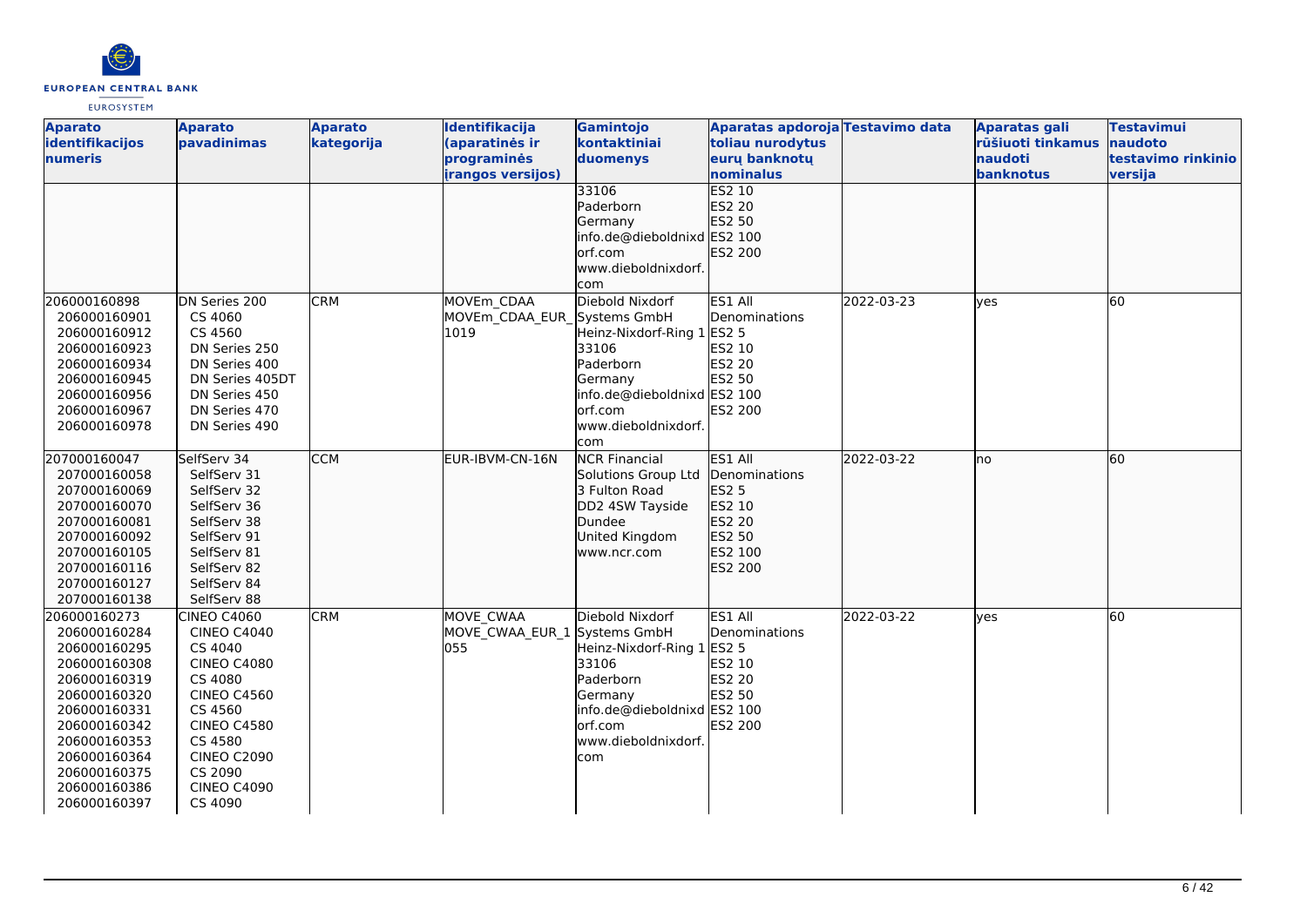| Aparato identifikacijos numeris | Aparato pavadinimas | Aparato kategorija | Identifikacija (aparatinės ir programinės įrangos versijos) | Gamintojo kontaktiniai duomenys | Aparatas apdoroja toliau nurodytus eurų banknotų nominalus | Testavimo data | Aparatas gali rūšiuoti tinkamus naudoti banknotus | Testavimui naudoto testavimo rinkinio versija |
|---|---|---|---|---|---|---|---|---|
| | | | | 33106<br>Paderborn<br>Germany<br>info.de@dieboldnixdorf.com<br>www.dieboldnixdorf.com | ES2 10<br>ES2 20<br>ES2 50<br>ES2 100<br>ES2 200 | | | |
| 206000160898<br>206000160901<br>206000160912<br>206000160923<br>206000160934<br>206000160945<br>206000160956<br>206000160967<br>206000160978 | DN Series 200<br>CS 4060<br>CS 4560<br>DN Series 250<br>DN Series 400<br>DN Series 405DT<br>DN Series 450<br>DN Series 470<br>DN Series 490 | CRM | MOVEm_CDAA<br>MOVEm_CDAA_EUR_1019 | Diebold Nixdorf Systems GmbH<br>Heinz-Nixdorf-Ring 1<br>33106<br>Paderborn<br>Germany<br>info.de@dieboldnixdorf.com<br>www.dieboldnixdorf.com | ES1 All Denominations<br>ES2 5<br>ES2 10<br>ES2 20<br>ES2 50<br>ES2 100<br>ES2 200 | 2022-03-23 | yes | 60 |
| 207000160047<br>207000160058<br>207000160069<br>207000160070<br>207000160081<br>207000160092<br>207000160105<br>207000160116<br>207000160127<br>207000160138 | SelfServ 34<br>SelfServ 31<br>SelfServ 32<br>SelfServ 36<br>SelfServ 38<br>SelfServ 91<br>SelfServ 81<br>SelfServ 82<br>SelfServ 84<br>SelfServ 88 | CCM | EUR-IBVM-CN-16N | NCR Financial Solutions Group Ltd<br>3 Fulton Road<br>DD2 4SW Tayside<br>Dundee<br>United Kingdom<br>www.ncr.com | ES1 All Denominations<br>ES2 5<br>ES2 10<br>ES2 20<br>ES2 50<br>ES2 100<br>ES2 200 | 2022-03-22 | no | 60 |
| 206000160273<br>206000160284<br>206000160295<br>206000160308<br>206000160319<br>206000160320<br>206000160331<br>206000160342<br>206000160353<br>206000160364<br>206000160375<br>206000160386<br>206000160397 | CINEO C4060<br>CINEO C4040<br>CS 4040<br>CINEO C4080<br>CS 4080<br>CINEO C4560<br>CS 4560<br>CINEO C4580<br>CS 4580<br>CINEO C2090<br>CS 2090<br>CINEO C4090<br>CS 4090 | CRM | MOVE_CWAA<br>MOVE_CWAA_EUR_1055 | Diebold Nixdorf Systems GmbH<br>Heinz-Nixdorf-Ring 1<br>33106<br>Paderborn<br>Germany<br>info.de@dieboldnixdorf.com<br>www.dieboldnixdorf.com | ES1 All Denominations<br>ES2 5<br>ES2 10<br>ES2 20<br>ES2 50<br>ES2 100<br>ES2 200 | 2022-03-22 | yes | 60 |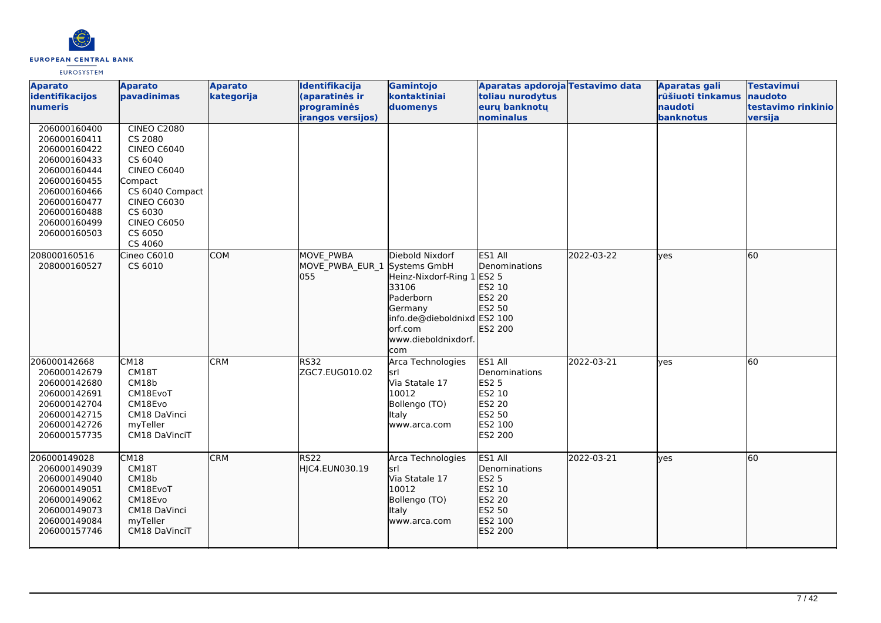| Aparato identifikacijos numeris | Aparato pavadinimas | Aparato kategorija | Identifikacija (aparatinės ir programinės įrangos versijos) | Gamintojo kontaktiniai duomenys | Aparatas apdoroja toliau nurodytus eurų banknotų nominalus | Testavimo data | Aparatas gali rūšiuoti tinkamus naudoti banknotus | Testavimui naudoto testavimo rinkinio versija |
|---|---|---|---|---|---|---|---|---|
| 206000160400<br>206000160411<br>206000160422<br>206000160433<br>206000160444<br>206000160455<br>206000160466<br>206000160477<br>206000160488<br>206000160499<br>206000160503 | CINEO C2080<br>CS 2080<br>CINEO C6040<br>CS 6040<br>CINEO C6040 Compact<br>CS 6040 Compact<br>CINEO C6030<br>CS 6030<br>CINEO C6050<br>CS 6050<br>CS 4060 | | | | | | | |
| 208000160516<br>208000160527 | Cineo C6010<br>CS 6010 | COM | MOVE_PWBA<br>MOVE_PWBA_EUR_1 055 | Diebold Nixdorf Systems GmbH<br>Heinz-Nixdorf-Ring 1<br>33106<br>Paderborn<br>Germany<br>info.de@dieboldnixdorf.com<br>www.dieboldnixdorf.com | ES1 All Denominations<br>ES2 5<br>ES2 10<br>ES2 20<br>ES2 50<br>ES2 100<br>ES2 200 | 2022-03-22 | yes | 60 |
| 206000142668<br>206000142679<br>206000142680<br>206000142691<br>206000142704<br>206000142715<br>206000142726<br>206000157735 | CM18<br>CM18T<br>CM18b<br>CM18EvoT<br>CM18Evo<br>CM18 DaVinci<br>myTeller<br>CM18 DaVinciT | CRM | RS32<br>ZGC7.EUG010.02 | Arca Technologies srl<br>Via Statale 17<br>10012<br>Bollengo (TO)<br>Italy<br>www.arca.com | ES1 All Denominations<br>ES2 5<br>ES2 10<br>ES2 20<br>ES2 50<br>ES2 100<br>ES2 200 | 2022-03-21 | yes | 60 |
| 206000149028<br>206000149039<br>206000149040<br>206000149051<br>206000149062<br>206000149073<br>206000149084<br>206000157746 | CM18<br>CM18T<br>CM18b<br>CM18EvoT<br>CM18Evo<br>CM18 DaVinci<br>myTeller<br>CM18 DaVinciT | CRM | RS22<br>HJC4.EUN030.19 | Arca Technologies srl<br>Via Statale 17<br>10012<br>Bollengo (TO)<br>Italy<br>www.arca.com | ES1 All Denominations<br>ES2 5<br>ES2 10<br>ES2 20<br>ES2 50<br>ES2 100<br>ES2 200 | 2022-03-21 | yes | 60 |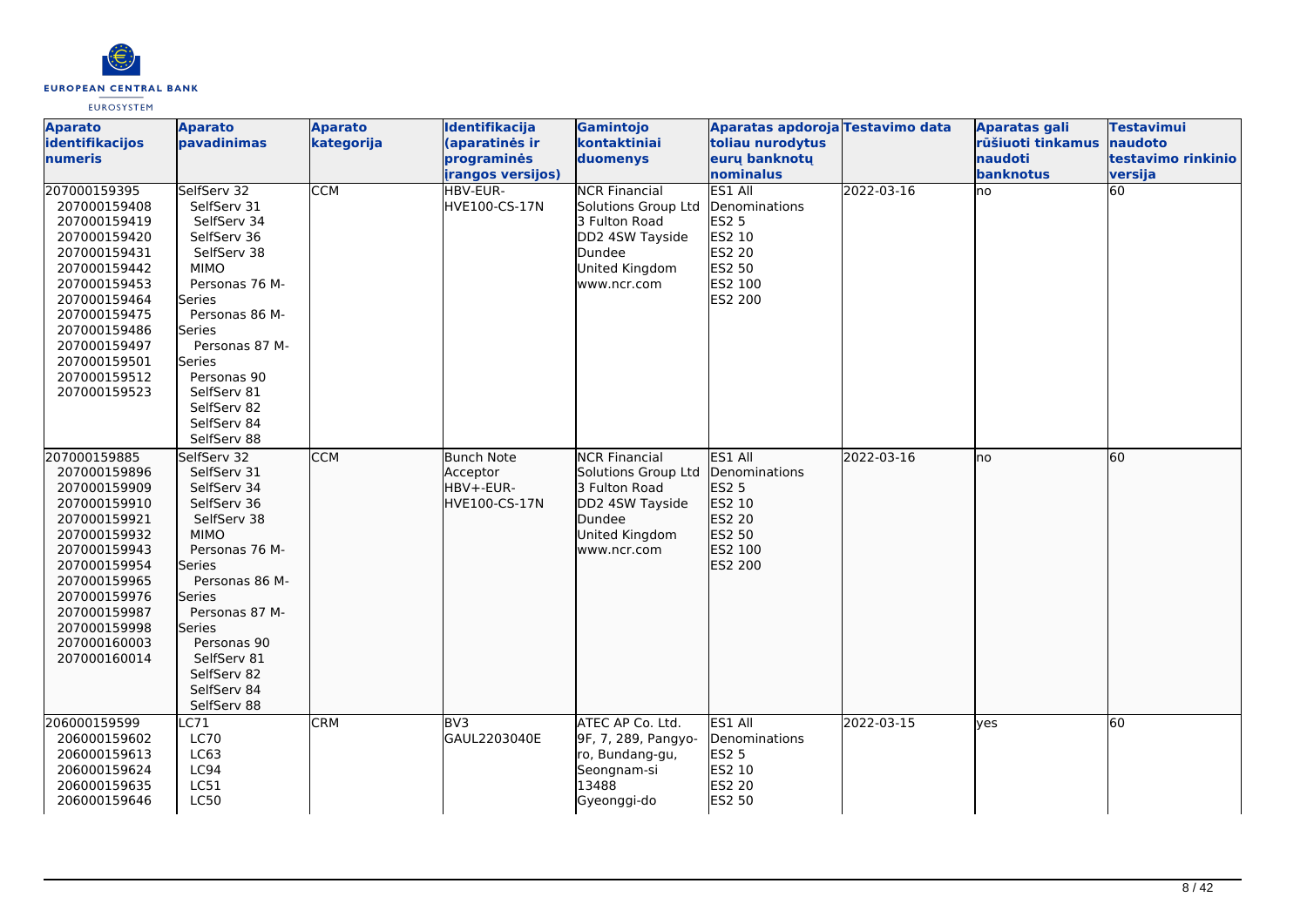| Aparato identifikacijos numeris | Aparato pavadinimas | Aparato kategorija | Identifikacija (aparatinės ir programinės įrangos versijos) | Gamintojo kontaktiniai duomenys | Aparatas apdoroja toliau nurodytus eurų banknotų nominalus | Testavimo data | Aparatas gali rūšiuoti tinkamus naudoti banknotus | Testavimui naudoto testavimo rinkinio versija |
|---|---|---|---|---|---|---|---|---|
| 207000159395<br>207000159408<br>207000159419<br>207000159420<br>207000159431<br>207000159442<br>207000159453<br>207000159464<br>207000159475<br>207000159486<br>207000159497<br>207000159501<br>207000159512<br>207000159523 | SelfServ 32<br>SelfServ 31<br>SelfServ 34<br>SelfServ 36<br>SelfServ 38<br>MIMO<br>Personas 76 M-Series<br>Personas 86 M-Series<br>Personas 87 M-Series<br>Personas 90<br>SelfServ 81<br>SelfServ 82<br>SelfServ 84<br>SelfServ 88 | CCM | HBV-EUR-HVE100-CS-17N | NCR Financial Solutions Group Ltd<br>3 Fulton Road<br>DD2 4SW Tayside<br>Dundee<br>United Kingdom<br>www.ncr.com | ES1 All Denominations<br>ES2 5<br>ES2 10<br>ES2 20<br>ES2 50<br>ES2 100<br>ES2 200 | 2022-03-16 | no | 60 |
| 207000159885<br>207000159896<br>207000159909<br>207000159910<br>207000159921<br>207000159932<br>207000159943<br>207000159954<br>207000159965<br>207000159976<br>207000159987<br>207000159998<br>207000160003<br>207000160014 | SelfServ 32<br>SelfServ 31<br>SelfServ 34<br>SelfServ 36<br>SelfServ 38<br>MIMO<br>Personas 76 M-Series<br>Personas 86 M-Series<br>Personas 87 M-Series<br>Personas 90<br>SelfServ 81<br>SelfServ 82<br>SelfServ 84<br>SelfServ 88 | CCM | Bunch Note Acceptor<br>HBV+-EUR-HVE100-CS-17N | NCR Financial Solutions Group Ltd<br>3 Fulton Road<br>DD2 4SW Tayside<br>Dundee<br>United Kingdom<br>www.ncr.com | ES1 All Denominations<br>ES2 5<br>ES2 10<br>ES2 20<br>ES2 50<br>ES2 100<br>ES2 200 | 2022-03-16 | no | 60 |
| 206000159599<br>206000159602<br>206000159613<br>206000159624<br>206000159635<br>206000159646 | LC71<br>LC70<br>LC63<br>LC94<br>LC51<br>LC50 | CRM | BV3<br>GAUL2203040E | ATEC AP Co. Ltd.<br>9F, 7, 289, Pangyo-ro, Bundang-gu,<br>Seongnam-si<br>13488<br>Gyeonggi-do | ES1 All Denominations<br>ES2 5<br>ES2 10<br>ES2 20<br>ES2 50 | 2022-03-15 | yes | 60 |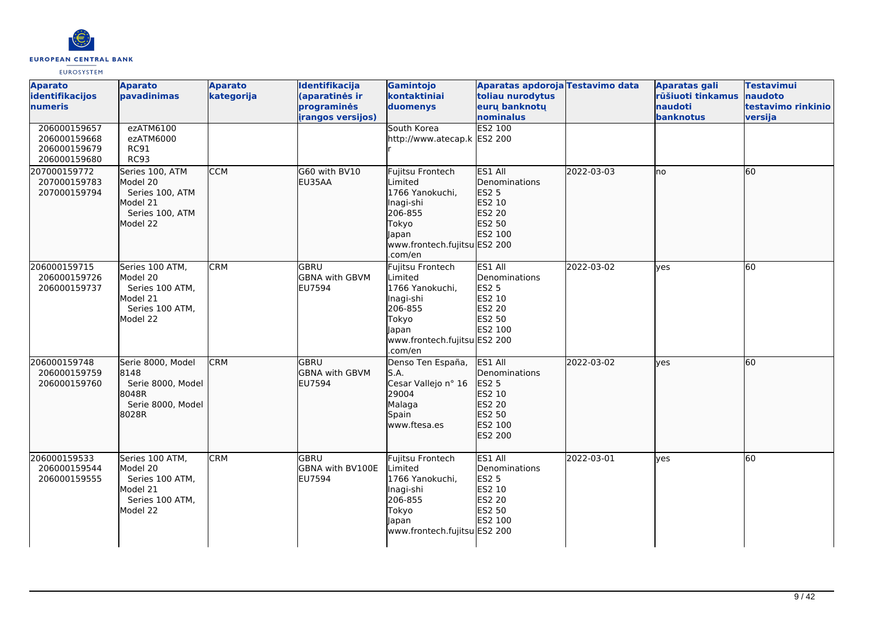| Aparato identifikacijos numeris | Aparato pavadinimas | Aparato kategorija | Identifikacija (aparatinės ir programinės įrangos versijos) | Gamintojo kontaktiniai duomenys | Aparatas apdoroja toliau nurodytus eurų banknotų nominalus | Testavimo data | Aparatas gali rūšiuoti tinkamus naudoti banknotus | Testavimui naudoto testavimo rinkinio versija |
|---|---|---|---|---|---|---|---|---|
| 206000159657<br>206000159668<br>206000159679<br>206000159680 | ezATM6100<br>ezATM6000<br>RC91<br>RC93 | | | South Korea<br>http://www.atecap.kr | ES2 100<br>ES2 200 | | | |
| 207000159772<br>207000159783<br>207000159794 | Series 100, ATM Model 20<br>Series 100, ATM Model 21<br>Series 100, ATM Model 22 | CCM | G60 with BV10 EU35AA | Fujitsu Frontech Limited<br>1766 Yanokuchi, Inagi-shi<br>206-855<br>Tokyo<br>Japan<br>www.frontech.fujitsu.com/en | ES1 All Denominations<br>ES2 5<br>ES2 10<br>ES2 20<br>ES2 50<br>ES2 100<br>ES2 200 | 2022-03-03 | no | 60 |
| 206000159715<br>206000159726<br>206000159737 | Series 100 ATM, Model 20<br>Series 100 ATM, Model 21<br>Series 100 ATM, Model 22 | CRM | GBRU<br>GBNA with GBVM EU7594 | Fujitsu Frontech Limited<br>1766 Yanokuchi, Inagi-shi<br>206-855<br>Tokyo<br>Japan<br>www.frontech.fujitsu.com/en | ES1 All Denominations<br>ES2 5<br>ES2 10<br>ES2 20<br>ES2 50<br>ES2 100<br>ES2 200 | 2022-03-02 | yes | 60 |
| 206000159748<br>206000159759<br>206000159760 | Serie 8000, Model 8148<br>Serie 8000, Model 8048R<br>Serie 8000, Model 8028R | CRM | GBRU<br>GBNA with GBVM EU7594 | Denso Ten España, S.A.<br>Cesar Vallejo n° 16<br>29004<br>Malaga<br>Spain<br>www.ftesa.es | ES1 All Denominations<br>ES2 5<br>ES2 10<br>ES2 20<br>ES2 50<br>ES2 100<br>ES2 200 | 2022-03-02 | yes | 60 |
| 206000159533<br>206000159544<br>206000159555 | Series 100 ATM, Model 20<br>Series 100 ATM, Model 21<br>Series 100 ATM, Model 22 | CRM | GBRU<br>GBNA with BV100E EU7594 | Fujitsu Frontech Limited<br>1766 Yanokuchi, Inagi-shi<br>206-855<br>Tokyo<br>Japan<br>www.frontech.fujitsu | ES1 All Denominations<br>ES2 5<br>ES2 10<br>ES2 20<br>ES2 50<br>ES2 100<br>ES2 200 | 2022-03-01 | yes | 60 |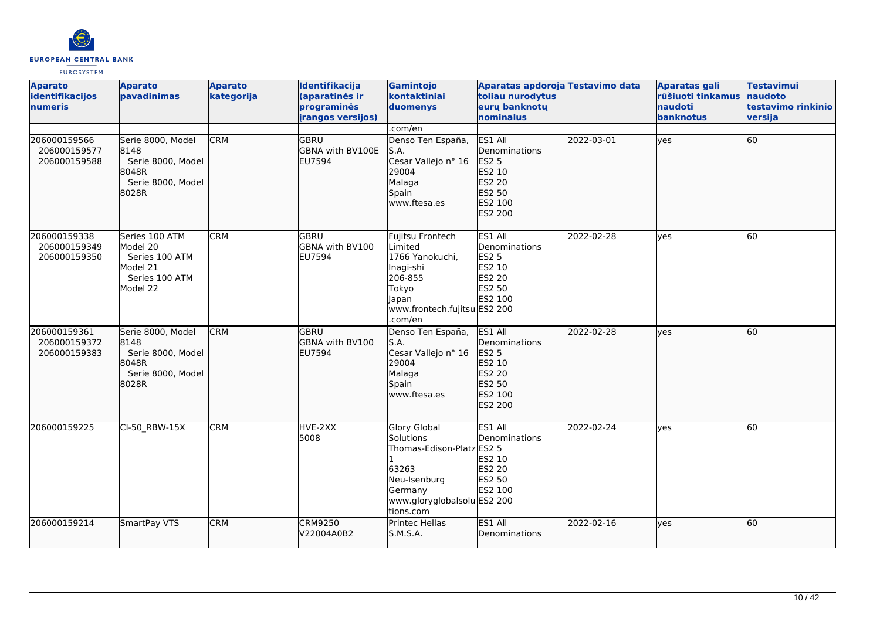| Aparato identifikacijos numeris | Aparato pavadinimas | Aparato kategorija | Identifikacija (aparatinės ir programinės įrangos versijos) | Gamintojo kontaktiniai duomenys | Aparatas apdoroja toliau nurodytus eurų banknotų nominalus | Testavimo data | Aparatas gali rūšiuoti tinkamus naudoti banknotus | Testavimui naudoto testavimo rinkinio versija |
|---|---|---|---|---|---|---|---|---|
| | | | | .com/en | | | | |
| 206000159566<br>206000159577<br>206000159588 | Serie 8000, Model 8148<br>Serie 8000, Model 8048R<br>Serie 8000, Model 8028R | CRM | GBRU<br>GBNA with BV100E<br>EU7594 | Denso Ten España, S.A.<br>Cesar Vallejo n° 16<br>29004<br>Malaga<br>Spain<br>www.ftesa.es | ES1 All Denominations<br>ES2 5<br>ES2 10<br>ES2 20<br>ES2 50<br>ES2 100<br>ES2 200 | 2022-03-01 | yes | 60 |
| 206000159338<br>206000159349<br>206000159350 | Series 100 ATM Model 20<br>Series 100 ATM Model 21<br>Series 100 ATM Model 22 | CRM | GBRU<br>GBNA with BV100<br>EU7594 | Fujitsu Frontech Limited<br>1766 Yanokuchi, Inagi-shi<br>206-855<br>Tokyo<br>Japan<br>www.frontech.fujitsu.com/en | ES1 All Denominations<br>ES2 5<br>ES2 10<br>ES2 20<br>ES2 50<br>ES2 100<br>ES2 200 | 2022-02-28 | yes | 60 |
| 206000159361<br>206000159372<br>206000159383 | Serie 8000, Model 8148<br>Serie 8000, Model 8048R<br>Serie 8000, Model 8028R | CRM | GBRU<br>GBNA with BV100<br>EU7594 | Denso Ten España, S.A.<br>Cesar Vallejo n° 16<br>29004<br>Malaga<br>Spain<br>www.ftesa.es | ES1 All Denominations<br>ES2 5<br>ES2 10<br>ES2 20<br>ES2 50<br>ES2 100<br>ES2 200 | 2022-02-28 | yes | 60 |
| 206000159225 | CI-50_RBW-15X | CRM | HVE-2XX<br>5008 | Glory Global Solutions<br>Thomas-Edison-Platz 1<br>63263<br>Neu-Isenburg<br>Germany<br>www.gloryglobalsolutions.com | ES1 All Denominations<br>ES2 5<br>ES2 10<br>ES2 20<br>ES2 50<br>ES2 100<br>ES2 200 | 2022-02-24 | yes | 60 |
| 206000159214 | SmartPay VTS | CRM | CRM9250<br>V22004A0B2 | Printec Hellas S.M.S.A. | ES1 All Denominations | 2022-02-16 | yes | 60 |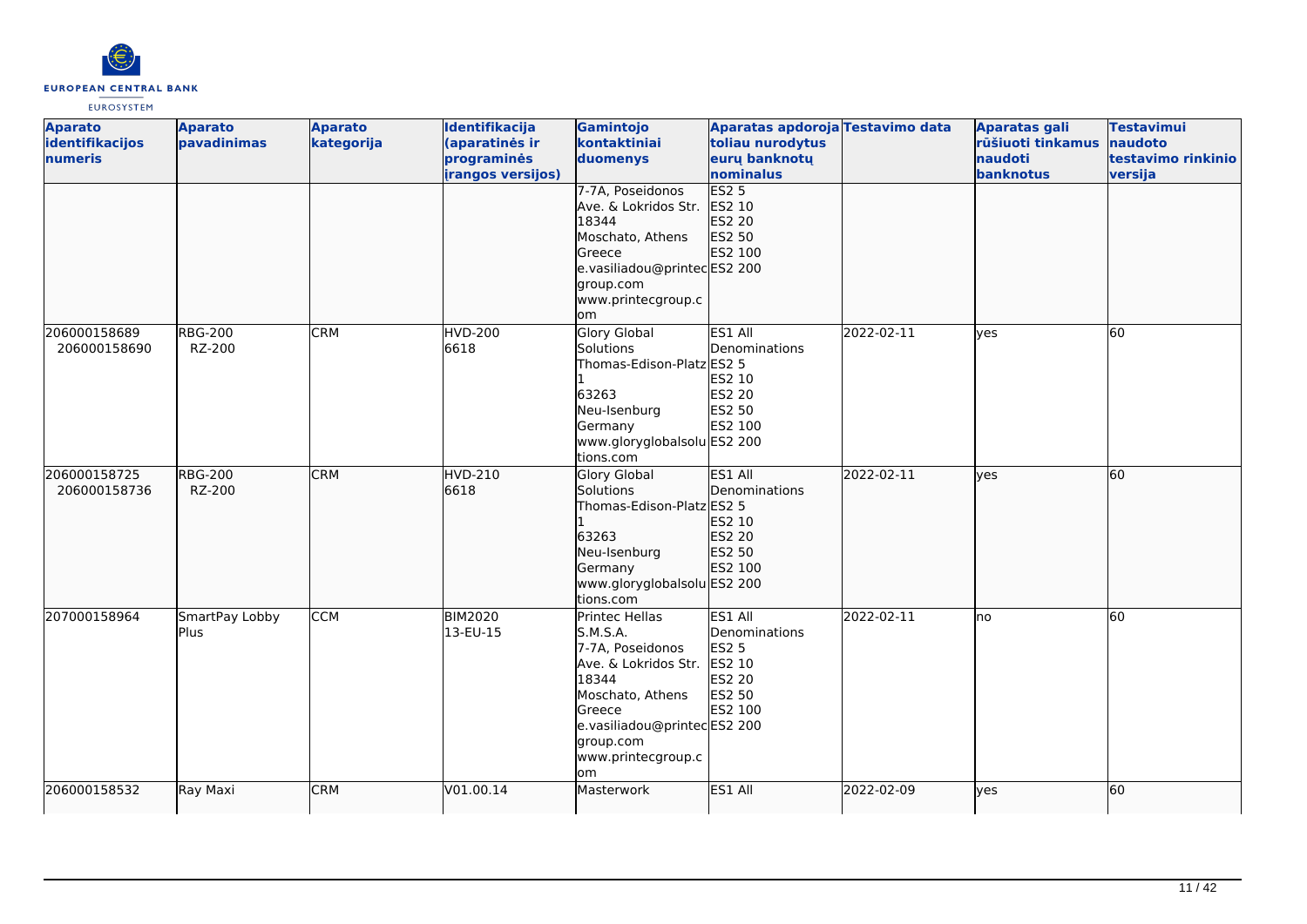| Aparato identifikacijos numeris | Aparato pavadinimas | Aparato kategorija | Identifikacija (aparatinės ir programinės įrangos versijos) | Gamintojo kontaktiniai duomenys | Aparatas apdoroja toliau nurodytus eurų banknotų nominalus | Testavimo data | Aparatas gali rūšiuoti tinkamus naudoti banknotus | Testavimui naudoto testavimo rinkinio versija |
|---|---|---|---|---|---|---|---|---|
| | | | | 7-7A, Poseidonos Ave. & Lokridos Str. 18344 Moschato, Athens Greece e.vasiliadou@printecgroup.com www.printecgroup.com | ES2 5 ES2 10 ES2 20 ES2 50 ES2 100 ES2 200 | | | |
| 206000158689 206000158690 | RBG-200 RZ-200 | CRM | HVD-200 6618 | Glory Global Solutions Thomas-Edison-Platz 1 63263 Neu-Isenburg Germany www.gloryglobalsolutions.com | ES1 All Denominations ES2 5 ES2 10 ES2 20 ES2 50 ES2 100 ES2 200 | 2022-02-11 | yes | 60 |
| 206000158725 206000158736 | RBG-200 RZ-200 | CRM | HVD-210 6618 | Glory Global Solutions Thomas-Edison-Platz 1 63263 Neu-Isenburg Germany www.gloryglobalsolutions.com | ES1 All Denominations ES2 5 ES2 10 ES2 20 ES2 50 ES2 100 ES2 200 | 2022-02-11 | yes | 60 |
| 207000158964 | SmartPay Lobby Plus | CCM | BIM2020 13-EU-15 | Printec Hellas S.M.S.A. 7-7A, Poseidonos Ave. & Lokridos Str. 18344 Moschato, Athens Greece e.vasiliadou@printecgroup.com www.printecgroup.com | ES1 All Denominations ES2 5 ES2 10 ES2 20 ES2 50 ES2 100 ES2 200 | 2022-02-11 | no | 60 |
| 206000158532 | Ray Maxi | CRM | V01.00.14 | Masterwork | ES1 All | 2022-02-09 | yes | 60 |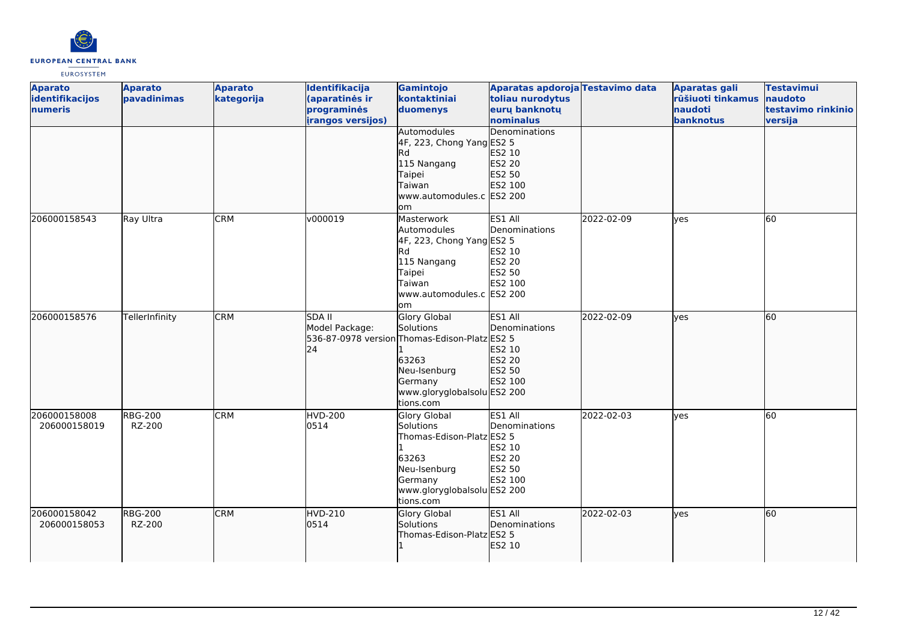| Aparato identifikacijos numeris | Aparato pavadinimas | Aparato kategorija | Identifikacija (aparatinės ir programinės įrangos versijos) | Gamintojo kontaktiniai duomenys | Aparatas apdoroja toliau nurodytus eurų banknotų nominalus | Testavimo data | Aparatas gali rūšiuoti tinkamus naudoti banknotus | Testavimui naudoto testavimo rinkinio versija |
| --- | --- | --- | --- | --- | --- | --- | --- | --- |
| | | | | Automodules 4F, 223, Chong Yang Rd 115 Nangang Taipei Taiwan www.automodules.com | Denominations ES2 5 ES2 10 ES2 20 ES2 50 ES2 100 ES2 200 | | | |
| 206000158543 | Ray Ultra | CRM | v000019 | Masterwork Automodules 4F, 223, Chong Yang Rd 115 Nangang Taipei Taiwan www.automodules.com | ES1 All Denominations ES2 5 ES2 10 ES2 20 ES2 50 ES2 100 ES2 200 | 2022-02-09 | yes | 60 |
| 206000158576 | TellerInfinity | CRM | SDA II Model Package: 536-87-0978 version 24 | Glory Global Solutions Thomas-Edison-Platz 1 63263 Neu-Isenburg Germany www.gloryglobalsolutions.com | ES1 All Denominations ES2 5 ES2 10 ES2 20 ES2 50 ES2 100 ES2 200 | 2022-02-09 | yes | 60 |
| 206000158008 206000158019 | RBG-200 RZ-200 | CRM | HVD-200 0514 | Glory Global Solutions Thomas-Edison-Platz 1 63263 Neu-Isenburg Germany www.gloryglobalsolutions.com | ES1 All Denominations ES2 5 ES2 10 ES2 20 ES2 50 ES2 100 ES2 200 | 2022-02-03 | yes | 60 |
| 206000158042 206000158053 | RBG-200 RZ-200 | CRM | HVD-210 0514 | Glory Global Solutions Thomas-Edison-Platz 1 | ES1 All Denominations ES2 5 ES2 10 | 2022-02-03 | yes | 60 |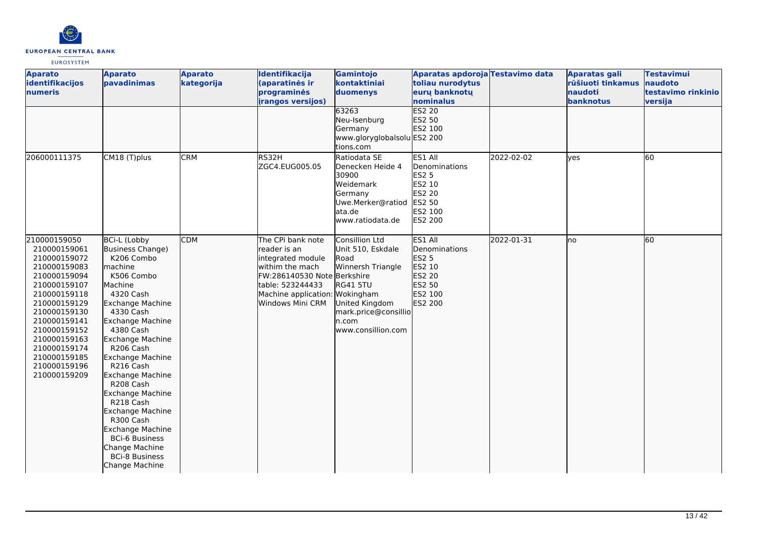| Aparato identifikacijos numeris | Aparato pavadinimas | Aparato kategorija | Identifikacija (aparatinės ir programinės įrangos versijos) | Gamintojo kontaktiniai duomenys | Aparatas apdoroja toliau nurodytus eurų banknotų nominalus | Testavimo data | Aparatas gali rūšiuoti tinkamus naudoti banknotus | Testavimui naudoto testavimo rinkinio versija |
|---|---|---|---|---|---|---|---|---|
| | | | | 63263 Neu-Isenburg Germany www.gloryglobalsolutions.com | ES2 20 ES2 50 ES2 100 ES2 200 | | | |
| 206000111375 | CM18 (T)plus | CRM | RS32H ZGC4.EUG005.05 | Ratiodata SE Denecken Heide 4 30900 Weidemark Germany Uwe.Merker@ratiodata.de www.ratiodata.de | ES1 All Denominations ES2 5 ES2 10 ES2 20 ES2 50 ES2 100 ES2 200 | 2022-02-02 | yes | 60 |
| 210000159050 210000159061 210000159072 210000159083 210000159094 210000159107 210000159118 210000159129 210000159130 210000159141 210000159152 210000159163 210000159174 210000159185 210000159196 210000159209 | BCi-L (Lobby Business Change) machine K206 Combo Machine K506 Combo Machine 4320 Cash Exchange Machine 4330 Cash Exchange Machine 4380 Cash Exchange Machine R206 Cash Exchange Machine R216 Cash Exchange Machine R208 Cash Exchange Machine R218 Cash Exchange Machine R300 Cash Exchange Machine BCi-6 Business Change Machine BCi-8 Business Change Machine | CDM | The CPi bank note reader is an integrated module withim the mach FW:286140530 Note table: 523244433 Machine application: Windows Mini CRM | Consillion Ltd Unit 510, Eskdale Road Winnersh Triangle Berkshire RG41 5TU Wokingham United Kingdom mark.price@consillion.com www.consillion.com | ES1 All Denominations ES2 5 ES2 10 ES2 20 ES2 50 ES2 100 ES2 200 | 2022-01-31 | no | 60 |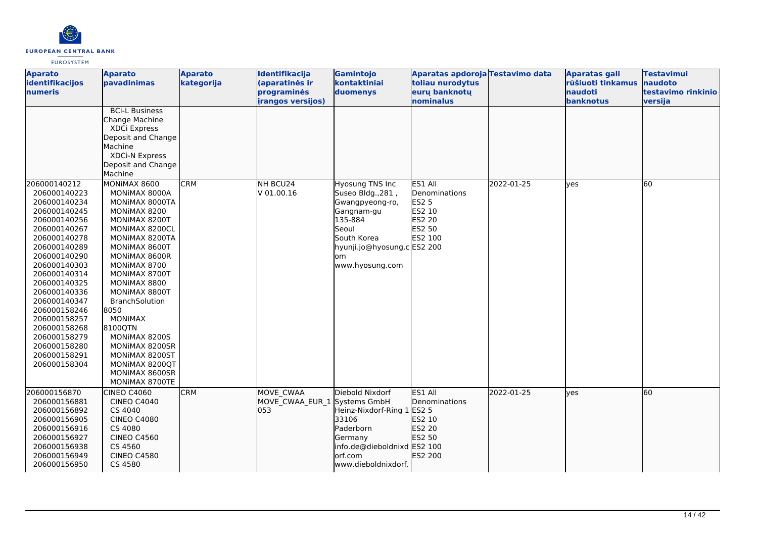| Aparato identifikacijos numeris | Aparato pavadinimas | Aparato kategorija | Identifikacija (aparatinės ir programinės įrangos versijos) | Gamintojo kontaktiniai duomenys | Aparatas apdoroja toliau nurodytus eurų banknotų nominalus | Testavimo data | Aparatas gali rūšiuoti tinkamus naudoti banknotus | Testavimui naudoto testavimo rinkinio versija |
|---|---|---|---|---|---|---|---|---|
| | BCi-L Business Change Machine<br>XDCi Express Deposit and Change Machine<br>XDCi-N Express Deposit and Change Machine | | | | | | | |
| 206000140212<br>206000140223<br>206000140234<br>206000140245<br>206000140256<br>206000140267<br>206000140278<br>206000140289<br>206000140290<br>206000140303<br>206000140314<br>206000140325<br>206000140336<br>206000140347<br>206000158246<br>206000158257<br>206000158268<br>206000158279<br>206000158280<br>206000158291<br>206000158304 | MONiMAX 8600<br>MONiMAX 8000A<br>MONiMAX 8000TA<br>MONiMAX 8200<br>MONiMAX 8200T<br>MONiMAX 8200CL<br>MONiMAX 8200TA<br>MONiMAX 8600T<br>MONiMAX 8600R<br>MONiMAX 8700<br>MONiMAX 8700T<br>MONiMAX 8800<br>MONiMAX 8800T<br>BranchSolution 8050<br>MONiMAX 8100QTN<br>MONiMAX 8200S<br>MONiMAX 8200SR<br>MONiMAX 8200ST<br>MONiMAX 8200QT<br>MONiMAX 8600SR<br>MONiMAX 8700TE | CRM | NH BCU24<br>V 01.00.16 | Hyosung TNS Inc<br>Suseo Bldg.,281 , Gwangpyeong-ro, Gangnam-gu<br>135-884<br>Seoul<br>South Korea<br>hyunji.jo@hyosung.com<br>www.hyosung.com | ES1 All Denominations<br>ES2 5<br>ES2 10<br>ES2 20<br>ES2 50<br>ES2 100<br>ES2 200 | 2022-01-25 | yes | 60 |
| 206000156870<br>206000156881<br>206000156892<br>206000156905<br>206000156916<br>206000156927<br>206000156938<br>206000156949<br>206000156950 | CINEO C4060<br>CINEO C4040<br>CS 4040<br>CINEO C4080<br>CS 4080<br>CINEO C4560<br>CS 4560<br>CINEO C4580<br>CS 4580 | CRM | MOVE_CWAA<br>MOVE_CWAA_EUR_1053 | Diebold Nixdorf Systems GmbH<br>Heinz-Nixdorf-Ring 1<br>33106<br>Paderborn<br>Germany<br>info.de@dieboldnixdorf.com<br>www.dieboldnixdorf. | ES1 All Denominations<br>ES2 5<br>ES2 10<br>ES2 20<br>ES2 50<br>ES2 100<br>ES2 200 | 2022-01-25 | yes | 60 |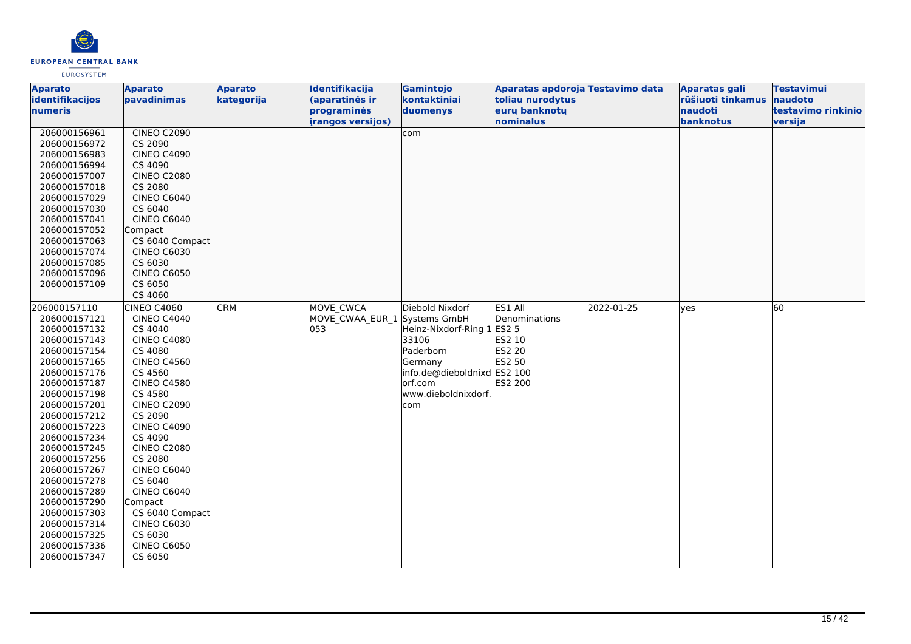| Aparato identifikacijos numeris | Aparato pavadinimas | Aparato kategorija | Identifikacija (aparatinės ir programinės įrangos versijos) | Gamintojo kontaktiniai duomenys | Aparatas apdoroja toliau nurodytus eurų banknotų nominalus | Testavimo data | Aparatas gali rūšiuoti tinkamus naudoti banknotus | Testavimui naudoto testavimo rinkinio versija |
|---|---|---|---|---|---|---|---|---|
| 206000156961<br>206000156972<br>206000156983<br>206000156994<br>206000157007<br>206000157018<br>206000157029<br>206000157030<br>206000157041<br>206000157052<br>206000157063<br>206000157074<br>206000157085<br>206000157096<br>206000157109 | CINEO C2090<br>CS 2090<br>CINEO C4090<br>CS 4090<br>CINEO C2080<br>CS 2080<br>CINEO C6040<br>CS 6040<br>CINEO C6040 Compact<br>CS 6040 Compact<br>CINEO C6030<br>CS 6030<br>CINEO C6050<br>CS 6050<br>CS 4060 | | | com | | | | |
| 206000157110<br>206000157121<br>206000157132<br>206000157143<br>206000157154<br>206000157165<br>206000157176<br>206000157187<br>206000157198<br>206000157201<br>206000157212<br>206000157223<br>206000157234<br>206000157245<br>206000157256<br>206000157267<br>206000157278<br>206000157289<br>206000157290<br>206000157303<br>206000157314<br>206000157325<br>206000157336<br>206000157347 | CINEO C4060<br>CINEO C4040<br>CS 4040<br>CINEO C4080<br>CS 4080<br>CINEO C4560<br>CS 4560<br>CINEO C4580<br>CS 4580<br>CINEO C2090<br>CS 2090<br>CINEO C4090<br>CS 4090<br>CINEO C2080<br>CS 2080<br>CINEO C6040<br>CS 6040<br>CINEO C6040 Compact<br>CS 6040 Compact<br>CINEO C6030<br>CS 6030<br>CINEO C6050<br>CS 6050 | CRM | MOVE_CWCA<br>MOVE_CWAA_EUR_1 053 | Diebold Nixdorf Systems GmbH<br>Heinz-Nixdorf-Ring 1<br>33106<br>Paderborn<br>Germany<br>info.de@dieboldnixdorf.com<br>www.dieboldnixdorf.com | ES1 All Denominations<br>ES2 5<br>ES2 10<br>ES2 20<br>ES2 50<br>ES2 100<br>ES2 200 | 2022-01-25 | yes | 60 |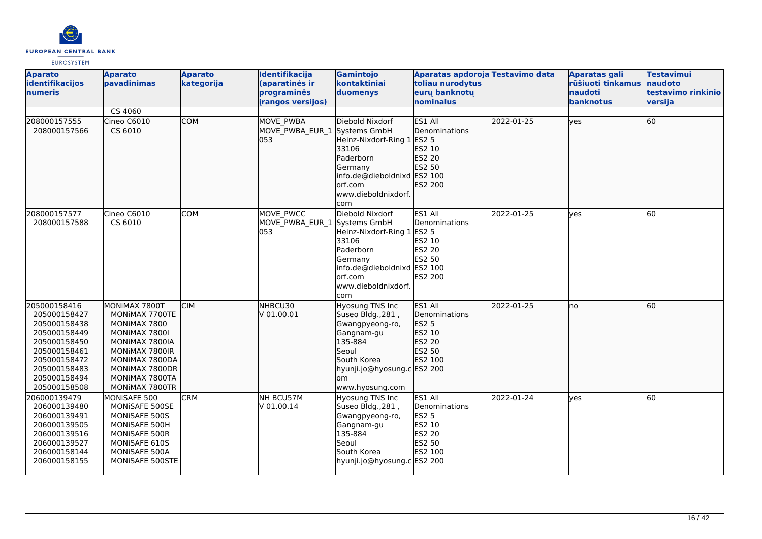| Aparato identifikacijos numeris | Aparato pavadinimas | Aparato kategorija | Identifikacija (aparatinės ir programinės įrangos versijos) | Gamintojo kontaktiniai duomenys | Aparatas apdoroja toliau nurodytus eurų banknotų nominalus | Testavimo data | Aparatas gali rūšiuoti tinkamus naudoti banknotus | Testavimui naudoto testavimo rinkinio versija |
|---|---|---|---|---|---|---|---|---|
| | CS 4060 | | | | | | | |
| 208000157555<br>208000157566 | Cineo C6010<br>CS 6010 | COM | MOVE_PWBA<br>MOVE_PWBA_EUR_1<br>053 | Diebold Nixdorf Systems GmbH<br>Heinz-Nixdorf-Ring 1<br>33106<br>Paderborn<br>Germany<br>info.de@dieboldnixdorf.com<br>www.dieboldnixdorf.com | ES1 All Denominations<br>ES2 5<br>ES2 10<br>ES2 20<br>ES2 50<br>ES2 100<br>ES2 200 | 2022-01-25 | yes | 60 |
| 208000157577<br>208000157588 | Cineo C6010<br>CS 6010 | COM | MOVE_PWCC<br>MOVE_PWBA_EUR_1<br>053 | Diebold Nixdorf Systems GmbH<br>Heinz-Nixdorf-Ring 1<br>33106<br>Paderborn<br>Germany<br>info.de@dieboldnixdorf.com<br>www.dieboldnixdorf.com | ES1 All Denominations<br>ES2 5<br>ES2 10<br>ES2 20<br>ES2 50<br>ES2 100<br>ES2 200 | 2022-01-25 | yes | 60 |
| 205000158416<br>205000158427<br>205000158438<br>205000158449<br>205000158450<br>205000158461<br>205000158472<br>205000158483<br>205000158494<br>205000158508 | MONiMAX 7800T<br>MONiMAX 7700TE<br>MONiMAX 7800<br>MONiMAX 7800I<br>MONiMAX 7800IA<br>MONiMAX 7800IR<br>MONiMAX 7800DA<br>MONiMAX 7800DR<br>MONiMAX 7800TA<br>MONiMAX 7800TR | CIM | NHBCU30<br>V 01.00.01 | Hyosung TNS Inc<br>Suseo Bldg.,281 ,<br>Gwangpyeong-ro,<br>Gangnam-gu<br>135-884<br>Seoul<br>South Korea<br>hyunji.jo@hyosung.com<br>www.hyosung.com | ES1 All Denominations<br>ES2 5<br>ES2 10<br>ES2 20<br>ES2 50<br>ES2 100<br>ES2 200 | 2022-01-25 | no | 60 |
| 206000139479<br>206000139480<br>206000139491<br>206000139505<br>206000139516<br>206000139527<br>206000158144<br>206000158155 | MONiSAFE 500<br>MONiSAFE 500SE<br>MONiSAFE 500S<br>MONiSAFE 500H<br>MONiSAFE 500R<br>MONiSAFE 610S<br>MONiSAFE 500A<br>MONiSAFE 500STE | CRM | NH BCU57M<br>V 01.00.14 | Hyosung TNS Inc<br>Suseo Bldg.,281 ,<br>Gwangpyeong-ro,<br>Gangnam-gu<br>135-884<br>Seoul<br>South Korea<br>hyunji.jo@hyosung.c | ES1 All Denominations<br>ES2 5<br>ES2 10<br>ES2 20<br>ES2 50<br>ES2 100<br>ES2 200 | 2022-01-24 | yes | 60 |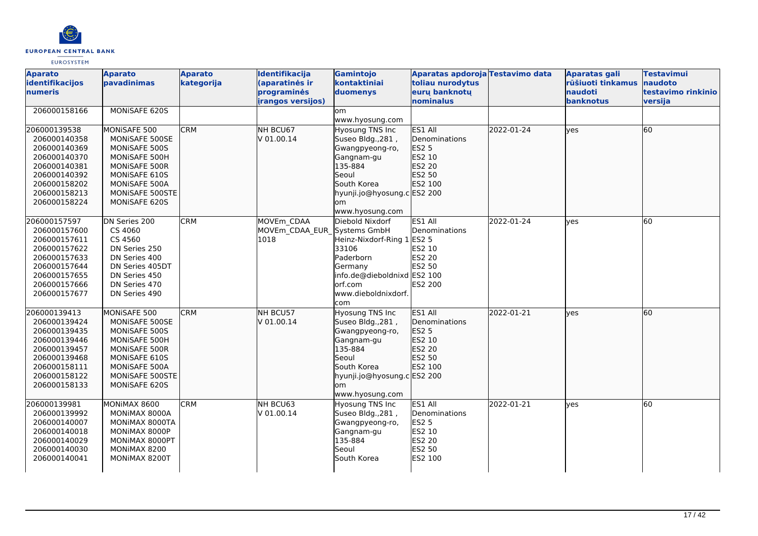| Aparato identifikacijos numeris | Aparato pavadinimas | Aparato kategorija | Identifikacija (aparatinės ir programinės įrangos versijos) | Gamintojo kontaktiniai duomenys | Aparatas apdoroja toliau nurodytus eurų banknotų nominalus | Testavimo data | Aparatas gali rūšiuoti tinkamus naudoti banknotus | Testavimui naudoto testavimo rinkinio versija |
|---|---|---|---|---|---|---|---|---|
| 206000158166 | MONiSAFE 620S | | | om www.hyosung.com | | | | |
| 206000139538 206000140358 206000140369 206000140370 206000140381 206000140392 206000158202 206000158213 206000158224 | MONiSAFE 500 MONiSAFE 500SE MONiSAFE 500S MONiSAFE 500H MONiSAFE 500R MONiSAFE 610S MONiSAFE 500A MONiSAFE 500STE MONiSAFE 620S | CRM | NH BCU67 V 01.00.14 | Hyosung TNS Inc Suseo Bldg.,281 , Gwangpyeong-ro, Gangnam-gu 135-884 Seoul South Korea hyunji.jo@hyosung.com www.hyosung.com | ES1 All Denominations ES2 5 ES2 10 ES2 20 ES2 50 ES2 100 ES2 200 | 2022-01-24 | yes | 60 |
| 206000157597 206000157600 206000157611 206000157622 206000157633 206000157644 206000157655 206000157666 206000157677 | DN Series 200 CS 4060 CS 4560 DN Series 250 DN Series 400 DN Series 405DT DN Series 450 DN Series 470 DN Series 490 | CRM | MOVEm_CDAA MOVEm_CDAA_EUR_1018 | Diebold Nixdorf Systems GmbH Heinz-Nixdorf-Ring 1 33106 Paderborn Germany info.de@dieboldnixdorf.com www.dieboldnixdorf.com | ES1 All Denominations ES2 5 ES2 10 ES2 20 ES2 50 ES2 100 ES2 200 | 2022-01-24 | yes | 60 |
| 206000139413 206000139424 206000139435 206000139446 206000139457 206000139468 206000158111 206000158122 206000158133 | MONiSAFE 500 MONiSAFE 500SE MONiSAFE 500S MONiSAFE 500H MONiSAFE 500R MONiSAFE 610S MONiSAFE 500A MONiSAFE 500STE MONiSAFE 620S | CRM | NH BCU57 V 01.00.14 | Hyosung TNS Inc Suseo Bldg.,281 , Gwangpyeong-ro, Gangnam-gu 135-884 Seoul South Korea hyunji.jo@hyosung.com www.hyosung.com | ES1 All Denominations ES2 5 ES2 10 ES2 20 ES2 50 ES2 100 ES2 200 | 2022-01-21 | yes | 60 |
| 206000139981 206000139992 206000140007 206000140018 206000140029 206000140030 206000140041 | MONiMAX 8600 MONiMAX 8000A MONiMAX 8000TA MONiMAX 8000P MONiMAX 8000PT MONiMAX 8200 MONiMAX 8200T | CRM | NH BCU63 V 01.00.14 | Hyosung TNS Inc Suseo Bldg.,281 , Gwangpyeong-ro, Gangnam-gu 135-884 Seoul South Korea | ES1 All Denominations ES2 5 ES2 10 ES2 20 ES2 50 ES2 100 | 2022-01-21 | yes | 60 |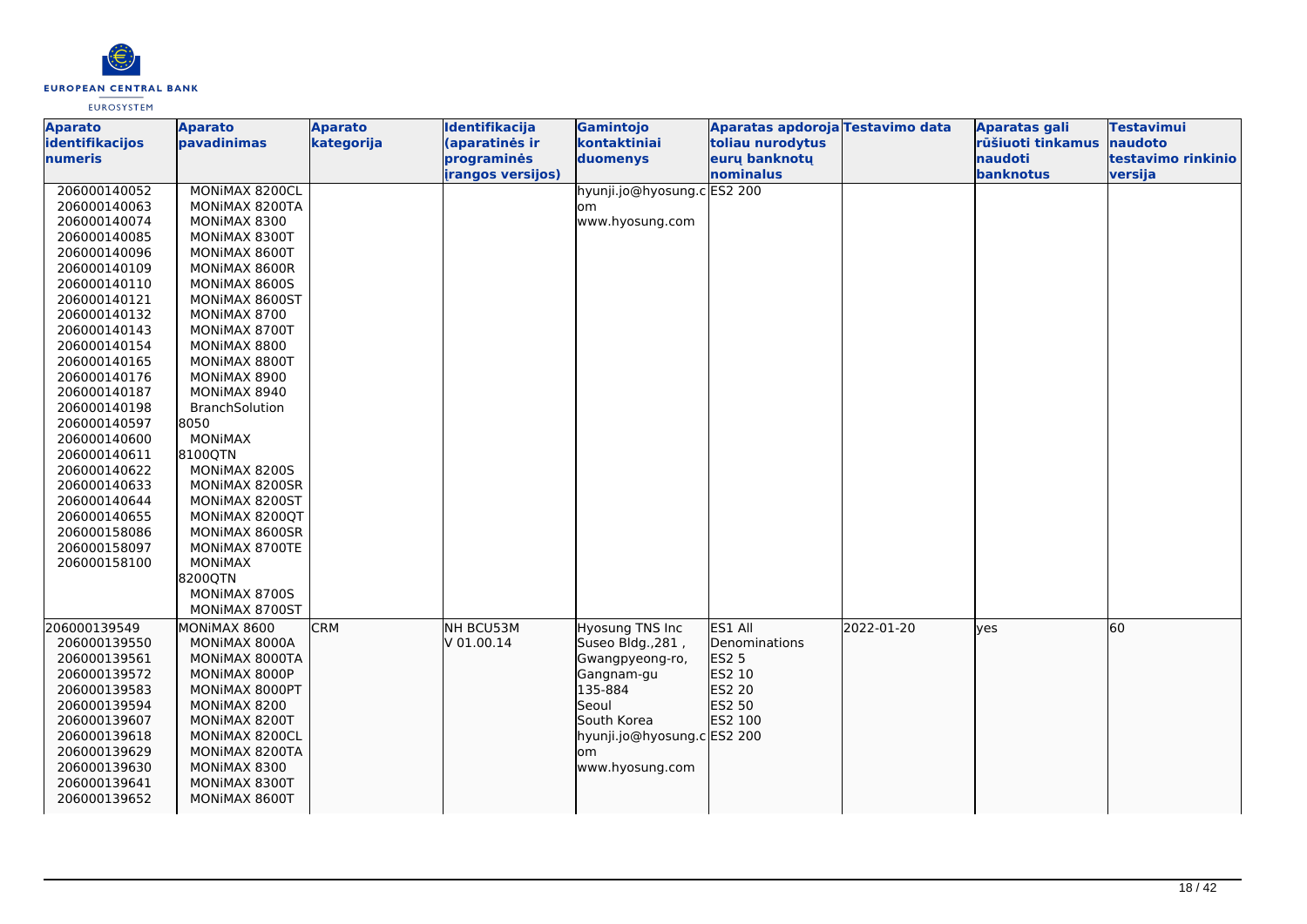| Aparato identifikacijos numeris | Aparato pavadinimas | Aparato kategorija | Identifikacija (aparatinės ir programinės įrangos versijos) | Gamintojo kontaktiniai duomenys | Aparatas apdoroja toliau nurodytus eurų banknotų nominalus | Testavimo data | Aparatas gali rūšiuoti tinkamus naudoti banknotus | Testavimui naudoto testavimo rinkinio versija |
|---|---|---|---|---|---|---|---|---|
| 206000140052<br>206000140063<br>206000140074<br>206000140085<br>206000140096<br>206000140109<br>206000140110<br>206000140121<br>206000140132<br>206000140143<br>206000140154<br>206000140165<br>206000140176<br>206000140187<br>206000140198<br>206000140597<br>206000140600<br>206000140611<br>206000140622<br>206000140633<br>206000140644<br>206000140655<br>206000158086<br>206000158097<br>206000158100 | MONiMAX 8200CL<br>MONiMAX 8200TA<br>MONiMAX 8300<br>MONiMAX 8300T<br>MONiMAX 8600T<br>MONiMAX 8600R<br>MONiMAX 8600S<br>MONiMAX 8600ST<br>MONiMAX 8700<br>MONiMAX 8700T<br>MONiMAX 8800<br>MONiMAX 8800T<br>MONiMAX 8900<br>MONiMAX 8940<br>BranchSolution 8050<br>MONiMAX 8100QTN<br>MONiMAX 8200S<br>MONiMAX 8200SR<br>MONiMAX 8200ST<br>MONiMAX 8200QT<br>MONiMAX 8600SR<br>MONiMAX 8700TE<br>MONiMAX 8200QTN<br>MONiMAX 8700S<br>MONiMAX 8700ST | | | hyunji.jo@hyosung.com<br>www.hyosung.com | ES2 200 | | | |
| 206000139549<br>206000139550<br>206000139561<br>206000139572<br>206000139583<br>206000139594<br>206000139607<br>206000139618<br>206000139629<br>206000139630<br>206000139641<br>206000139652 | MONiMAX 8600<br>MONiMAX 8000A<br>MONiMAX 8000TA<br>MONiMAX 8000P<br>MONiMAX 8000PT<br>MONiMAX 8200<br>MONiMAX 8200T<br>MONiMAX 8200CL<br>MONiMAX 8200TA<br>MONiMAX 8300<br>MONiMAX 8300T<br>MONiMAX 8600T | CRM | NH BCU53M<br>V 01.00.14 | Hyosung TNS Inc<br>Suseo Bldg.,281 ,<br>Gwangpyeong-ro,<br>Gangnam-gu<br>135-884<br>Seoul<br>South Korea<br>hyunji.jo@hyosung.com<br>www.hyosung.com | ES1 All Denominations<br>ES2 5<br>ES2 10<br>ES2 20<br>ES2 50<br>ES2 100<br>ES2 200 | 2022-01-20 | yes | 60 |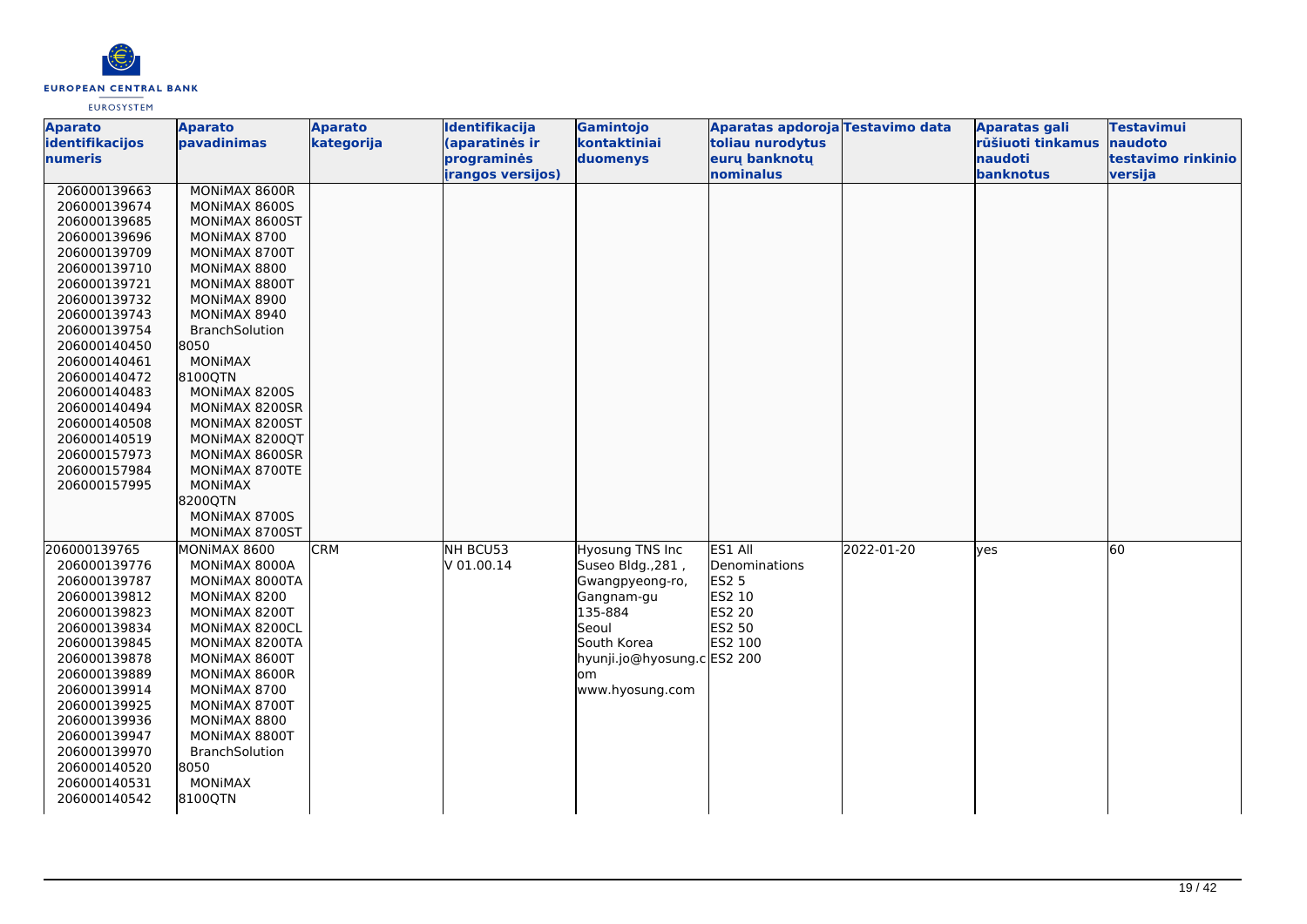| Aparato identifikacijos numeris | Aparato pavadinimas | Aparato kategorija | Identifikacija (aparatinės ir programinės įrangos versijos) | Gamintojo kontaktiniai duomenys | Aparatas apdoroja toliau nurodytus eurų banknotų nominalus | Testavimo data | Aparatas gali rūšiuoti tinkamus naudoti banknotus | Testavimui naudoto testavimo rinkinio versija |
|---|---|---|---|---|---|---|---|---|
| 206000139663<br>206000139674<br>206000139685<br>206000139696<br>206000139709<br>206000139710<br>206000139721<br>206000139732<br>206000139743<br>206000139754<br>206000140450<br>206000140461<br>206000140472<br>206000140483<br>206000140494<br>206000140508<br>206000140519<br>206000157973<br>206000157984<br>206000157995 | MONiMAX 8600R<br>MONiMAX 8600S<br>MONiMAX 8600ST<br>MONiMAX 8700<br>MONiMAX 8700T<br>MONiMAX 8800<br>MONiMAX 8800T<br>MONiMAX 8900<br>MONiMAX 8940<br>BranchSolution 8050<br>MONiMAX 8100QTN<br>MONiMAX 8200S<br>MONiMAX 8200SR<br>MONiMAX 8200ST<br>MONiMAX 8200QT<br>MONiMAX 8600SR<br>MONiMAX 8700TE<br>MONiMAX 8200QTN<br>MONiMAX 8700S<br>MONiMAX 8700ST | | | | | | | |
| 206000139765<br>206000139776<br>206000139787<br>206000139812<br>206000139823<br>206000139834<br>206000139845<br>206000139878<br>206000139889<br>206000139914<br>206000139925<br>206000139936<br>206000139947<br>206000139970<br>206000140520<br>206000140531<br>206000140542 | MONiMAX 8600<br>MONiMAX 8000A<br>MONiMAX 8000TA<br>MONiMAX 8200<br>MONiMAX 8200T<br>MONiMAX 8200CL<br>MONiMAX 8200TA<br>MONiMAX 8600T<br>MONiMAX 8600R<br>MONiMAX 8700<br>MONiMAX 8700T<br>MONiMAX 8800<br>MONiMAX 8800T<br>BranchSolution 8050<br>MONiMAX 8100QTN | CRM | NH BCU53<br>V 01.00.14 | Hyosung TNS Inc<br>Suseo Bldg.,281 ,<br>Gwangpyeong-ro,<br>Gangnam-gu<br>135-884<br>Seoul<br>South Korea<br>hyunji.jo@hyosung.com<br>www.hyosung.com | ES1 All Denominations<br>ES2 5<br>ES2 10<br>ES2 20<br>ES2 50<br>ES2 100<br>ES2 200 | 2022-01-20 | yes | 60 |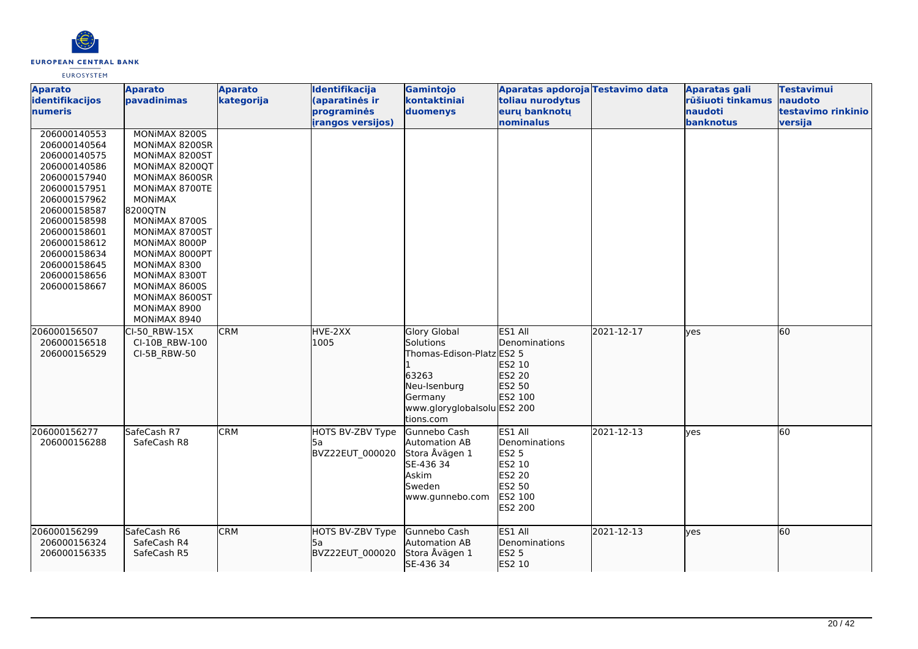| Aparato identifikacijos numeris | Aparato pavadinimas | Aparato kategorija | Identifikacija (aparatinės ir programinės įrangos versijos) | Gamintojo kontaktiniai duomenys | Aparatas apdoroja toliau nurodytus eurų banknotų nominalus | Testavimo data | Aparatas gali rūšiuoti tinkamus naudoti banknotus | Testavimui naudoto testavimo rinkinio versija |
|---|---|---|---|---|---|---|---|---|
| 206000140553<br>206000140564<br>206000140575<br>206000140586<br>206000157940<br>206000157951<br>206000157962<br>206000158587<br>206000158598<br>206000158601<br>206000158612<br>206000158634<br>206000158645<br>206000158656<br>206000158667 | MONiMAX 8200S<br>MONiMAX 8200SR<br>MONiMAX 8200ST<br>MONiMAX 8200QT<br>MONiMAX 8600SR<br>MONiMAX 8700TE<br>MONiMAX 8200QTN<br>MONiMAX 8700S<br>MONiMAX 8700ST<br>MONiMAX 8000P<br>MONiMAX 8000PT<br>MONiMAX 8300<br>MONiMAX 8300T<br>MONiMAX 8600S<br>MONiMAX 8600ST<br>MONiMAX 8900<br>MONiMAX 8940 | | | | | | | |
| 206000156507<br>206000156518<br>206000156529 | CI-50_RBW-15X<br>CI-10B_RBW-100<br>CI-5B_RBW-50 | CRM | HVE-2XX<br>1005 | Glory Global Solutions<br>Thomas-Edison-Platz 1<br>63263<br>Neu-Isenburg<br>Germany<br>www.gloryglobalsolutions.com | ES1 All Denominations<br>ES2 5<br>ES2 10<br>ES2 20<br>ES2 50<br>ES2 100<br>ES2 200 | 2021-12-17 | yes | 60 |
| 206000156277<br>206000156288 | SafeCash R7<br>SafeCash R8 | CRM | HOTS BV-ZBV Type 5a<br>BVZ22EUT_000020 | Gunnebo Cash Automation AB<br>Stora Åvägen 1<br>SE-436 34<br>Askim<br>Sweden<br>www.gunnebo.com | ES1 All Denominations<br>ES2 5<br>ES2 10<br>ES2 20<br>ES2 50<br>ES2 100<br>ES2 200 | 2021-12-13 | yes | 60 |
| 206000156299<br>206000156324<br>206000156335 | SafeCash R6<br>SafeCash R4<br>SafeCash R5 | CRM | HOTS BV-ZBV Type 5a<br>BVZ22EUT_000020 | Gunnebo Cash Automation AB<br>Stora Åvägen 1<br>SE-436 34 | ES1 All Denominations<br>ES2 5<br>ES2 10 | 2021-12-13 | yes | 60 |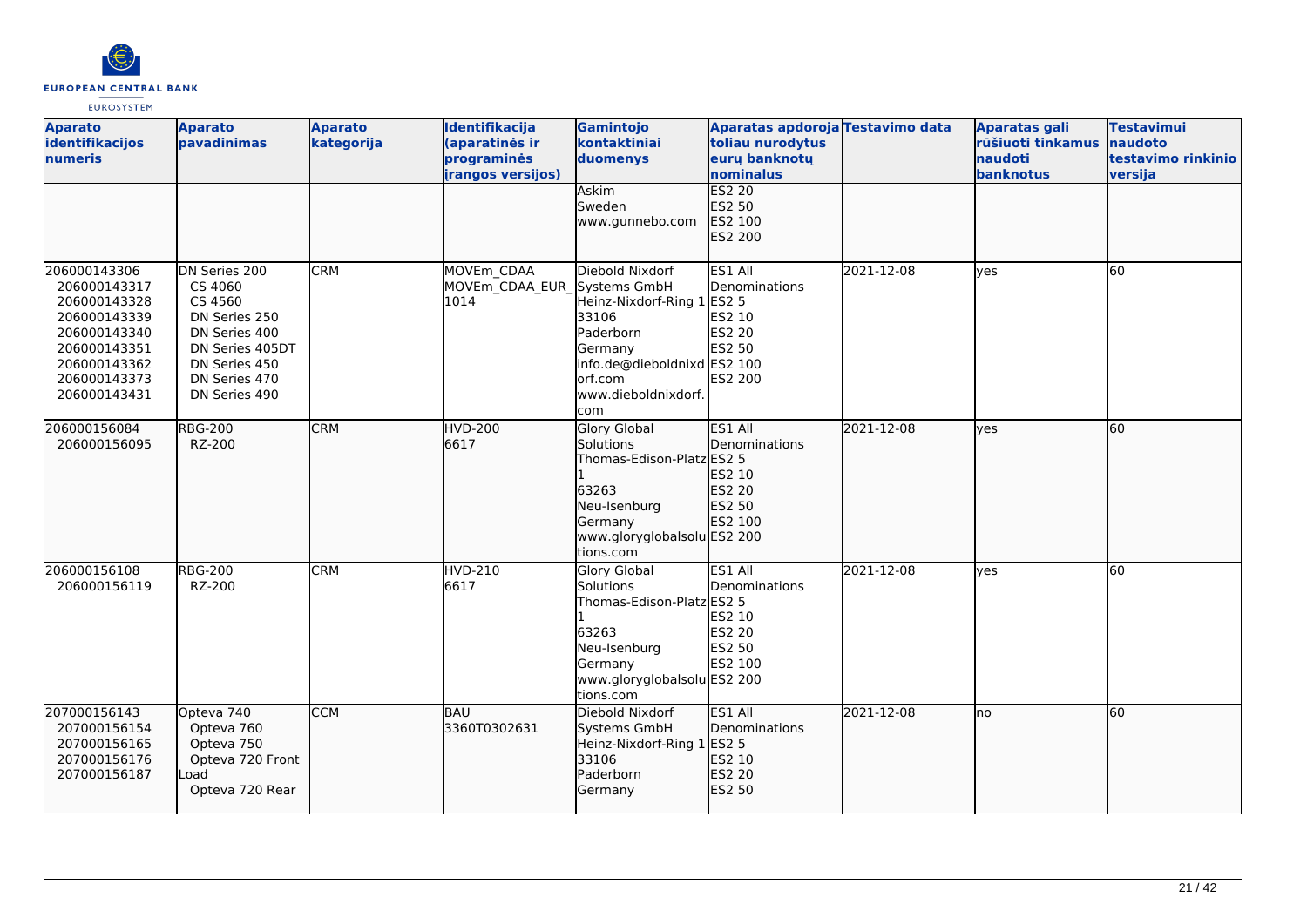| Aparato identifikacijos numeris | Aparato pavadinimas | Aparato kategorija | Identifikacija (aparatinės ir programinės įrangos versijos) | Gamintojo kontaktiniai duomenys | Aparatas apdoroja toliau nurodytus eurų banknotų nominalus | Testavimo data | Aparatas gali rūšiuoti tinkamus naudoti banknotus | Testavimui naudoto testavimo rinkinio versija |
|---|---|---|---|---|---|---|---|---|
| | | | | Askim<br>Sweden<br>www.gunnebo.com | ES2 20<br>ES2 50<br>ES2 100<br>ES2 200 | | | |
| 206000143306<br>206000143317<br>206000143328<br>206000143339<br>206000143340<br>206000143351<br>206000143362<br>206000143373<br>206000143431 | DN Series 200<br>CS 4060<br>CS 4560<br>DN Series 250<br>DN Series 400<br>DN Series 405DT<br>DN Series 450<br>DN Series 470<br>DN Series 490 | CRM | MOVEm_CDAA<br>MOVEm_CDAA_EUR_1014 | Diebold Nixdorf Systems GmbH<br>Heinz-Nixdorf-Ring 1<br>33106<br>Paderborn<br>Germany<br>info.de@dieboldnixdorf.com<br>www.dieboldnixdorf.com | ES1 All Denominations<br>ES2 5<br>ES2 10<br>ES2 20<br>ES2 50<br>ES2 100<br>ES2 200 | 2021-12-08 | yes | 60 |
| 206000156084<br>206000156095 | RBG-200<br>RZ-200 | CRM | HVD-200<br>6617 | Glory Global Solutions<br>Thomas-Edison-Platz 1<br>63263<br>Neu-Isenburg<br>Germany<br>www.gloryglobalsolutions.com | ES1 All Denominations<br>ES2 5<br>ES2 10<br>ES2 20<br>ES2 50<br>ES2 100<br>ES2 200 | 2021-12-08 | yes | 60 |
| 206000156108<br>206000156119 | RBG-200<br>RZ-200 | CRM | HVD-210<br>6617 | Glory Global Solutions<br>Thomas-Edison-Platz 1<br>63263<br>Neu-Isenburg<br>Germany<br>www.gloryglobalsolutions.com | ES1 All Denominations<br>ES2 5<br>ES2 10<br>ES2 20<br>ES2 50<br>ES2 100<br>ES2 200 | 2021-12-08 | yes | 60 |
| 207000156143<br>207000156154<br>207000156165<br>207000156176<br>207000156187 | Opteva 740<br>Opteva 760<br>Opteva 750<br>Opteva 720 Front Load<br>Opteva 720 Rear | CCM | BAU<br>3360T0302631 | Diebold Nixdorf Systems GmbH<br>Heinz-Nixdorf-Ring 1<br>33106<br>Paderborn<br>Germany | ES1 All Denominations<br>ES2 5<br>ES2 10<br>ES2 20<br>ES2 50 | 2021-12-08 | no | 60 |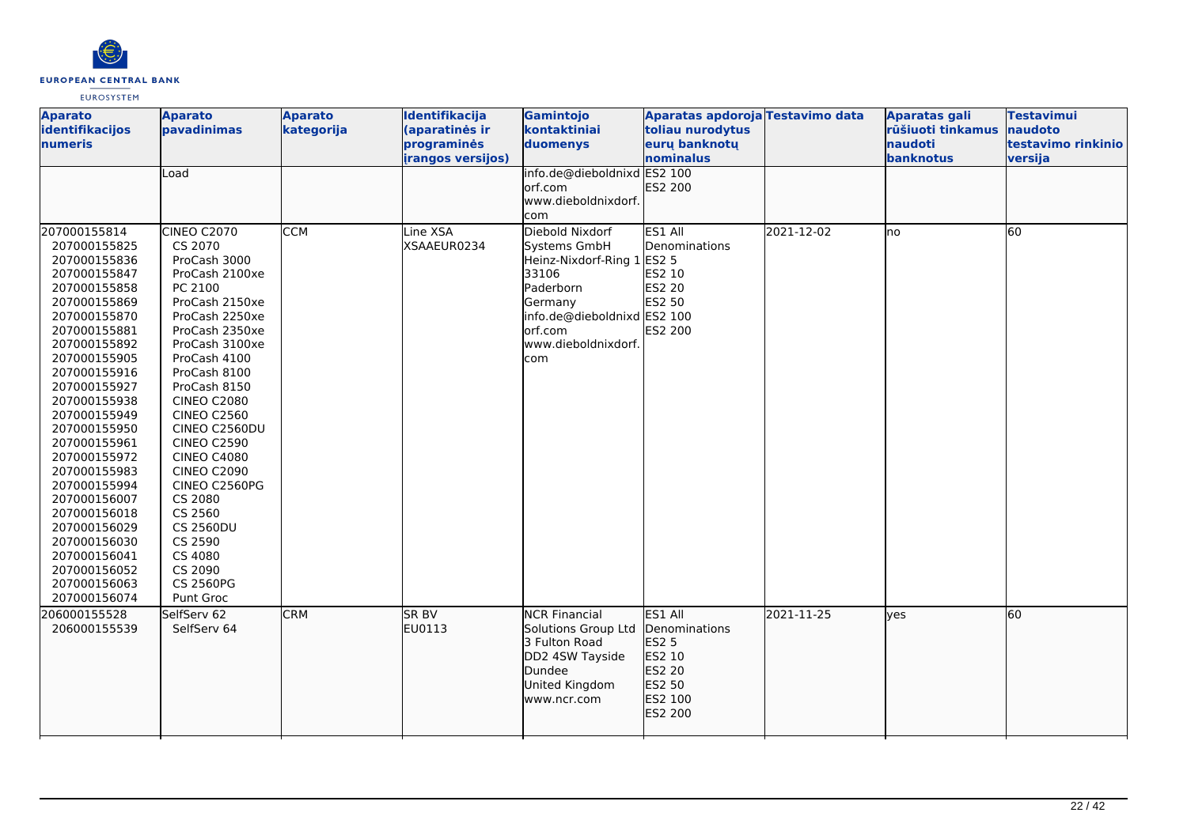| Aparato identifikacijos numeris | Aparato pavadinimas | Aparato kategorija | Identifikacija (aparatinės ir programinės įrangos versijos) | Gamintojo kontaktiniai duomenys | Aparatas apdoroja toliau nurodytus eurų banknotų nominalus | Testavimo data | Aparatas gali rūšiuoti tinkamus naudoti banknotus | Testavimui naudoto testavimo rinkinio versija |
|---|---|---|---|---|---|---|---|---|
| | Load | | | info.de@dieboldnixdorf.com www.dieboldnixdorf.com | ES2 100 ES2 200 | | | |
| 207000155814 207000155825 207000155836 207000155847 207000155858 207000155869 207000155870 207000155881 207000155892 207000155905 207000155916 207000155927 207000155938 207000155949 207000155950 207000155961 207000155972 207000155983 207000155994 207000156007 207000156018 207000156029 207000156030 207000156041 207000156052 207000156063 207000156074 | CINEO C2070 CS 2070 ProCash 3000 ProCash 2100xe PC 2100 ProCash 2150xe ProCash 2250xe ProCash 2350xe ProCash 3100xe ProCash 4100 ProCash 8100 ProCash 8150 CINEO C2080 CINEO C2560 CINEO C2560DU CINEO C2590 CINEO C4080 CINEO C2090 CINEO C2560PG CS 2080 CS 2560 CS 2560DU CS 2590 CS 4080 CS 2090 CS 2560PG Punt Groc | CCM | Line XSA XSAAEUR0234 | Diebold Nixdorf Systems GmbH Heinz-Nixdorf-Ring 1 33106 Paderborn Germany info.de@dieboldnixdorf.com www.dieboldnixdorf.com | ES1 All Denominations ES2 5 ES2 10 ES2 20 ES2 50 ES2 100 ES2 200 | 2021-12-02 | no | 60 |
| 206000155528 206000155539 | SelfServ 62 SelfServ 64 | CRM | SR BV EU0113 | NCR Financial Solutions Group Ltd 3 Fulton Road DD2 4SW Tayside Dundee United Kingdom www.ncr.com | ES1 All Denominations ES2 5 ES2 10 ES2 20 ES2 50 ES2 100 ES2 200 | 2021-11-25 | yes | 60 |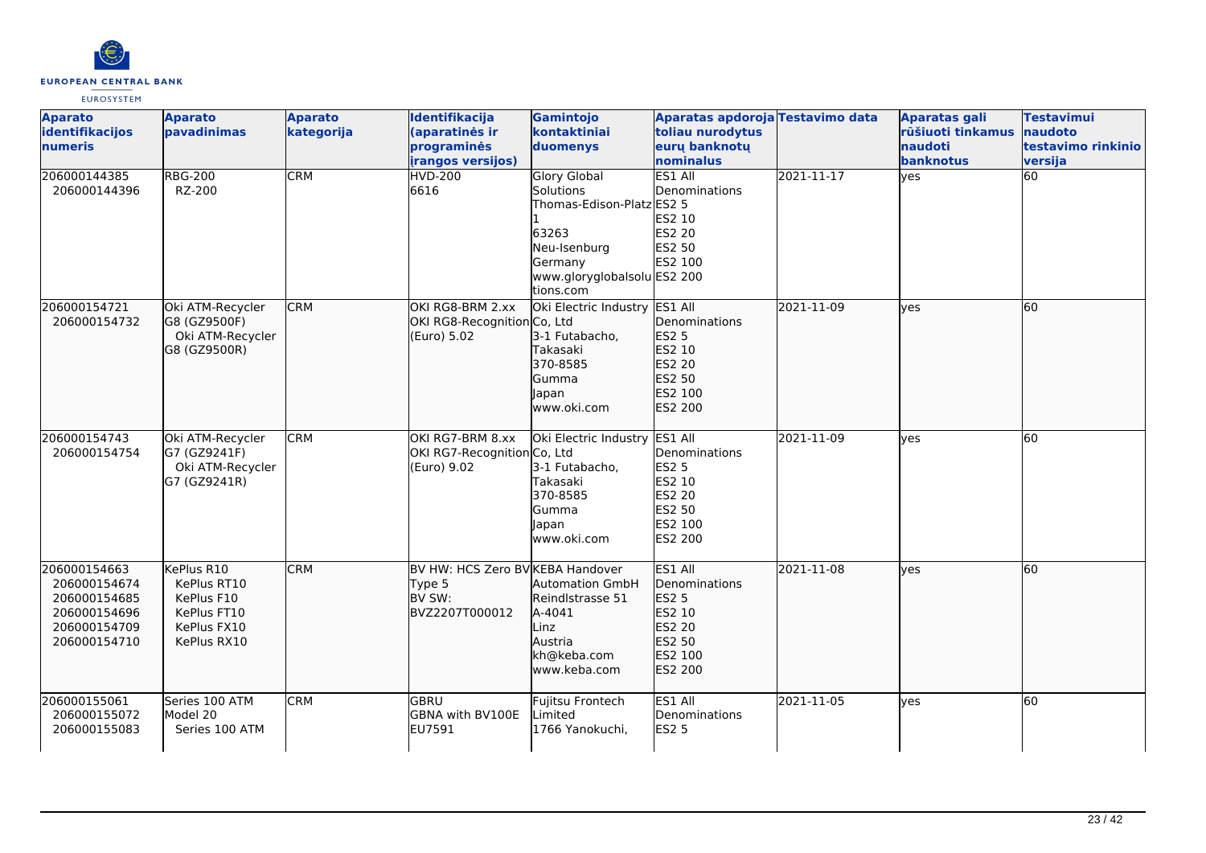| Aparato identifikacijos numeris | Aparato pavadinimas | Aparato kategorija | Identifikacija (aparatinės ir programinės įrangos versijos) | Gamintojo kontaktiniai duomenys | Aparatas apdoroja toliau nurodytus eurų banknotų nominalus | Testavimo data | Aparatas gali rūšiuoti tinkamus naudoti banknotus | Testavimui naudoto testavimo rinkinio versija |
|---|---|---|---|---|---|---|---|---|
| 206000144385<br>206000144396 | RBG-200<br>RZ-200 | CRM | HVD-200<br>6616 | Glory Global Solutions<br>Thomas-Edison-Platz 1<br>63263<br>Neu-Isenburg<br>Germany<br>www.gloryglobalsolutions.com | ES1 All Denominations<br>ES2 5<br>ES2 10<br>ES2 20<br>ES2 50<br>ES2 100<br>ES2 200 | 2021-11-17 | yes | 60 |
| 206000154721<br>206000154732 | Oki ATM-Recycler G8 (GZ9500F)<br>Oki ATM-Recycler G8 (GZ9500R) | CRM | OKI RG8-BRM 2.xx<br>OKI RG8-Recognition (Euro) 5.02 | Oki Electric Industry Co, Ltd<br>3-1 Futabacho,<br>Takasaki<br>370-8585<br>Gumma<br>Japan<br>www.oki.com | ES1 All Denominations<br>ES2 5<br>ES2 10<br>ES2 20<br>ES2 50<br>ES2 100<br>ES2 200 | 2021-11-09 | yes | 60 |
| 206000154743<br>206000154754 | Oki ATM-Recycler G7 (GZ9241F)<br>Oki ATM-Recycler G7 (GZ9241R) | CRM | OKI RG7-BRM 8.xx<br>OKI RG7-Recognition (Euro) 9.02 | Oki Electric Industry Co, Ltd<br>3-1 Futabacho,<br>Takasaki<br>370-8585<br>Gumma<br>Japan<br>www.oki.com | ES1 All Denominations<br>ES2 5<br>ES2 10<br>ES2 20<br>ES2 50<br>ES2 100<br>ES2 200 | 2021-11-09 | yes | 60 |
| 206000154663<br>206000154674<br>206000154685<br>206000154696<br>206000154709<br>206000154710 | KePlus R10<br>KePlus RT10<br>KePlus F10<br>KePlus FT10<br>KePlus FX10<br>KePlus RX10 | CRM | BV HW: HCS Zero BV Type 5<br>BV SW:<br>BVZ2207T000012 | KEBA Handover Automation GmbH<br>Reindlstrasse 51<br>A-4041<br>Linz<br>Austria<br>kh@keba.com<br>www.keba.com | ES1 All Denominations<br>ES2 5<br>ES2 10<br>ES2 20<br>ES2 50<br>ES2 100<br>ES2 200 | 2021-11-08 | yes | 60 |
| 206000155061<br>206000155072<br>206000155083 | Series 100 ATM Model 20<br>Series 100 ATM | CRM | GBRU<br>GBNA with BV100E<br>EU7591 | Fujitsu Frontech Limited<br>1766 Yanokuchi, | ES1 All Denominations<br>ES2 5 | 2021-11-05 | yes | 60 |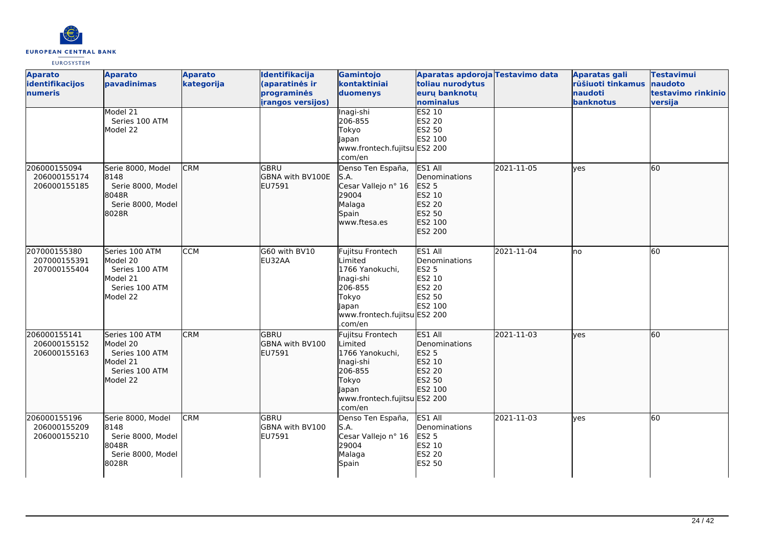| Aparato identifikacijos numeris | Aparato pavadinimas | Aparato kategorija | Identifikacija (aparatinės ir programinės įrangos versijos) | Gamintojo kontaktiniai duomenys | Aparatas apdoroja toliau nurodytus eurų banknotų nominalus | Testavimo data | Aparatas gali rūšiuoti tinkamus naudoti banknotus | Testavimui naudoto testavimo rinkinio versija |
|---|---|---|---|---|---|---|---|---|
| | Model 21<br>Series 100 ATM Model 22 | | | Inagi-shi<br>206-855<br>Tokyo<br>Japan<br>www.frontech.fujitsu.com/en | ES2 10<br>ES2 20<br>ES2 50<br>ES2 100<br>ES2 200 | | | |
| 206000155094<br>206000155174<br>206000155185 | Serie 8000, Model 8148<br>Serie 8000, Model 8048R<br>Serie 8000, Model 8028R | CRM | GBRU<br>GBNA with BV100E<br>EU7591 | Denso Ten España, S.A.<br>Cesar Vallejo n° 16<br>29004<br>Malaga<br>Spain<br>www.ftesa.es | ES1 All Denominations<br>ES2 5<br>ES2 10<br>ES2 20<br>ES2 50<br>ES2 100<br>ES2 200 | 2021-11-05 | yes | 60 |
| 207000155380<br>207000155391<br>207000155404 | Series 100 ATM Model 20<br>Series 100 ATM Model 21<br>Series 100 ATM Model 22 | CCM | G60 with BV10<br>EU32AA | Fujitsu Frontech Limited<br>1766 Yanokuchi, Inagi-shi<br>206-855<br>Tokyo<br>Japan<br>www.frontech.fujitsu.com/en | ES1 All Denominations<br>ES2 5<br>ES2 10<br>ES2 20<br>ES2 50<br>ES2 100<br>ES2 200 | 2021-11-04 | no | 60 |
| 206000155141<br>206000155152<br>206000155163 | Series 100 ATM Model 20<br>Series 100 ATM Model 21<br>Series 100 ATM Model 22 | CRM | GBRU<br>GBNA with BV100<br>EU7591 | Fujitsu Frontech Limited<br>1766 Yanokuchi, Inagi-shi<br>206-855<br>Tokyo<br>Japan<br>www.frontech.fujitsu.com/en | ES1 All Denominations<br>ES2 5<br>ES2 10<br>ES2 20<br>ES2 50<br>ES2 100<br>ES2 200 | 2021-11-03 | yes | 60 |
| 206000155196<br>206000155209<br>206000155210 | Serie 8000, Model 8148<br>Serie 8000, Model 8048R<br>Serie 8000, Model 8028R | CRM | GBRU<br>GBNA with BV100<br>EU7591 | Denso Ten España, S.A.<br>Cesar Vallejo n° 16<br>29004<br>Malaga<br>Spain | ES1 All Denominations<br>ES2 5<br>ES2 10<br>ES2 20<br>ES2 50 | 2021-11-03 | yes | 60 |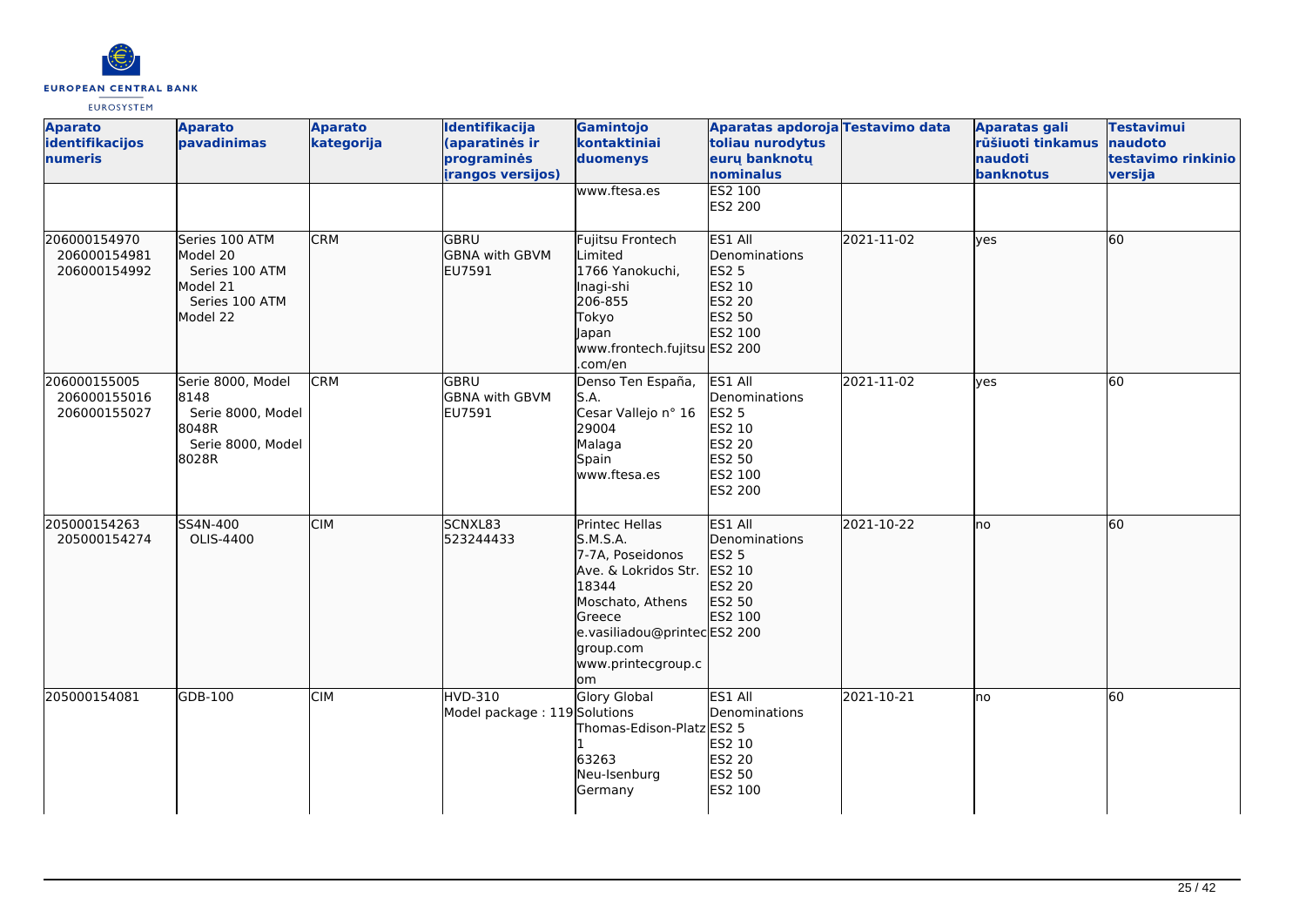| Aparato identifikacijos numeris | Aparato pavadinimas | Aparato kategorija | Identifikacija (aparatinės ir programinės įrangos versijos) | Gamintojo kontaktiniai duomenys | Aparatas apdoroja toliau nurodytus eurų banknotų nominalus | Testavimo data | Aparatas gali rūšiuoti tinkamus naudoti banknotus | Testavimui naudoto testavimo rinkinio versija |
|---|---|---|---|---|---|---|---|---|
| | | | | www.ftesa.es | ES2 100<br>ES2 200 | | | |
| 206000154970<br>206000154981<br>206000154992 | Series 100 ATM Model 20<br>Series 100 ATM Model 21<br>Series 100 ATM Model 22 | CRM | GBRU<br>GBNA with GBVM EU7591 | Fujitsu Frontech Limited<br>1766 Yanokuchi, Inagi-shi<br>206-855<br>Tokyo<br>Japan<br>www.frontech.fujitsu.com/en | ES1 All Denominations<br>ES2 5<br>ES2 10<br>ES2 20<br>ES2 50<br>ES2 100<br>ES2 200 | 2021-11-02 | yes | 60 |
| 206000155005<br>206000155016<br>206000155027 | Serie 8000, Model 8148<br>Serie 8000, Model 8048R<br>Serie 8000, Model 8028R | CRM | GBRU<br>GBNA with GBVM EU7591 | Denso Ten España, S.A.<br>Cesar Vallejo n° 16<br>29004<br>Malaga<br>Spain<br>www.ftesa.es | ES1 All Denominations<br>ES2 5<br>ES2 10<br>ES2 20<br>ES2 50<br>ES2 100<br>ES2 200 | 2021-11-02 | yes | 60 |
| 205000154263<br>205000154274 | SS4N-400<br>OLIS-4400 | CIM | SCNXL83<br>523244433 | Printec Hellas S.M.S.A.<br>7-7A, Poseidonos Ave. & Lokridos Str.<br>18344<br>Moschato, Athens<br>Greece<br>e.vasiliadou@printecgroup.com<br>www.printecgroup.com | ES1 All Denominations<br>ES2 5<br>ES2 10<br>ES2 20<br>ES2 50<br>ES2 100<br>ES2 200 | 2021-10-22 | no | 60 |
| 205000154081 | GDB-100 | CIM | HVD-310<br>Model package : 119 | Glory Global Solutions<br>Thomas-Edison-Platz 1<br>63263<br>Neu-Isenburg<br>Germany | ES1 All Denominations<br>ES2 5<br>ES2 10<br>ES2 20<br>ES2 50<br>ES2 100 | 2021-10-21 | no | 60 |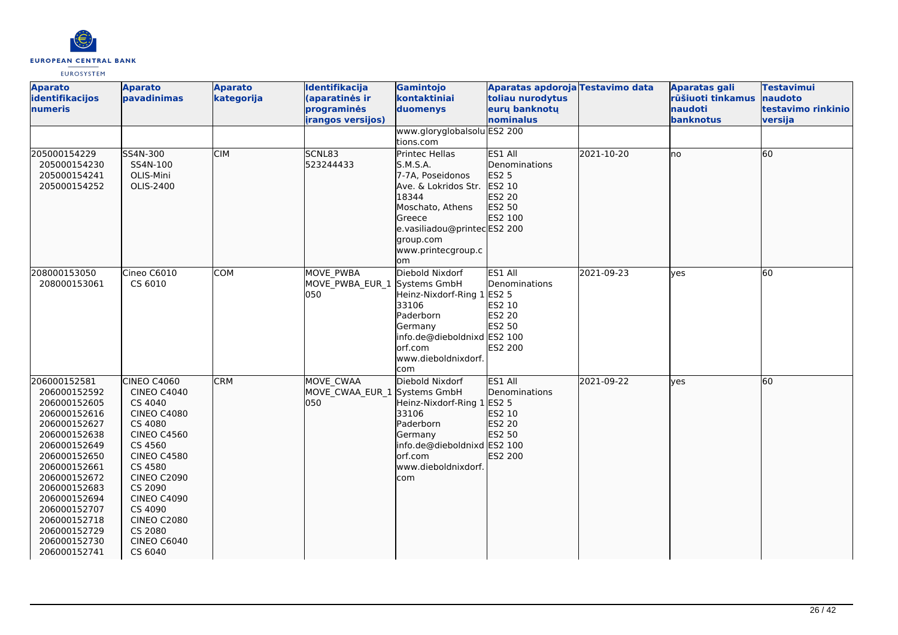| Aparato identifikacijos numeris | Aparato pavadinimas | Aparato kategorija | Identifikacija (aparatinės ir programinės įrangos versijos) | Gamintojo kontaktiniai duomenys | Aparatas apdoroja toliau nurodytus eurų banknotų nominalus | Testavimo data | Aparatas gali rūšiuoti tinkamus naudoti banknotus | Testavimui naudoto testavimo rinkinio versija |
|---|---|---|---|---|---|---|---|---|
| | | | | www.gloryglobalsolutions.com | ES2 200 | | | |
| 205000154229<br>205000154230<br>205000154241<br>205000154252 | SS4N-300<br>SS4N-100<br>OLIS-Mini<br>OLIS-2400 | CIM | SCNL83<br>523244433 | Printec Hellas S.M.S.A.<br>7-7A, Poseidonos Ave. & Lokridos Str.<br>18344<br>Moschato, Athens<br>Greece<br>e.vasiliadou@printecgroup.com<br>www.printecgroup.com | ES1 All Denominations<br>ES2 5<br>ES2 10<br>ES2 20<br>ES2 50<br>ES2 100<br>ES2 200 | 2021-10-20 | no | 60 |
| 208000153050<br>208000153061 | Cineo C6010<br>CS 6010 | COM | MOVE_PWBA<br>MOVE_PWBA_EUR_1050 | Diebold Nixdorf Systems GmbH<br>Heinz-Nixdorf-Ring 1<br>33106<br>Paderborn<br>Germany<br>info.de@dieboldnixdorf.com<br>www.dieboldnixdorf.com | ES1 All Denominations<br>ES2 5<br>ES2 10<br>ES2 20<br>ES2 50<br>ES2 100<br>ES2 200 | 2021-09-23 | yes | 60 |
| 206000152581<br>206000152592<br>206000152605<br>206000152616<br>206000152627<br>206000152638<br>206000152649<br>206000152650<br>206000152661<br>206000152672<br>206000152683<br>206000152694<br>206000152707<br>206000152718<br>206000152729<br>206000152730<br>206000152741 | CINEO C4060<br>CINEO C4040<br>CS 4040<br>CINEO C4080<br>CS 4080<br>CINEO C4560<br>CS 4560<br>CINEO C4580<br>CS 4580<br>CINEO C2090<br>CS 2090<br>CINEO C4090<br>CS 4090<br>CINEO C2080<br>CS 2080<br>CINEO C6040<br>CS 6040 | CRM | MOVE_CWAA<br>MOVE_CWAA_EUR_1050 | Diebold Nixdorf Systems GmbH<br>Heinz-Nixdorf-Ring 1<br>33106<br>Paderborn<br>Germany<br>info.de@dieboldnixdorf.com<br>www.dieboldnixdorf.com | ES1 All Denominations<br>ES2 5<br>ES2 10<br>ES2 20<br>ES2 50<br>ES2 100<br>ES2 200 | 2021-09-22 | yes | 60 |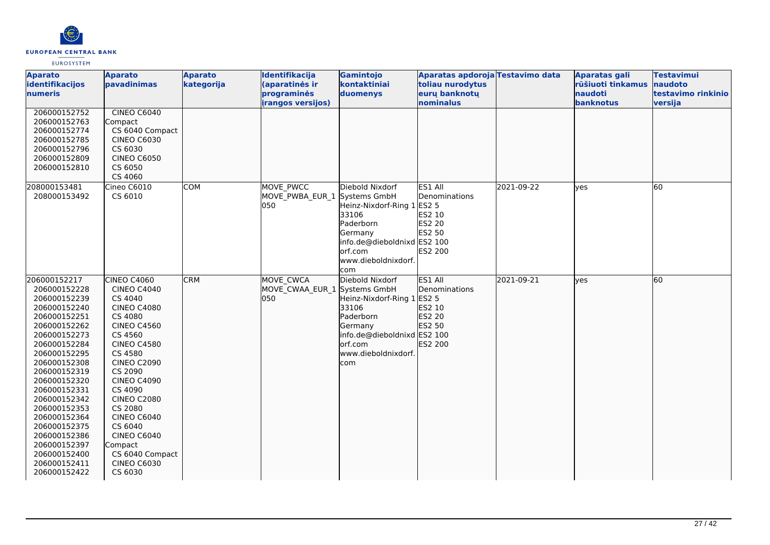| Aparato identifikacijos numeris | Aparato pavadinimas | Aparato kategorija | Identifikacija (aparatinės ir programinės įrangos versijos) | Gamintojo kontaktiniai duomenys | Aparatas apdoroja toliau nurodytus eurų banknotų nominalus | Testavimo data | Aparatas gali rūšiuoti tinkamus naudoti banknotus | Testavimui naudoto testavimo rinkinio versija |
|---|---|---|---|---|---|---|---|---|
| 206000152752<br>206000152763<br>206000152774<br>206000152785<br>206000152796<br>206000152809<br>206000152810 | CINEO C6040 Compact<br>CS 6040 Compact<br>CINEO C6030<br>CS 6030<br>CINEO C6050<br>CS 6050<br>CS 4060 | | | | | | | |
| 208000153481<br>208000153492 | Cineo C6010<br>CS 6010 | COM | MOVE_PWCC<br>MOVE_PWBA_EUR_1 050 | Diebold Nixdorf Systems GmbH<br>Heinz-Nixdorf-Ring 1<br>33106<br>Paderborn<br>Germany<br>info.de@dieboldnixdorf.com<br>www.dieboldnixdorf.com | ES1 All Denominations<br>ES2 5<br>ES2 10<br>ES2 20<br>ES2 50<br>ES2 100<br>ES2 200 | 2021-09-22 | yes | 60 |
| 206000152217<br>206000152228<br>206000152239<br>206000152240<br>206000152251<br>206000152262<br>206000152273<br>206000152284<br>206000152295<br>206000152308<br>206000152319<br>206000152320<br>206000152331<br>206000152342<br>206000152353<br>206000152364<br>206000152375<br>206000152386<br>206000152397<br>206000152400<br>206000152411<br>206000152422 | CINEO C4060<br>CINEO C4040<br>CS 4040<br>CINEO C4080<br>CS 4080<br>CINEO C4560<br>CS 4560<br>CINEO C4580<br>CS 4580<br>CINEO C2090<br>CS 2090<br>CINEO C4090<br>CS 4090<br>CINEO C2080<br>CS 2080<br>CINEO C6040<br>CS 6040<br>CINEO C6040 Compact<br>CS 6040 Compact<br>CINEO C6030<br>CS 6030 | CRM | MOVE_CWCA<br>MOVE_CWAA_EUR_1 050 | Diebold Nixdorf Systems GmbH<br>Heinz-Nixdorf-Ring 1<br>33106<br>Paderborn<br>Germany<br>info.de@dieboldnixdorf.com<br>www.dieboldnixdorf.com | ES1 All Denominations<br>ES2 5<br>ES2 10<br>ES2 20<br>ES2 50<br>ES2 100<br>ES2 200 | 2021-09-21 | yes | 60 |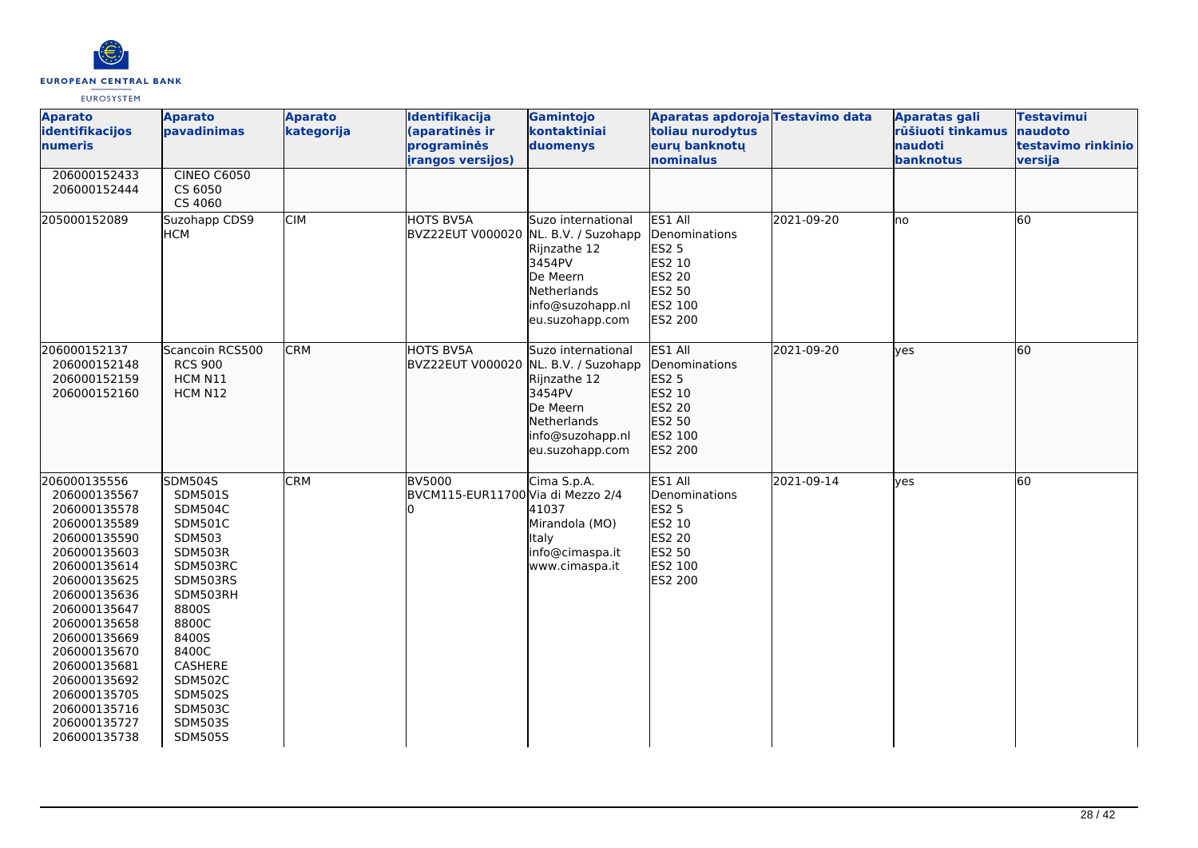| Aparato identifikacijos numeris | Aparato pavadinimas | Aparato kategorija | Identifikacija (aparatinės ir programinės įrangos versijos) | Gamintojo kontaktiniai duomenys | Aparatas apdoroja toliau nurodytus eurų banknotų nominalus | Testavimo data | Aparatas gali rūšiuoti tinkamus naudoti banknotus | Testavimui naudoto testavimo rinkinio versija |
|---|---|---|---|---|---|---|---|---|
| 206000152433<br>206000152444 | CINEO C6050<br>CS 6050<br>CS 4060 | | | | | | | |
| 205000152089 | Suzohapp CDS9 HCM | CIM | HOTS BV5A<br>BVZ22EUT V000020 | Suzo international NL. B.V. / Suzohapp<br>Rijnzathe 12<br>3454PV<br>De Meern<br>Netherlands<br>info@suzohapp.nl<br>eu.suzohapp.com | ES1 All Denominations<br>ES2 5<br>ES2 10<br>ES2 20<br>ES2 50<br>ES2 100<br>ES2 200 | 2021-09-20 | no | 60 |
| 206000152137<br>206000152148<br>206000152159<br>206000152160 | Scancoin RCS500<br>RCS 900<br>HCM N11<br>HCM N12 | CRM | HOTS BV5A<br>BVZ22EUT V000020 | Suzo international NL. B.V. / Suzohapp<br>Rijnzathe 12<br>3454PV<br>De Meern<br>Netherlands<br>info@suzohapp.nl<br>eu.suzohapp.com | ES1 All Denominations<br>ES2 5<br>ES2 10<br>ES2 20<br>ES2 50<br>ES2 100<br>ES2 200 | 2021-09-20 | yes | 60 |
| 206000135556<br>206000135567<br>206000135578<br>206000135589<br>206000135590<br>206000135603<br>206000135614<br>206000135625<br>206000135636<br>206000135647<br>206000135658<br>206000135669<br>206000135670<br>206000135681<br>206000135692<br>206000135705<br>206000135716<br>206000135727<br>206000135738 | SDM504S<br>SDM501S<br>SDM504C<br>SDM501C<br>SDM503<br>SDM503R<br>SDM503RC<br>SDM503RS<br>SDM503RH<br>8800S<br>8800C<br>8400S<br>8400C<br>CASHERE<br>SDM502C<br>SDM502S<br>SDM503C<br>SDM503S<br>SDM505S | CRM | BV5000<br>BVCM115-EUR11700 | Cima S.p.A.<br>Via di Mezzo 2/4<br>41037<br>Mirandola (MO)<br>Italy<br>info@cimaspa.it<br>www.cimaspa.it | ES1 All Denominations<br>ES2 5<br>ES2 10<br>ES2 20<br>ES2 50<br>ES2 100<br>ES2 200 | 2021-09-14 | yes | 60 |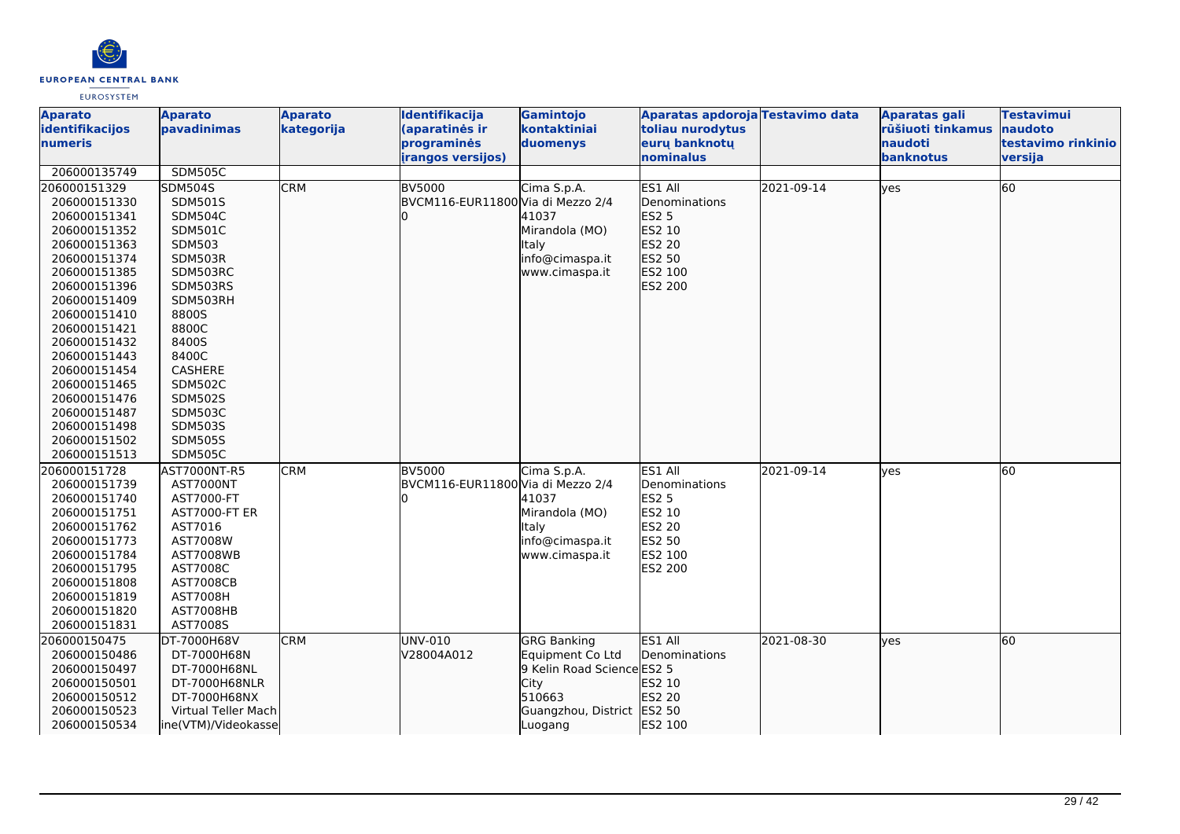| Aparato identifikacijos numeris | Aparato pavadinimas | Aparato kategorija | Identifikacija (aparatinės ir programinės įrangos versijos) | Gamintojo kontaktiniai duomenys | Aparatas apdoroja toliau nurodytus eurų banknotų nominalus | Testavimo data | Aparatas gali rūšiuoti tinkamus naudoti banknotus | Testavimui naudoto testavimo rinkinio versija |
|---|---|---|---|---|---|---|---|---|
| 206000135749 | SDM505C | | | | | | | |
| 206000151329<br>206000151330<br>206000151341<br>206000151352<br>206000151363<br>206000151374<br>206000151385<br>206000151396<br>206000151409<br>206000151410<br>206000151421<br>206000151432<br>206000151443<br>206000151454<br>206000151465<br>206000151476<br>206000151487<br>206000151498<br>206000151502<br>206000151513 | SDM504S<br>SDM501S<br>SDM504C<br>SDM501C<br>SDM503<br>SDM503R<br>SDM503RC<br>SDM503RS<br>SDM503RH<br>8800S<br>8800C<br>8400S<br>8400C<br>CASHERE<br>SDM502C<br>SDM502S<br>SDM503C<br>SDM503S<br>SDM505S<br>SDM505C | CRM | BV5000<br>BVCM116-EUR11800 0 | Cima S.p.A.<br>Via di Mezzo 2/4<br>41037<br>Mirandola (MO)<br>Italy<br>info@cimaspa.it<br>www.cimaspa.it | ES1 All Denominations<br>ES2 5<br>ES2 10<br>ES2 20<br>ES2 50<br>ES2 100<br>ES2 200 | 2021-09-14 | yes | 60 |
| 206000151728<br>206000151739<br>206000151740<br>206000151751<br>206000151762<br>206000151773<br>206000151784<br>206000151795<br>206000151808<br>206000151819<br>206000151820<br>206000151831 | AST7000NT-R5<br>AST7000NT<br>AST7000-FT<br>AST7000-FT ER<br>AST7016<br>AST7008W<br>AST7008WB<br>AST7008C<br>AST7008CB<br>AST7008H<br>AST7008HB<br>AST7008S | CRM | BV5000<br>BVCM116-EUR11800 0 | Cima S.p.A.<br>Via di Mezzo 2/4<br>41037<br>Mirandola (MO)<br>Italy<br>info@cimaspa.it<br>www.cimaspa.it | ES1 All Denominations<br>ES2 5<br>ES2 10<br>ES2 20<br>ES2 50<br>ES2 100<br>ES2 200 | 2021-09-14 | yes | 60 |
| 206000150475<br>206000150486<br>206000150497<br>206000150501<br>206000150512<br>206000150523<br>206000150534 | DT-7000H68V<br>DT-7000H68N<br>DT-7000H68NL<br>DT-7000H68NLR<br>DT-7000H68NX<br>Virtual Teller Machine(VTM)/Videokasse | CRM | UNV-010<br>V28004A012 | GRG Banking Equipment Co Ltd<br>9 Kelin Road Science City<br>510663<br>Guangzhou, District Luogang | ES1 All Denominations<br>ES2 5<br>ES2 10<br>ES2 20<br>ES2 50<br>ES2 100 | 2021-08-30 | yes | 60 |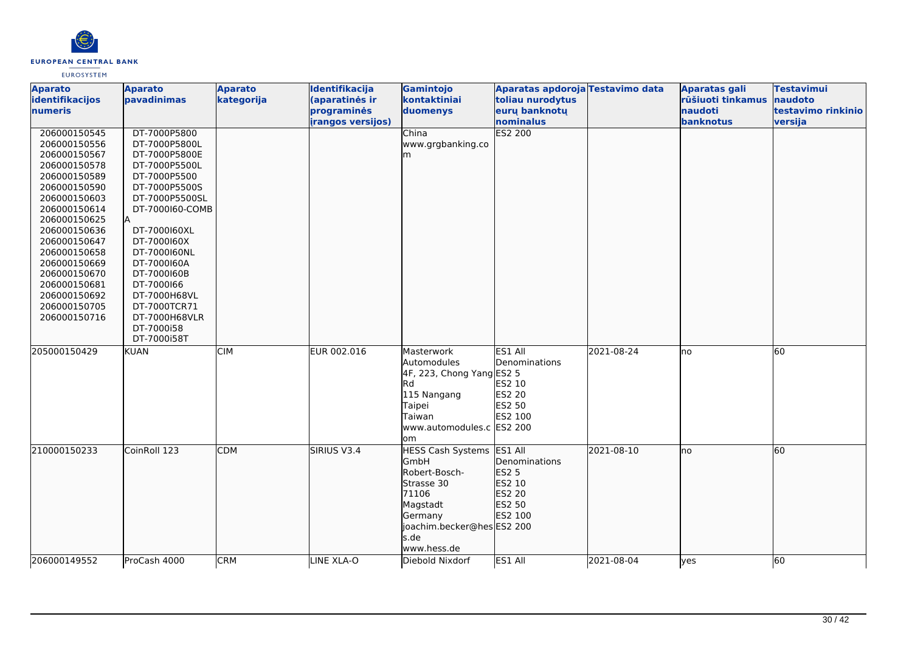| Aparato identifikacijos numeris | Aparato pavadinimas | Aparato kategorija | Identifikacija (aparatinės ir programinės įrangos versijos) | Gamintojo kontaktiniai duomenys | Aparatas apdoroja toliau nurodytus eurų banknotų nominalus | Testavimo data | Aparatas gali rūšiuoti tinkamus naudoti banknotus | Testavimui naudoto testavimo rinkinio versija |
|---|---|---|---|---|---|---|---|---|
| 206000150545<br>206000150556<br>206000150567<br>206000150578<br>206000150589<br>206000150590<br>206000150603<br>206000150614<br>206000150625<br>206000150636<br>206000150647<br>206000150658<br>206000150669<br>206000150670<br>206000150681<br>206000150692<br>206000150705<br>206000150716 | DT-7000P5800<br>DT-7000P5800L<br>DT-7000P5800E<br>DT-7000P5500L<br>DT-7000P5500<br>DT-7000P5500S<br>DT-7000P5500SL<br>DT-7000I60-COMBA<br>DT-7000I60XL<br>DT-7000I60X<br>DT-7000I60NL<br>DT-7000I60A<br>DT-7000I60B<br>DT-7000I66<br>DT-7000H68VL<br>DT-7000TCR71<br>DT-7000H68VLR<br>DT-7000i58<br>DT-7000i58T | | | China<br>www.grgbanking.com | ES2 200 | | | |
| 205000150429 | KUAN | CIM | EUR 002.016 | Masterwork Automodules<br>4F, 223, Chong Yang Rd<br>115 Nangang<br>Taipei<br>Taiwan<br>www.automodules.com | ES1 All Denominations<br>ES2 5<br>ES2 10<br>ES2 20<br>ES2 50<br>ES2 100<br>ES2 200 | 2021-08-24 | no | 60 |
| 210000150233 | CoinRoll 123 | CDM | SIRIUS V3.4 | HESS Cash Systems GmbH<br>Robert-Bosch-Strasse 30<br>71106<br>Magstadt<br>Germany<br>joachim.becker@hess.de<br>www.hess.de | ES1 All Denominations<br>ES2 5<br>ES2 10<br>ES2 20<br>ES2 50<br>ES2 100<br>ES2 200 | 2021-08-10 | no | 60 |
| 206000149552 | ProCash 4000 | CRM | LINE XLA-O | Diebold Nixdorf | ES1 All | 2021-08-04 | yes | 60 |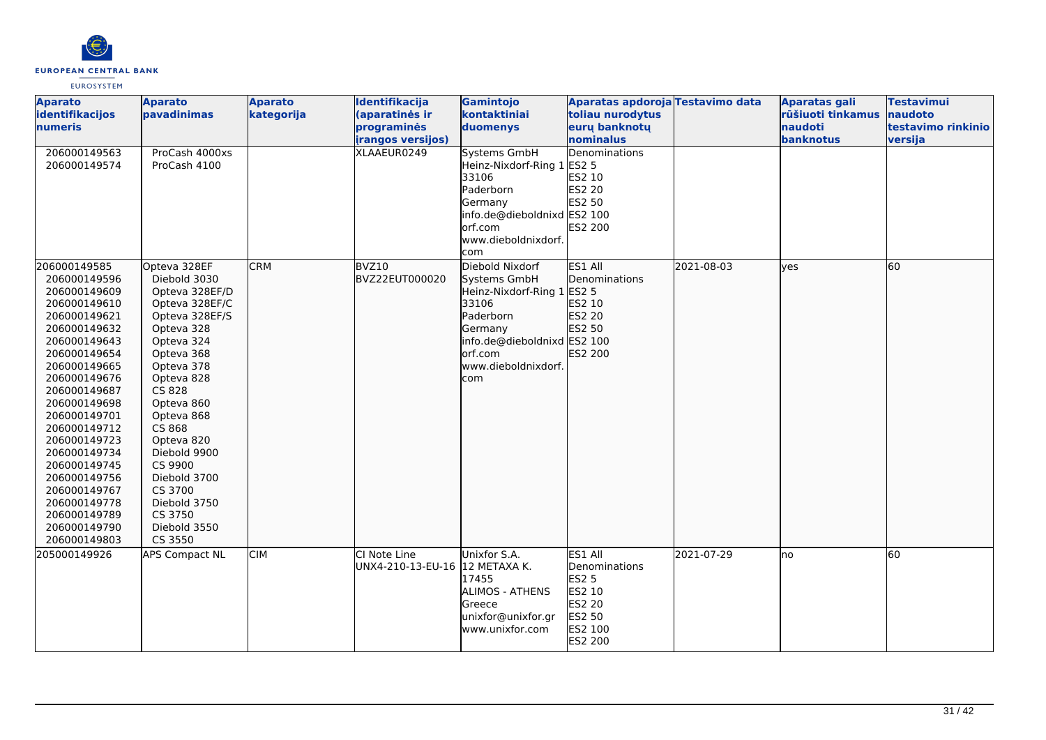| Aparato identifikacijos numeris | Aparato pavadinimas | Aparato kategorija | Identifikacija (aparatinės ir programinės įrangos versijos) | Gamintojo kontaktiniai duomenys | Aparatas apdoroja toliau nurodytus eurų banknotų nominalus | Testavimo data | Aparatas gali rūšiuoti tinkamus naudoti banknotus | Testavimui naudoto testavimo rinkinio versija |
|---|---|---|---|---|---|---|---|---|
| 206000149563<br>206000149574 | ProCash 4000xs<br>ProCash 4100 | | XLAAEUR0249 | Systems GmbH<br>Heinz-Nixdorf-Ring 1<br>33106<br>Paderborn<br>Germany<br>info.de@dieboldnixdorf.com<br>www.dieboldnixdorf.com | Denominations<br>ES2 5<br>ES2 10<br>ES2 20<br>ES2 50<br>ES2 100<br>ES2 200 | | | |
| 206000149585<br>206000149596<br>206000149609<br>206000149610<br>206000149621<br>206000149632<br>206000149643<br>206000149654<br>206000149665<br>206000149676<br>206000149687<br>206000149698<br>206000149701<br>206000149712<br>206000149723<br>206000149734<br>206000149745<br>206000149756<br>206000149767<br>206000149778<br>206000149789<br>206000149790<br>206000149803 | Opteva 328EF<br>Diebold 3030<br>Opteva 328EF/D<br>Opteva 328EF/C<br>Opteva 328EF/S<br>Opteva 328<br>Opteva 324<br>Opteva 368<br>Opteva 378<br>Opteva 828<br>CS 828<br>Opteva 860<br>Opteva 868<br>CS 868<br>Opteva 820<br>Diebold 9900<br>CS 9900<br>Diebold 3700<br>CS 3700<br>Diebold 3750<br>CS 3750<br>Diebold 3550<br>CS 3550 | CRM | BVZ10<br>BVZ22EUT000020 | Diebold Nixdorf<br>Systems GmbH<br>Heinz-Nixdorf-Ring 1<br>33106<br>Paderborn<br>Germany<br>info.de@dieboldnixdorf.com<br>www.dieboldnixdorf.com | ES1 All<br>Denominations<br>ES2 5<br>ES2 10<br>ES2 20<br>ES2 50<br>ES2 100<br>ES2 200 | 2021-08-03 | yes | 60 |
| 205000149926 | APS Compact NL | CIM | CI Note Line<br>UNX4-210-13-EU-16 | Unixfor S.A.<br>12 METAXA K.<br>17455<br>ALIMOS - ATHENS<br>Greece<br>unixfor@unixfor.gr<br>www.unixfor.com | ES1 All<br>Denominations<br>ES2 5<br>ES2 10<br>ES2 20<br>ES2 50<br>ES2 100<br>ES2 200 | 2021-07-29 | no | 60 |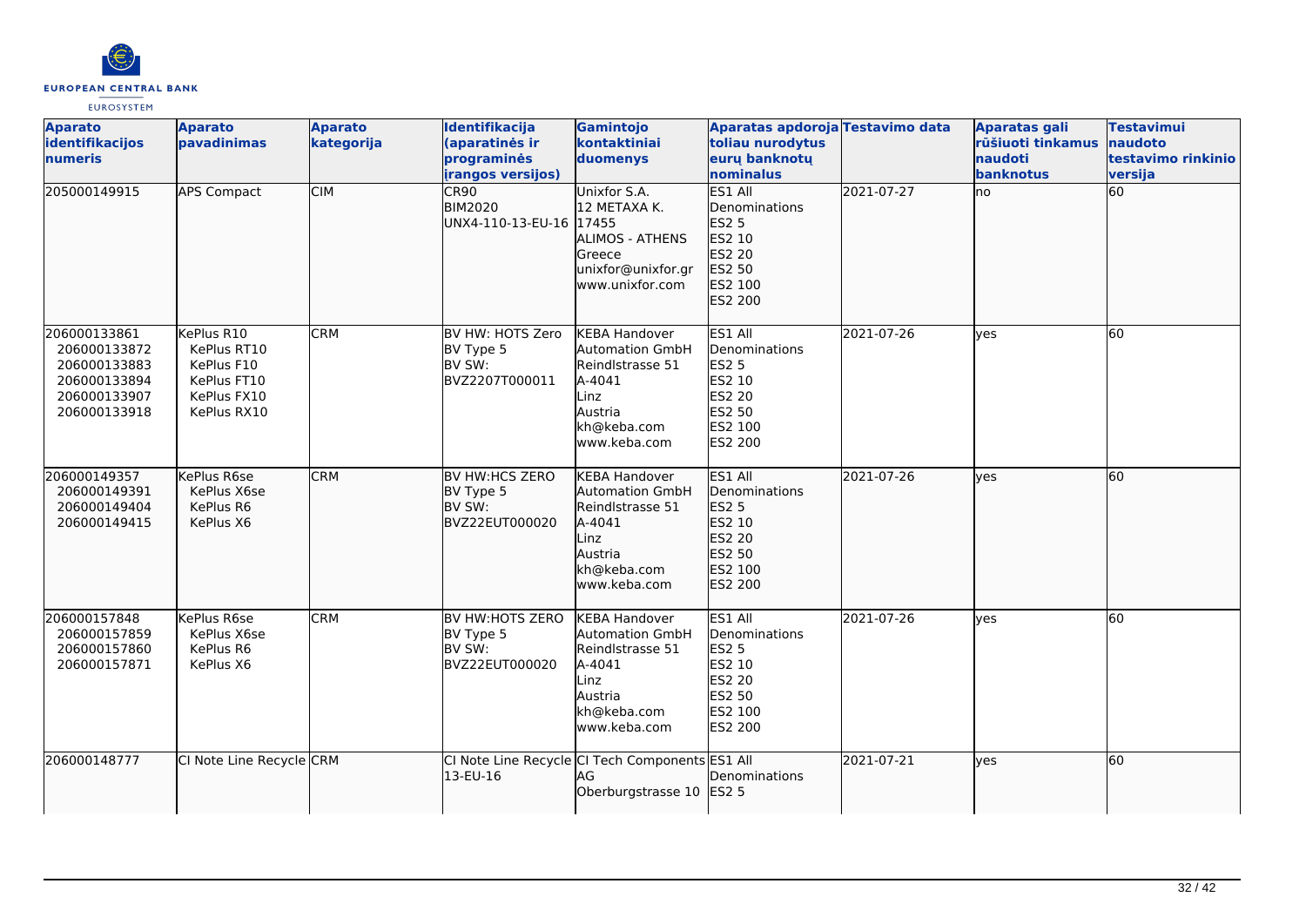| Aparato identifikacijos numeris | Aparato pavadinimas | Aparato kategorija | Identifikacija (aparatinės ir programinės įrangos versijos) | Gamintojo kontaktiniai duomenys | Aparatas apdoroja toliau nurodytus eurų banknotų nominalus | Testavimo data | Aparatas gali rūšiuoti tinkamus naudoti banknotus | Testavimui naudoto testavimo rinkinio versija |
|---|---|---|---|---|---|---|---|---|
| 205000149915 | APS Compact | CIM | CR90<br>BIM2020<br>UNX4-110-13-EU-16 | Unixfor S.A.<br>12 METAXA K.<br>17455<br>ALIMOS - ATHENS<br>Greece<br>unixfor@unixfor.gr<br>www.unixfor.com | ES1 All Denominations<br>ES2 5<br>ES2 10<br>ES2 20<br>ES2 50<br>ES2 100<br>ES2 200 | 2021-07-27 | no | 60 |
| 206000133861<br>206000133872<br>206000133883<br>206000133894<br>206000133907<br>206000133918 | KePlus R10<br>KePlus RT10<br>KePlus F10<br>KePlus FT10<br>KePlus FX10<br>KePlus RX10 | CRM | BV HW: HOTS Zero<br>BV Type 5<br>BV SW:<br>BVZ2207T000011 | KEBA Handover Automation GmbH<br>Reindlstrasse 51<br>A-4041<br>Linz<br>Austria<br>kh@keba.com<br>www.keba.com | ES1 All Denominations<br>ES2 5<br>ES2 10<br>ES2 20<br>ES2 50<br>ES2 100<br>ES2 200 | 2021-07-26 | yes | 60 |
| 206000149357<br>206000149391<br>206000149404<br>206000149415 | KePlus R6se<br>KePlus X6se<br>KePlus R6<br>KePlus X6 | CRM | BV HW:HCS ZERO<br>BV Type 5<br>BV SW:<br>BVZ22EUT000020 | KEBA Handover Automation GmbH<br>Reindlstrasse 51<br>A-4041<br>Linz<br>Austria<br>kh@keba.com<br>www.keba.com | ES1 All Denominations<br>ES2 5<br>ES2 10<br>ES2 20<br>ES2 50<br>ES2 100<br>ES2 200 | 2021-07-26 | yes | 60 |
| 206000157848<br>206000157859<br>206000157860<br>206000157871 | KePlus R6se<br>KePlus X6se<br>KePlus R6<br>KePlus X6 | CRM | BV HW:HOTS ZERO<br>BV Type 5<br>BV SW:<br>BVZ22EUT000020 | KEBA Handover Automation GmbH<br>Reindlstrasse 51<br>A-4041<br>Linz<br>Austria<br>kh@keba.com<br>www.keba.com | ES1 All Denominations<br>ES2 5<br>ES2 10<br>ES2 20<br>ES2 50<br>ES2 100<br>ES2 200 | 2021-07-26 | yes | 60 |
| 206000148777 | CI Note Line Recycle | CRM | CI Note Line Recycle 13-EU-16 | CI Tech Components AG<br>Oberburgstrasse 10 | ES1 All Denominations<br>ES2 5 | 2021-07-21 | yes | 60 |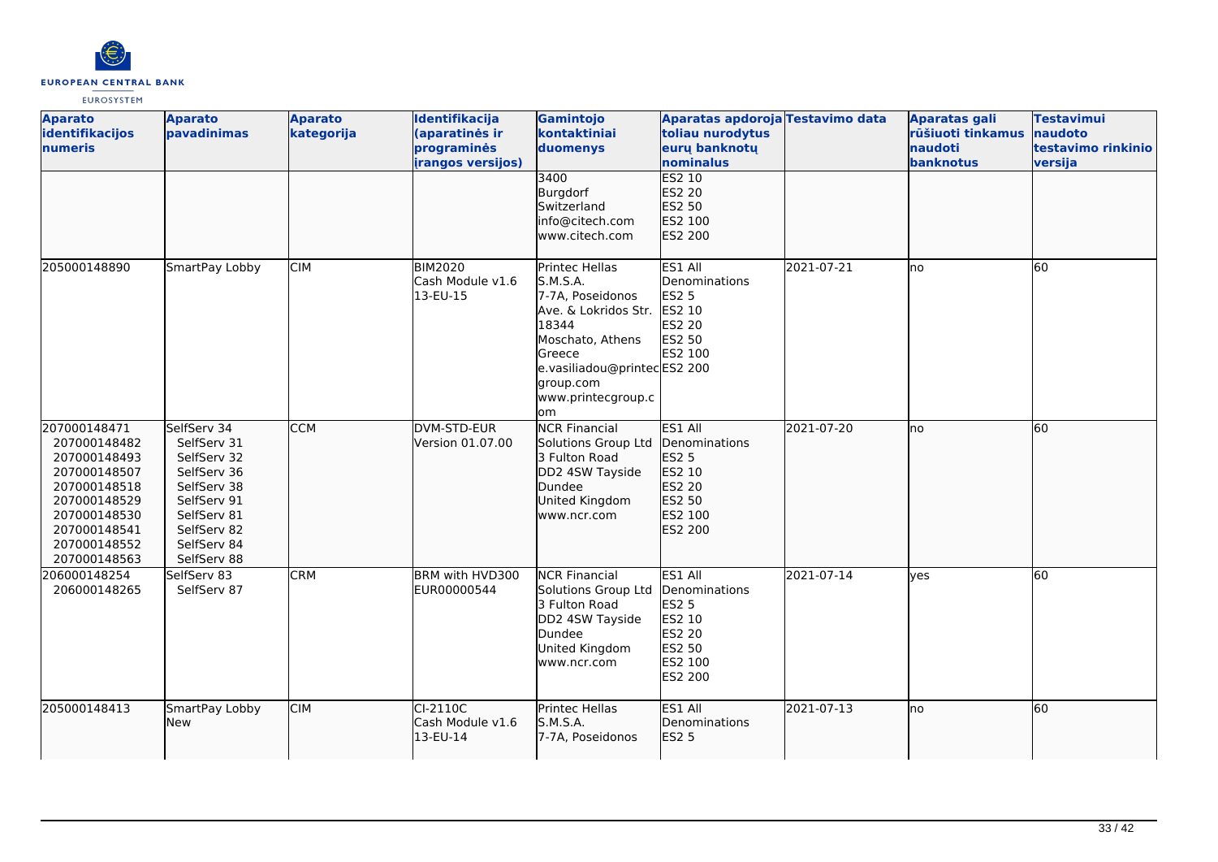| Aparato identifikacijos numeris | Aparato pavadinimas | Aparato kategorija | Identifikacija (aparatinės ir programinės įrangos versijos) | Gamintojo kontaktiniai duomenys | Aparatas apdoroja toliau nurodytus eurų banknotų nominalus | Testavimo data | Aparatas gali rūšiuoti tinkamus naudoti banknotus | Testavimui naudoto testavimo rinkinio versija |
|---|---|---|---|---|---|---|---|---|
| | | | | 3400<br>Burgdorf<br>Switzerland<br>info@citech.com<br>www.citech.com | ES2 10<br>ES2 20<br>ES2 50<br>ES2 100<br>ES2 200 | | | |
| 205000148890 | SmartPay Lobby | CIM | BIM2020<br>Cash Module v1.6<br>13-EU-15 | Printec Hellas S.M.S.A.<br>7-7A, Poseidonos Ave. & Lokridos Str.<br>18344<br>Moschato, Athens<br>Greece<br>e.vasiliadou@printecgroup.com<br>www.printecgroup.com | ES1 All Denominations<br>ES2 5<br>ES2 10<br>ES2 20<br>ES2 50<br>ES2 100<br>ES2 200 | 2021-07-21 | no | 60 |
| 207000148471<br>207000148482<br>207000148493<br>207000148507<br>207000148518<br>207000148529<br>207000148530<br>207000148541<br>207000148552<br>207000148563 | SelfServ 34<br>SelfServ 31<br>SelfServ 32<br>SelfServ 36<br>SelfServ 38<br>SelfServ 91<br>SelfServ 81<br>SelfServ 82<br>SelfServ 84<br>SelfServ 88 | CCM | DVM-STD-EUR<br>Version 01.07.00 | NCR Financial Solutions Group Ltd<br>3 Fulton Road<br>DD2 4SW Tayside<br>Dundee<br>United Kingdom<br>www.ncr.com | ES1 All Denominations<br>ES2 5<br>ES2 10<br>ES2 20<br>ES2 50<br>ES2 100<br>ES2 200 | 2021-07-20 | no | 60 |
| 206000148254<br>206000148265 | SelfServ 83<br>SelfServ 87 | CRM | BRM with HVD300<br>EUR00000544 | NCR Financial Solutions Group Ltd<br>3 Fulton Road<br>DD2 4SW Tayside<br>Dundee<br>United Kingdom<br>www.ncr.com | ES1 All Denominations<br>ES2 5<br>ES2 10<br>ES2 20<br>ES2 50<br>ES2 100<br>ES2 200 | 2021-07-14 | yes | 60 |
| 205000148413 | SmartPay Lobby New | CIM | CI-2110C<br>Cash Module v1.6<br>13-EU-14 | Printec Hellas S.M.S.A.<br>7-7A, Poseidonos | ES1 All Denominations<br>ES2 5 | 2021-07-13 | no | 60 |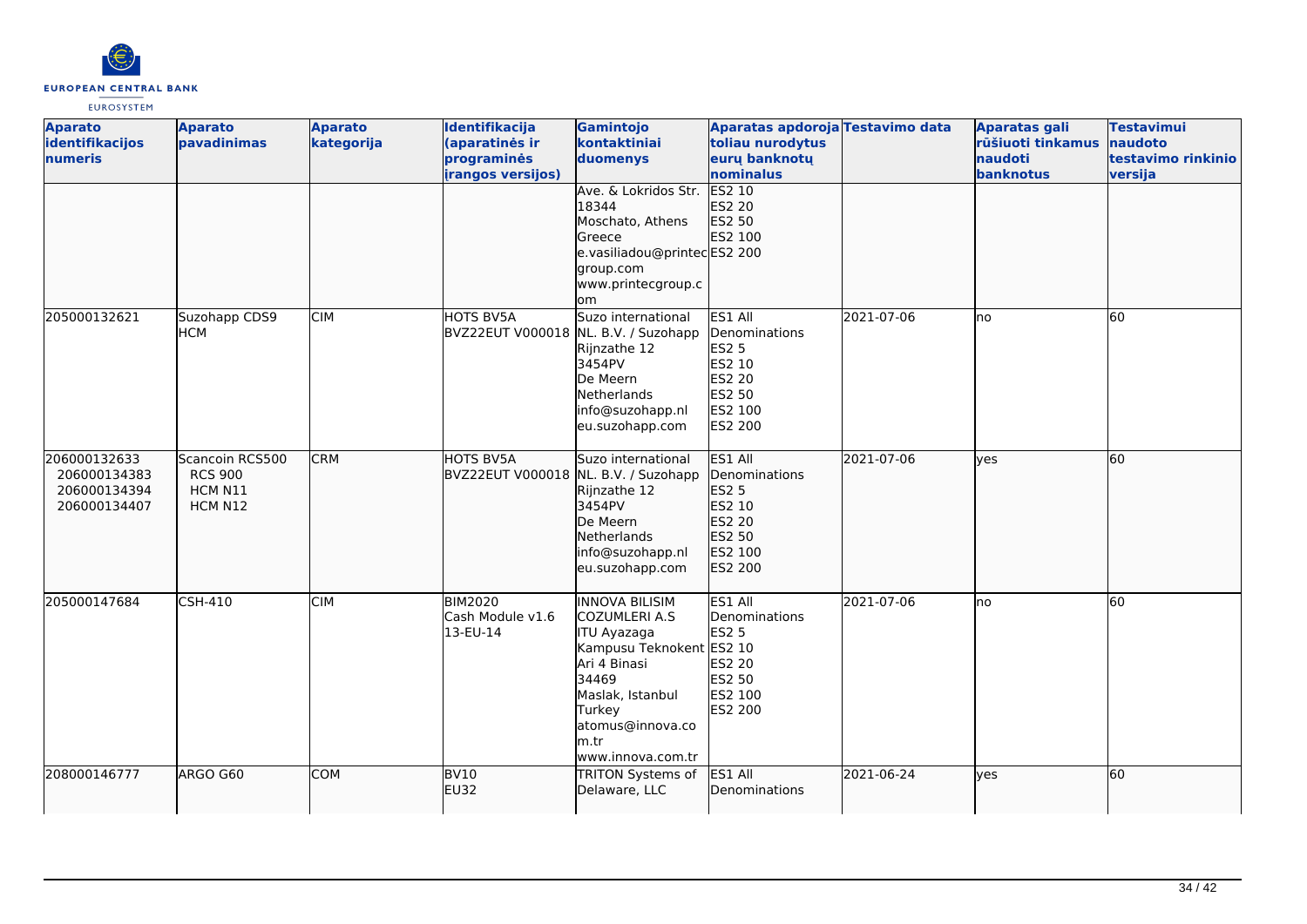| Aparato identifikacijos numeris | Aparato pavadinimas | Aparato kategorija | Identifikacija (aparatinės ir programinės įrangos versijos) | Gamintojo kontaktiniai duomenys | Aparatas apdoroja toliau nurodytus eurų banknotų nominalus | Testavimo data | Aparatas gali rūšiuoti tinkamus naudoti banknotus | Testavimui naudoto testavimo rinkinio versija |
|---|---|---|---|---|---|---|---|---|
| | | | | Ave. & Lokridos Str. 18344 Moschato, Athens Greece e.vasiliadou@printecgroup.com www.printecgroup.com | ES2 10 ES2 20 ES2 50 ES2 100 ES2 200 | | | |
| 205000132621 | Suzohapp CDS9 HCM | CIM | HOTS BV5A BVZ22EUT V000018 | Suzo international NL. B.V. / Suzohapp Rijnzathe 12 3454PV De Meern Netherlands info@suzohapp.nl eu.suzohapp.com | ES1 All Denominations ES2 5 ES2 10 ES2 20 ES2 50 ES2 100 ES2 200 | 2021-07-06 | no | 60 |
| 206000132633 206000134383 206000134394 206000134407 | Scancoin RCS500 RCS 900 HCM N11 HCM N12 | CRM | HOTS BV5A BVZ22EUT V000018 | Suzo international NL. B.V. / Suzohapp Rijnzathe 12 3454PV De Meern Netherlands info@suzohapp.nl eu.suzohapp.com | ES1 All Denominations ES2 5 ES2 10 ES2 20 ES2 50 ES2 100 ES2 200 | 2021-07-06 | yes | 60 |
| 205000147684 | CSH-410 | CIM | BIM2020 Cash Module v1.6 13-EU-14 | INNOVA BILISIM COZUMLERI A.S ITU Ayazaga Kampusu Teknokent Ari 4 Binasi 34469 Maslak, Istanbul Turkey atomus@innova.com.tr www.innova.com.tr | ES1 All Denominations ES2 5 ES2 10 ES2 20 ES2 50 ES2 100 ES2 200 | 2021-07-06 | no | 60 |
| 208000146777 | ARGO G60 | COM | BV10 EU32 | TRITON Systems of Delaware, LLC | ES1 All Denominations | 2021-06-24 | yes | 60 |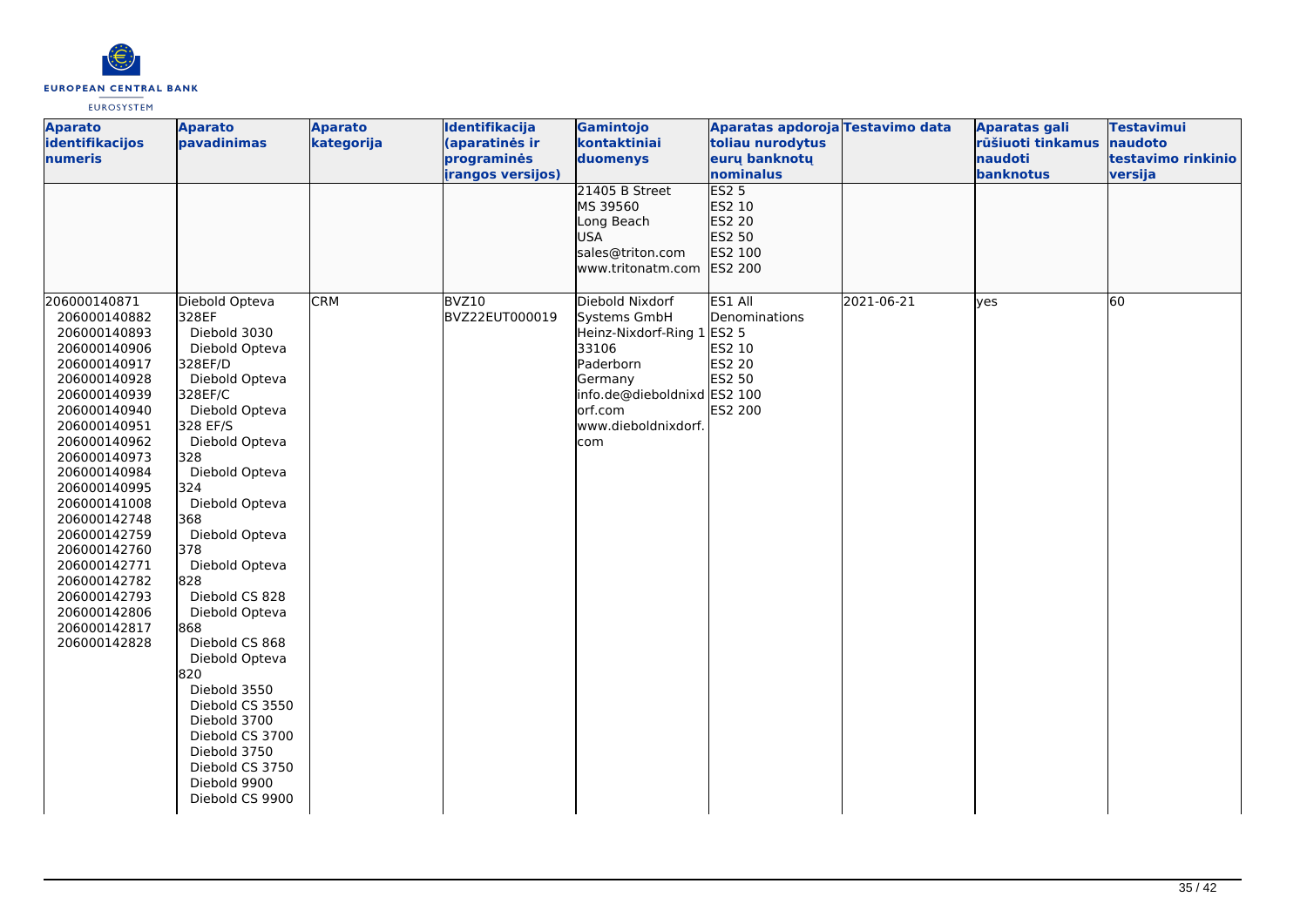| Aparato identifikacijos numeris | Aparato pavadinimas | Aparato kategorija | Identifikacija (aparatinės ir programinės įrangos versijos) | Gamintojo kontaktiniai duomenys | Aparatas apdoroja toliau nurodytus eurų banknotų nominalus | Testavimo data | Aparatas gali rūšiuoti tinkamus naudoti banknotus | Testavimui naudoto testavimo rinkinio versija |
|---|---|---|---|---|---|---|---|---|
| | | | | 21405 B Street<br>MS 39560<br>Long Beach<br>USA<br>sales@triton.com<br>www.tritonatm.com | ES2 5<br>ES2 10<br>ES2 20<br>ES2 50<br>ES2 100<br>ES2 200 | | | |
| 206000140871<br>206000140882<br>206000140893<br>206000140906<br>206000140917<br>206000140928<br>206000140939<br>206000140940<br>206000140951<br>206000140962<br>206000140973<br>206000140984<br>206000140995<br>206000141008<br>206000142748<br>206000142759<br>206000142760<br>206000142771<br>206000142782<br>206000142793<br>206000142806<br>206000142817<br>206000142828 | Diebold Opteva 328EF<br>Diebold 3030<br>Diebold Opteva 328EF/D<br>Diebold Opteva 328EF/C<br>Diebold Opteva 328 EF/S<br>Diebold Opteva 328<br>Diebold Opteva 324<br>Diebold Opteva 368<br>Diebold Opteva 378<br>Diebold Opteva 828<br>Diebold CS 828<br>Diebold Opteva 868<br>Diebold CS 868<br>Diebold Opteva 820<br>Diebold 3550<br>Diebold CS 3550<br>Diebold 3700<br>Diebold CS 3700<br>Diebold 3750<br>Diebold CS 3750<br>Diebold 9900<br>Diebold CS 9900 | CRM | BVZ10<br>BVZ22EUT000019 | Diebold Nixdorf Systems GmbH<br>Heinz-Nixdorf-Ring 1<br>33106<br>Paderborn<br>Germany<br>info.de@dieboldnixdorf.com<br>www.dieboldnixdorf.com | ES1 All Denominations<br>ES2 5<br>ES2 10<br>ES2 20<br>ES2 50<br>ES2 100<br>ES2 200 | 2021-06-21 | yes | 60 |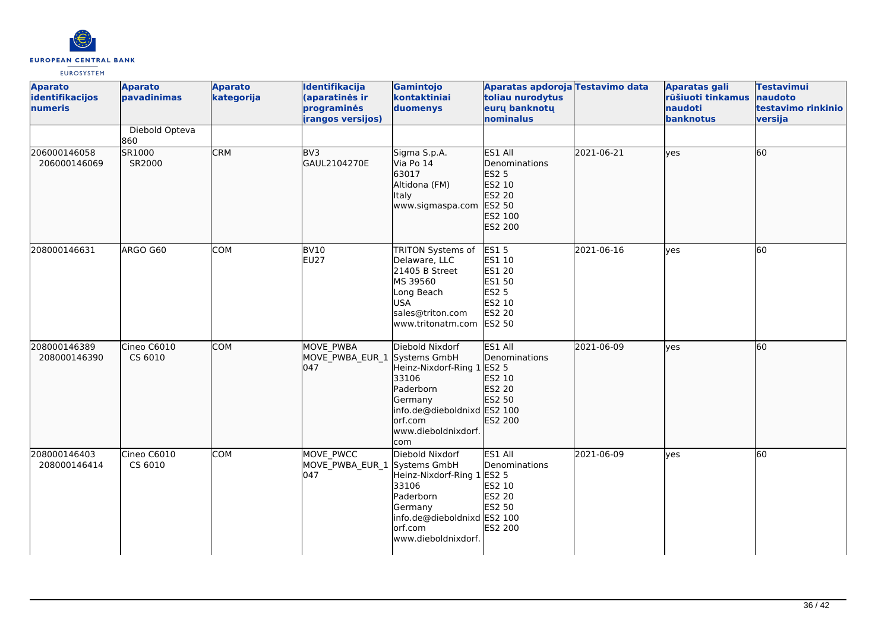| Aparato identifikacijos numeris | Aparato pavadinimas | Aparato kategorija | Identifikacija (aparatinės ir programinės įrangos versijos) | Gamintojo kontaktiniai duomenys | Aparatas apdoroja toliau nurodytus eurų banknotų nominalus | Testavimo data | Aparatas gali rūšiuoti tinkamus naudoti banknotus | Testavimui naudoto testavimo rinkinio versija |
|---|---|---|---|---|---|---|---|---|
| | Diebold Opteva 860 | | | | | | | |
| 206000146058<br>206000146069 | SR1000<br>SR2000 | CRM | BV3<br>GAUL2104270E | Sigma S.p.A.<br>Via Po 14<br>63017<br>Altidona (FM)<br>Italy<br>www.sigmaspa.com | ES1 All Denominations<br>ES2 5<br>ES2 10<br>ES2 20<br>ES2 50<br>ES2 100<br>ES2 200 | 2021-06-21 | yes | 60 |
| 208000146631 | ARGO G60 | COM | BV10<br>EU27 | TRITON Systems of Delaware, LLC<br>21405 B Street<br>MS 39560<br>Long Beach<br>USA<br>sales@triton.com<br>www.tritonatm.com | ES1 5<br>ES1 10<br>ES1 20<br>ES1 50<br>ES2 5<br>ES2 10<br>ES2 20<br>ES2 50 | 2021-06-16 | yes | 60 |
| 208000146389<br>208000146390 | Cineo C6010<br>CS 6010 | COM | MOVE_PWBA<br>MOVE_PWBA_EUR_1 047 | Diebold Nixdorf Systems GmbH<br>Heinz-Nixdorf-Ring 1<br>33106<br>Paderborn<br>Germany<br>info.de@dieboldnixdorf.com<br>www.dieboldnixdorf.com | ES1 All Denominations<br>ES2 5<br>ES2 10<br>ES2 20<br>ES2 50<br>ES2 100<br>ES2 200 | 2021-06-09 | yes | 60 |
| 208000146403<br>208000146414 | Cineo C6010<br>CS 6010 | COM | MOVE_PWCC<br>MOVE_PWBA_EUR_1 047 | Diebold Nixdorf Systems GmbH<br>Heinz-Nixdorf-Ring 1<br>33106<br>Paderborn<br>Germany<br>info.de@dieboldnixdorf.com<br>www.dieboldnixdorf. | ES1 All Denominations<br>ES2 5<br>ES2 10<br>ES2 20<br>ES2 50<br>ES2 100<br>ES2 200 | 2021-06-09 | yes | 60 |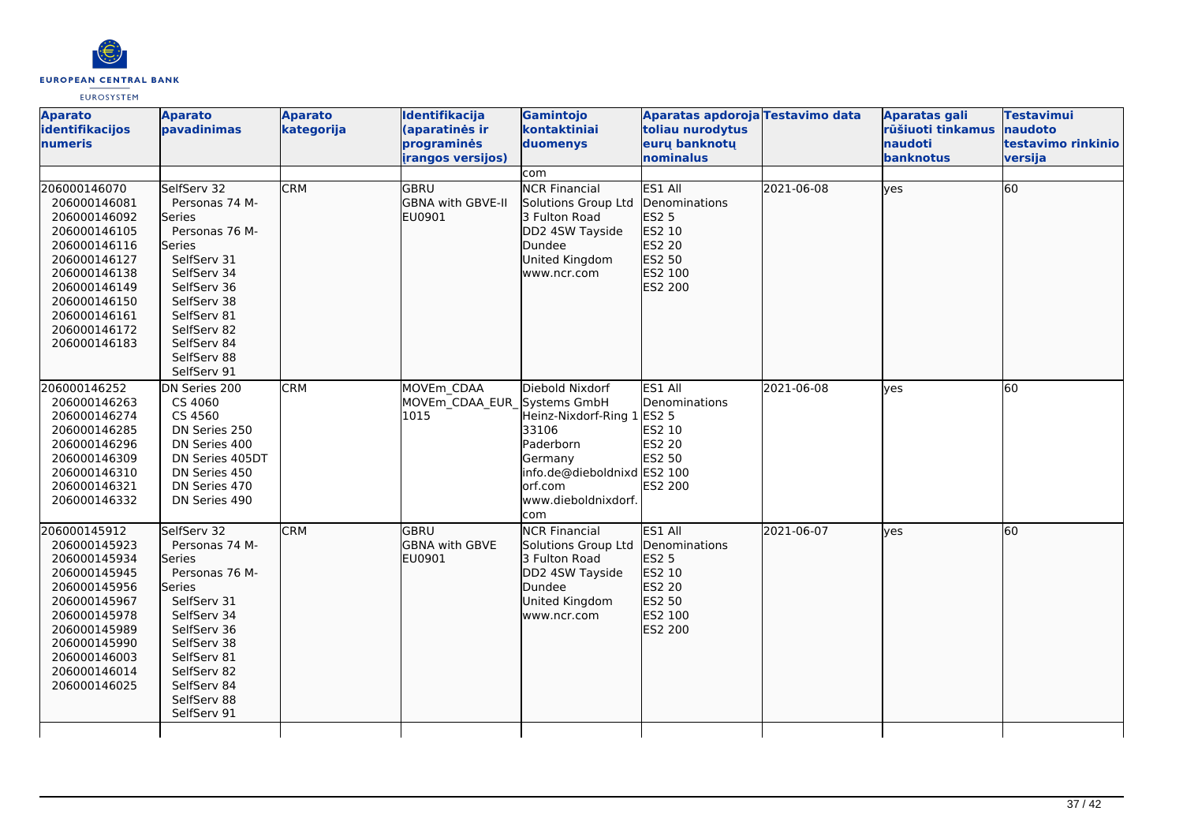| Aparato identifikacijos numeris | Aparato pavadinimas | Aparato kategorija | Identifikacija (aparatinės ir programinės įrangos versijos) | Gamintojo kontaktiniai duomenys | Aparatas apdoroja toliau nurodytus eurų banknotų nominalus | Testavimo data | Aparatas gali rūšiuoti tinkamus naudoti banknotus | Testavimui naudoto testavimo rinkinio versija |
|---|---|---|---|---|---|---|---|---|
| | | | | com | | | | |
| 206000146070<br>206000146081<br>206000146092<br>206000146105<br>206000146116<br>206000146127<br>206000146138<br>206000146149<br>206000146150<br>206000146161<br>206000146172<br>206000146183 | SelfServ 32<br>Personas 74 M-Series<br>Personas 76 M-Series<br>SelfServ 31<br>SelfServ 34<br>SelfServ 36<br>SelfServ 38<br>SelfServ 81<br>SelfServ 82<br>SelfServ 84<br>SelfServ 88<br>SelfServ 91 | CRM | GBRU<br>GBNA with GBVE-II<br>EU0901 | NCR Financial Solutions Group Ltd<br>3 Fulton Road<br>DD2 4SW Tayside<br>Dundee<br>United Kingdom<br>www.ncr.com | ES1 All Denominations<br>ES2 5<br>ES2 10<br>ES2 20<br>ES2 50<br>ES2 100<br>ES2 200 | 2021-06-08 | yes | 60 |
| 206000146252<br>206000146263<br>206000146274<br>206000146285<br>206000146296<br>206000146309<br>206000146310<br>206000146321<br>206000146332 | DN Series 200<br>CS 4060<br>CS 4560<br>DN Series 250<br>DN Series 400<br>DN Series 405DT<br>DN Series 450<br>DN Series 470<br>DN Series 490 | CRM | MOVEm_CDAA<br>MOVEm_CDAA_EUR_1015 | Diebold Nixdorf Systems GmbH<br>Heinz-Nixdorf-Ring 1<br>33106<br>Paderborn<br>Germany<br>info.de@dieboldnixdorf.com<br>www.dieboldnixdorf.com | ES1 All Denominations<br>ES2 5<br>ES2 10<br>ES2 20<br>ES2 50<br>ES2 100<br>ES2 200 | 2021-06-08 | yes | 60 |
| 206000145912<br>206000145923<br>206000145934<br>206000145945<br>206000145956<br>206000145967<br>206000145978<br>206000145989<br>206000145990<br>206000146003<br>206000146014<br>206000146025 | SelfServ 32<br>Personas 74 M-Series<br>Personas 76 M-Series<br>SelfServ 31<br>SelfServ 34<br>SelfServ 36<br>SelfServ 38<br>SelfServ 81<br>SelfServ 82<br>SelfServ 84<br>SelfServ 88<br>SelfServ 91 | CRM | GBRU<br>GBNA with GBVE<br>EU0901 | NCR Financial Solutions Group Ltd<br>3 Fulton Road<br>DD2 4SW Tayside<br>Dundee<br>United Kingdom<br>www.ncr.com | ES1 All Denominations<br>ES2 5<br>ES2 10<br>ES2 20<br>ES2 50<br>ES2 100<br>ES2 200 | 2021-06-07 | yes | 60 |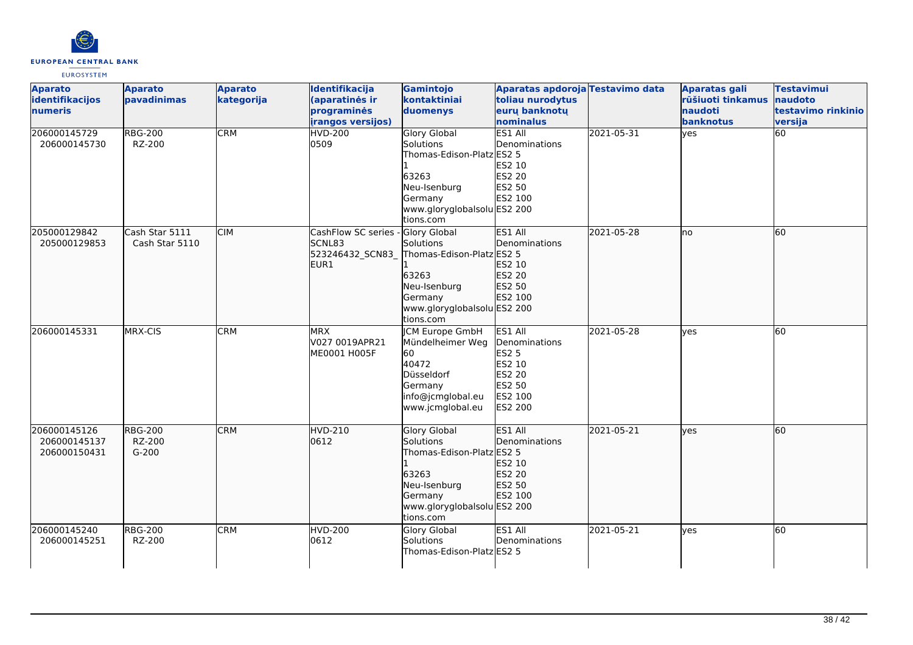| Aparato identifikacijos numeris | Aparato pavadinimas | Aparato kategorija | Identifikacija (aparatinės ir programinės įrangos versijos) | Gamintojo kontaktiniai duomenys | Aparatas apdoroja toliau nurodytus eurų banknotų nominalus | Testavimo data | Aparatas gali rūšiuoti tinkamus naudoti banknotus | Testavimui naudoto testavimo rinkinio versija |
|---|---|---|---|---|---|---|---|---|
| 206000145729<br>206000145730 | RBG-200<br>RZ-200 | CRM | HVD-200<br>0509 | Glory Global Solutions<br>Thomas-Edison-Platz 1<br>63263<br>Neu-Isenburg<br>Germany<br>www.gloryglobalsolutions.com | ES1 All Denominations<br>ES2 5<br>ES2 10<br>ES2 20<br>ES2 50<br>ES2 100<br>ES2 200 | 2021-05-31 | yes | 60 |
| 205000129842<br>205000129853 | Cash Star 5111<br>Cash Star 5110 | CIM | CashFlow SC series - SCNL83<br>523246432_SCN83_EUR1 | Glory Global Solutions<br>Thomas-Edison-Platz 1<br>63263<br>Neu-Isenburg<br>Germany<br>www.gloryglobalsolutions.com | ES1 All Denominations<br>ES2 5<br>ES2 10<br>ES2 20<br>ES2 50<br>ES2 100<br>ES2 200 | 2021-05-28 | no | 60 |
| 206000145331 | MRX-CIS | CRM | MRX<br>V027 0019APR21<br>ME0001 H005F | JCM Europe GmbH<br>Mündelheimer Weg 60<br>40472<br>Düsseldorf<br>Germany<br>info@jcmglobal.eu<br>www.jcmglobal.eu | ES1 All Denominations<br>ES2 5<br>ES2 10<br>ES2 20<br>ES2 50<br>ES2 100<br>ES2 200 | 2021-05-28 | yes | 60 |
| 206000145126<br>206000145137<br>206000150431 | RBG-200<br>RZ-200<br>G-200 | CRM | HVD-210<br>0612 | Glory Global Solutions<br>Thomas-Edison-Platz 1<br>63263<br>Neu-Isenburg<br>Germany<br>www.gloryglobalsolutions.com | ES1 All Denominations<br>ES2 5<br>ES2 10<br>ES2 20<br>ES2 50<br>ES2 100<br>ES2 200 | 2021-05-21 | yes | 60 |
| 206000145240<br>206000145251 | RBG-200<br>RZ-200 | CRM | HVD-200<br>0612 | Glory Global Solutions<br>Thomas-Edison-Platz | ES1 All Denominations<br>ES2 5 | 2021-05-21 | yes | 60 |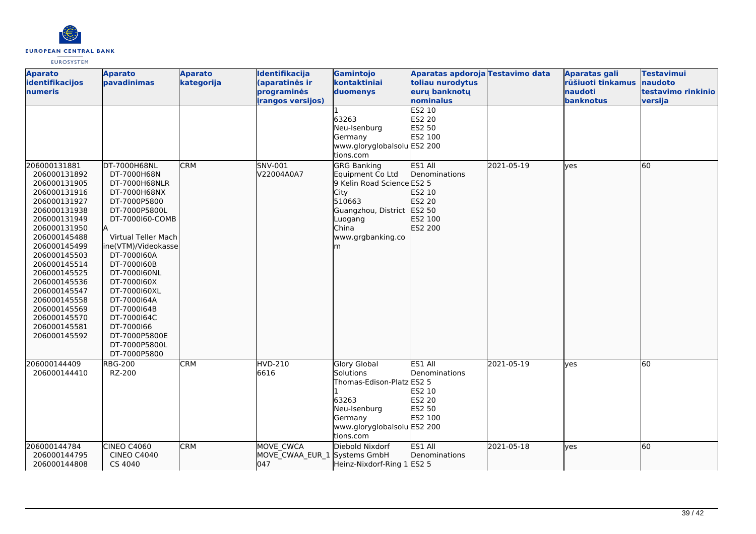| Aparato identifikacijos numeris | Aparato pavadinimas | Aparato kategorija | Identifikacija (aparatinės ir programinės įrangos versijos) | Gamintojo kontaktiniai duomenys | Aparatas apdoroja toliau nurodytus eurų banknotų nominalus | Testavimo data | Aparatas gali rūšiuoti tinkamus naudoti banknotus | Testavimui naudoto testavimo rinkinio versija |
|---|---|---|---|---|---|---|---|---|
| | | | | 1<br>63263<br>Neu-Isenburg<br>Germany<br>www.gloryglobalsolutions.com | ES2 10<br>ES2 20<br>ES2 50<br>ES2 100<br>ES2 200 | | | |
| 206000131881<br>206000131892<br>206000131905<br>206000131916<br>206000131927<br>206000131938<br>206000131949<br>206000131950<br>206000145488<br>206000145499<br>206000145503<br>206000145514<br>206000145525<br>206000145536<br>206000145547<br>206000145558<br>206000145569<br>206000145570<br>206000145581<br>206000145592 | DT-7000H68NL<br>DT-7000H68N<br>DT-7000H68NLR<br>DT-7000H68NX<br>DT-7000P5800<br>DT-7000P5800L<br>DT-7000I60-COMBA<br>Virtual Teller Machine(VTM)/Videokasse<br>DT-7000I60A<br>DT-7000I60B<br>DT-7000I60NL<br>DT-7000I60X<br>DT-7000I60XL<br>DT-7000I64A<br>DT-7000I64B<br>DT-7000I64C<br>DT-7000I66<br>DT-7000P5800E<br>DT-7000P5800L<br>DT-7000P5800 | CRM | SNV-001<br>V22004A0A7 | GRG Banking Equipment Co Ltd<br>9 Kelin Road Science City<br>510663<br>Guangzhou, District Luogang<br>China<br>www.grgbanking.com | ES1 All Denominations<br>ES2 5<br>ES2 10<br>ES2 20<br>ES2 50<br>ES2 100<br>ES2 200 | 2021-05-19 | yes | 60 |
| 206000144409<br>206000144410 | RBG-200<br>RZ-200 | CRM | HVD-210<br>6616 | Glory Global Solutions<br>Thomas-Edison-Platz 1<br>63263<br>Neu-Isenburg<br>Germany<br>www.gloryglobalsolutions.com | ES1 All Denominations<br>ES2 5<br>ES2 10<br>ES2 20<br>ES2 50<br>ES2 100<br>ES2 200 | 2021-05-19 | yes | 60 |
| 206000144784<br>206000144795<br>206000144808 | CINEO C4060<br>CINEO C4040<br>CS 4040 | CRM | MOVE_CWCA<br>MOVE_CWAA_EUR_1047 | Diebold Nixdorf Systems GmbH<br>Heinz-Nixdorf-Ring 1 | ES1 All Denominations<br>ES2 5 | 2021-05-18 | yes | 60 |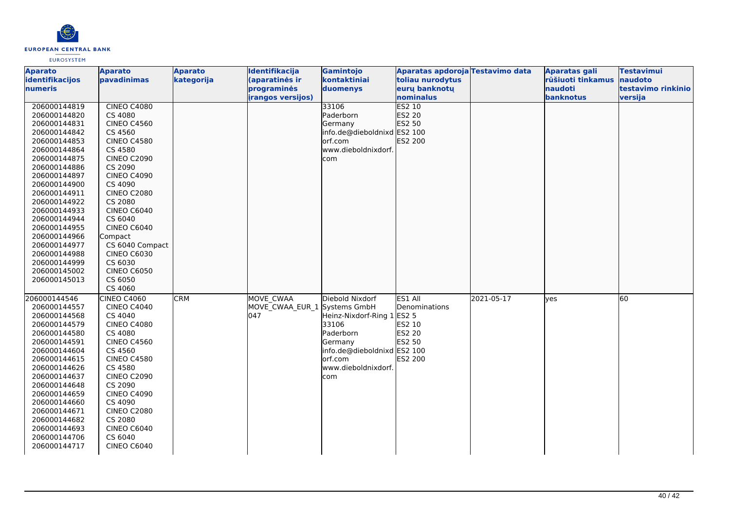| Aparato identifikacijos numeris | Aparato pavadinimas | Aparato kategorija | Identifikacija (aparatinės ir programinės įrangos versijos) | Gamintojo kontaktiniai duomenys | Aparatas apdoroja toliau nurodytus eurų banknotų nominalus | Testavimo data | Aparatas gali rūšiuoti tinkamus naudoti banknotus | Testavimui naudoto testavimo rinkinio versija |
|---|---|---|---|---|---|---|---|---|
| 206000144819<br>206000144820<br>206000144831<br>206000144842<br>206000144853<br>206000144864<br>206000144875<br>206000144886<br>206000144897<br>206000144900<br>206000144911<br>206000144922<br>206000144933<br>206000144944<br>206000144955<br>206000144966<br>206000144977<br>206000144988<br>206000144999<br>206000145002<br>206000145013 | CINEO C4080<br>CS 4080<br>CINEO C4560<br>CS 4560<br>CINEO C4580<br>CS 4580<br>CINEO C2090<br>CS 2090<br>CINEO C4090<br>CS 4090<br>CINEO C2080<br>CS 2080<br>CINEO C6040<br>CS 6040<br>CINEO C6040 Compact<br>CS 6040 Compact<br>CINEO C6030<br>CS 6030<br>CINEO C6050<br>CS 6050<br>CS 4060 | | | 33106<br>Paderborn<br>Germany<br>info.de@dieboldnixdorf.com<br>www.dieboldnixdorf.com | ES2 10<br>ES2 20<br>ES2 50<br>ES2 100<br>ES2 200 | | | |
| 206000144546<br>206000144557<br>206000144568<br>206000144579<br>206000144580<br>206000144591<br>206000144604<br>206000144615<br>206000144626<br>206000144637<br>206000144648<br>206000144659<br>206000144660<br>206000144671<br>206000144682<br>206000144693<br>206000144706<br>206000144717 | CINEO C4060<br>CINEO C4040<br>CS 4040<br>CINEO C4080<br>CS 4080<br>CINEO C4560<br>CS 4560<br>CINEO C4580<br>CS 4580<br>CINEO C2090<br>CS 2090<br>CINEO C4090<br>CS 4090<br>CINEO C2080<br>CS 2080<br>CINEO C6040<br>CS 6040<br>CINEO C6040 | CRM | MOVE_CWAA<br>MOVE_CWAA_EUR_1047 | Diebold Nixdorf Systems GmbH<br>Heinz-Nixdorf-Ring 1<br>33106<br>Paderborn<br>Germany<br>info.de@dieboldnixdorf.com<br>www.dieboldnixdorf.com | ES1 All Denominations<br>ES2 5<br>ES2 10<br>ES2 20<br>ES2 50<br>ES2 100<br>ES2 200 | 2021-05-17 | yes | 60 |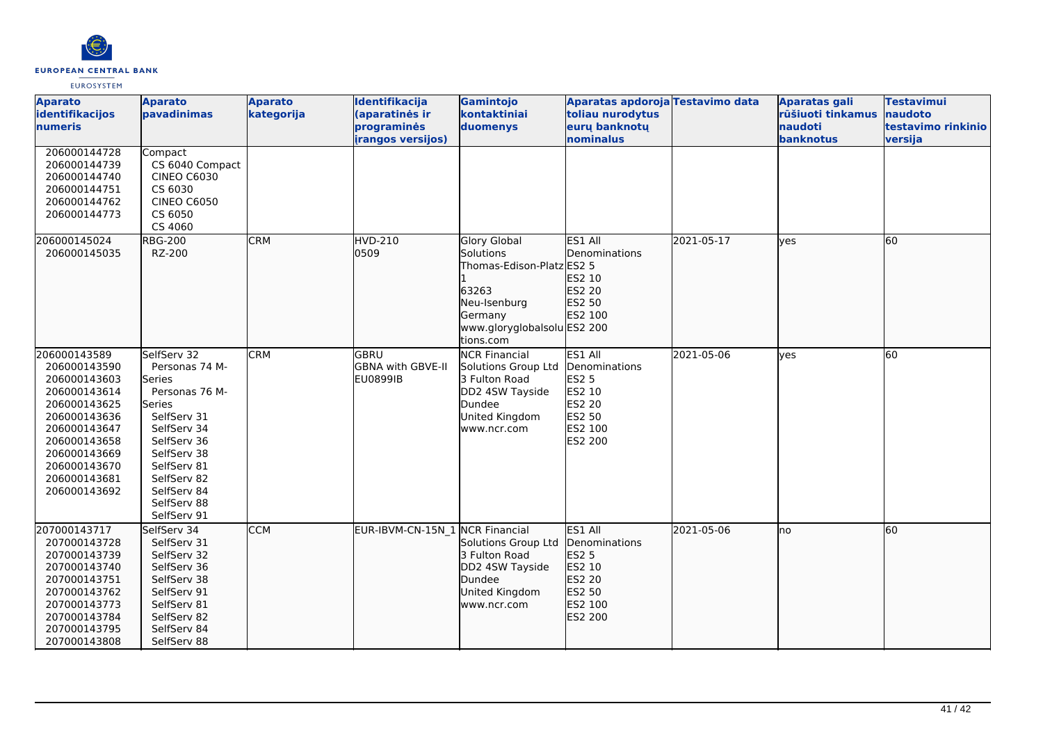| Aparato identifikacijos numeris | Aparato pavadinimas | Aparato kategorija | Identifikacija (aparatinės ir programinės įrangos versijos) | Gamintojo kontaktiniai duomenys | Aparatas apdoroja toliau nurodytus eurų banknotų nominalus | Testavimo data | Aparatas gali rūšiuoti tinkamus naudoti banknotus | Testavimui naudoto testavimo rinkinio versija |
|---|---|---|---|---|---|---|---|---|
| 206000144728<br>206000144739<br>206000144740<br>206000144751<br>206000144762<br>206000144773 | Compact<br>CS 6040 Compact<br>CINEO C6030<br>CS 6030<br>CINEO C6050<br>CS 6050<br>CS 4060 | | | | | | | |
| 206000145024<br>206000145035 | RBG-200<br>RZ-200 | CRM | HVD-210<br>0509 | Glory Global Solutions<br>Thomas-Edison-Platz 1<br>63263<br>Neu-Isenburg<br>Germany<br>www.gloryglobalsolutions.com | ES1 All Denominations<br>ES2 5<br>ES2 10<br>ES2 20<br>ES2 50<br>ES2 100<br>ES2 200 | 2021-05-17 | yes | 60 |
| 206000143589<br>206000143590<br>206000143603<br>206000143614<br>206000143625<br>206000143636<br>206000143647<br>206000143658<br>206000143669<br>206000143670<br>206000143681<br>206000143692 | SelfServ 32<br>Personas 74 M-Series<br>Personas 76 M-Series<br>SelfServ 31<br>SelfServ 34<br>SelfServ 36<br>SelfServ 38<br>SelfServ 81<br>SelfServ 82<br>SelfServ 84<br>SelfServ 88<br>SelfServ 91 | CRM | GBRU<br>GBNA with GBVE-II<br>EU0899IB | NCR Financial Solutions Group Ltd<br>3 Fulton Road<br>DD2 4SW Tayside<br>Dundee<br>United Kingdom<br>www.ncr.com | ES1 All Denominations<br>ES2 5<br>ES2 10<br>ES2 20<br>ES2 50<br>ES2 100<br>ES2 200 | 2021-05-06 | yes | 60 |
| 207000143717<br>207000143728<br>207000143739<br>207000143740<br>207000143751<br>207000143762<br>207000143773<br>207000143784<br>207000143795<br>207000143808 | SelfServ 34<br>SelfServ 31<br>SelfServ 32<br>SelfServ 36<br>SelfServ 38<br>SelfServ 91<br>SelfServ 81<br>SelfServ 82<br>SelfServ 84<br>SelfServ 88 | CCM | EUR-IBVM-CN-15N_1 | NCR Financial Solutions Group Ltd<br>3 Fulton Road<br>DD2 4SW Tayside<br>Dundee<br>United Kingdom<br>www.ncr.com | ES1 All Denominations<br>ES2 5<br>ES2 10<br>ES2 20<br>ES2 50<br>ES2 100<br>ES2 200 | 2021-05-06 | no | 60 |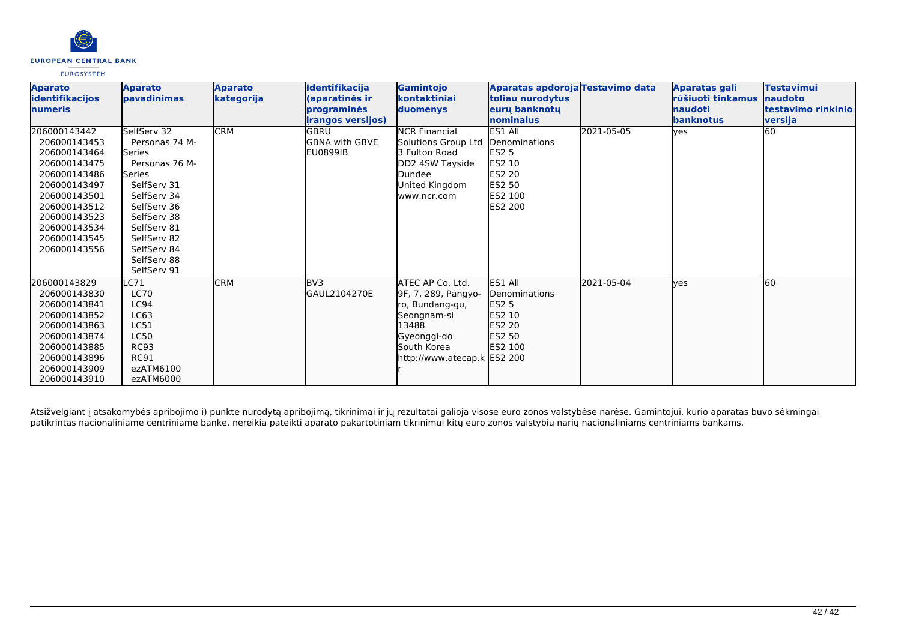| Aparato identifikacijos numeris | Aparato pavadinimas | Aparato kategorija | Identifikacija (aparatinės ir programinės įrangos versijos) | Gamintojo kontaktiniai duomenys | Aparatas apdoroja toliau nurodytus eurų banknotų nominalus | Testavimo data | Aparatas gali rūšiuoti tinkamus naudoti banknotus | Testavimui naudoto testavimo rinkinio versija |
|---|---|---|---|---|---|---|---|---|
| 206000143442<br>206000143453<br>206000143464<br>206000143475<br>206000143486<br>206000143497<br>206000143501<br>206000143512<br>206000143523<br>206000143534<br>206000143545<br>206000143556 | SelfServ 32<br>Personas 74 M-Series<br>Personas 76 M-Series<br>SelfServ 31<br>SelfServ 34<br>SelfServ 36<br>SelfServ 38<br>SelfServ 81<br>SelfServ 82<br>SelfServ 84<br>SelfServ 88<br>SelfServ 91 | CRM | GBRU<br>GBNA with GBVE<br>EU0899IB | NCR Financial Solutions Group Ltd<br>3 Fulton Road<br>DD2 4SW Tayside<br>Dundee<br>United Kingdom<br>www.ncr.com | ES1 All Denominations<br>ES2 5<br>ES2 10<br>ES2 20<br>ES2 50<br>ES2 100<br>ES2 200 | 2021-05-05 | yes | 60 |
| 206000143829<br>206000143830<br>206000143841<br>206000143852<br>206000143863<br>206000143874<br>206000143885<br>206000143896<br>206000143909<br>206000143910 | LC71<br>LC70<br>LC94<br>LC63<br>LC51<br>LC50<br>RC93<br>RC91<br>ezATM6100<br>ezATM6000 | CRM | BV3<br>GAUL2104270E | ATEC AP Co. Ltd.<br>9F, 7, 289, Pangyo-ro, Bundang-gu,<br>Seongnam-si<br>13488<br>Gyeonggi-do<br>South Korea<br>http://www.atecap.kr | ES1 All Denominations<br>ES2 5<br>ES2 10<br>ES2 20<br>ES2 50<br>ES2 100<br>ES2 200 | 2021-05-04 | yes | 60 |

Atsižvelgiant į atsakomybės apribojimo i) punkte nurodytą apribojimą, tikrinimai ir jų rezultatai galioja visose euro zonos valstybėse narėse. Gamintojui, kurio aparatas buvo sėkmingai patikrintas nacionaliniame centriniame banke, nereikia pateikti aparato pakartotiniam tikrinimui kitų euro zonos valstybių narių nacionaliniams centriniams bankams.